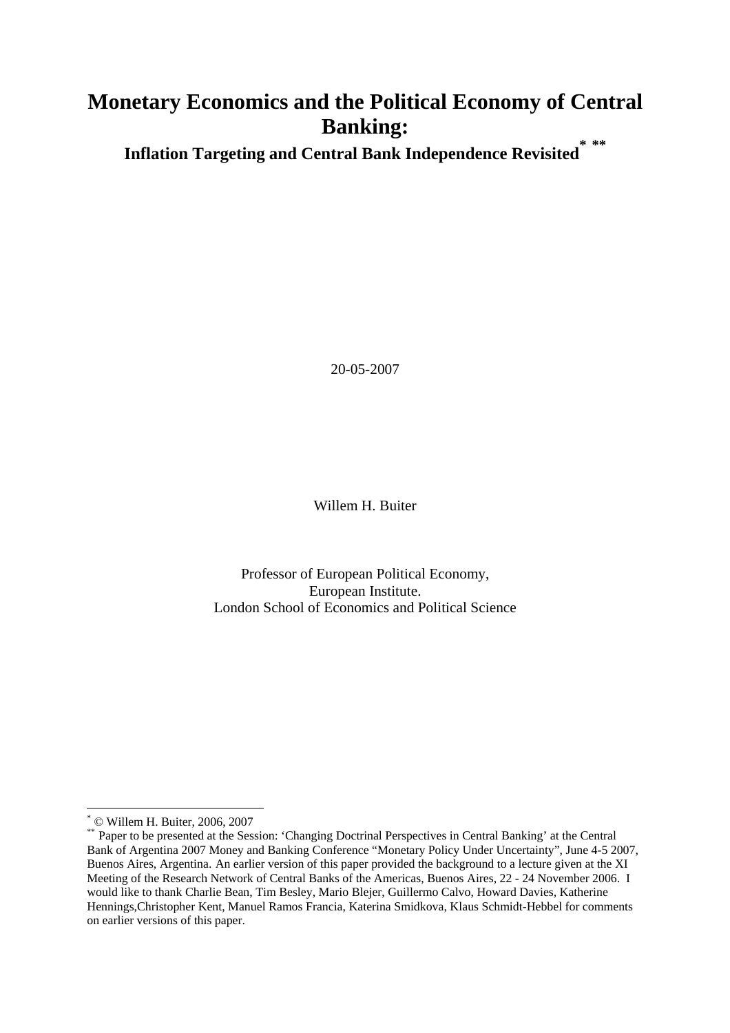# Monetary Economics and the Political Economy of Central Banking:

## Inflation Targeting and Central Bank Independence Revisited[*] [**]

20-05-2007

Willem H. Buiter

Professor of European Political Economy,
European Institute.
London School of Economics and Political Science

---

[*] © Willem H. Buiter, 2006, 2007

[**] Paper to be presented at the Session: 'Changing Doctrinal Perspectives in Central Banking' at the Central Bank of Argentina 2007 Money and Banking Conference "Monetary Policy Under Uncertainty", June 4-5 2007, Buenos Aires, Argentina. An earlier version of this paper provided the background to a lecture given at the XI Meeting of the Research Network of Central Banks of the Americas, Buenos Aires, 22 - 24 November 2006. I would like to thank Charlie Bean, Tim Besley, Mario Blejer, Guillermo Calvo, Howard Davies, Katherine Hennings,Christopher Kent, Manuel Ramos Francia, Katerina Smidkova, Klaus Schmidt-Hebbel for comments on earlier versions of this paper.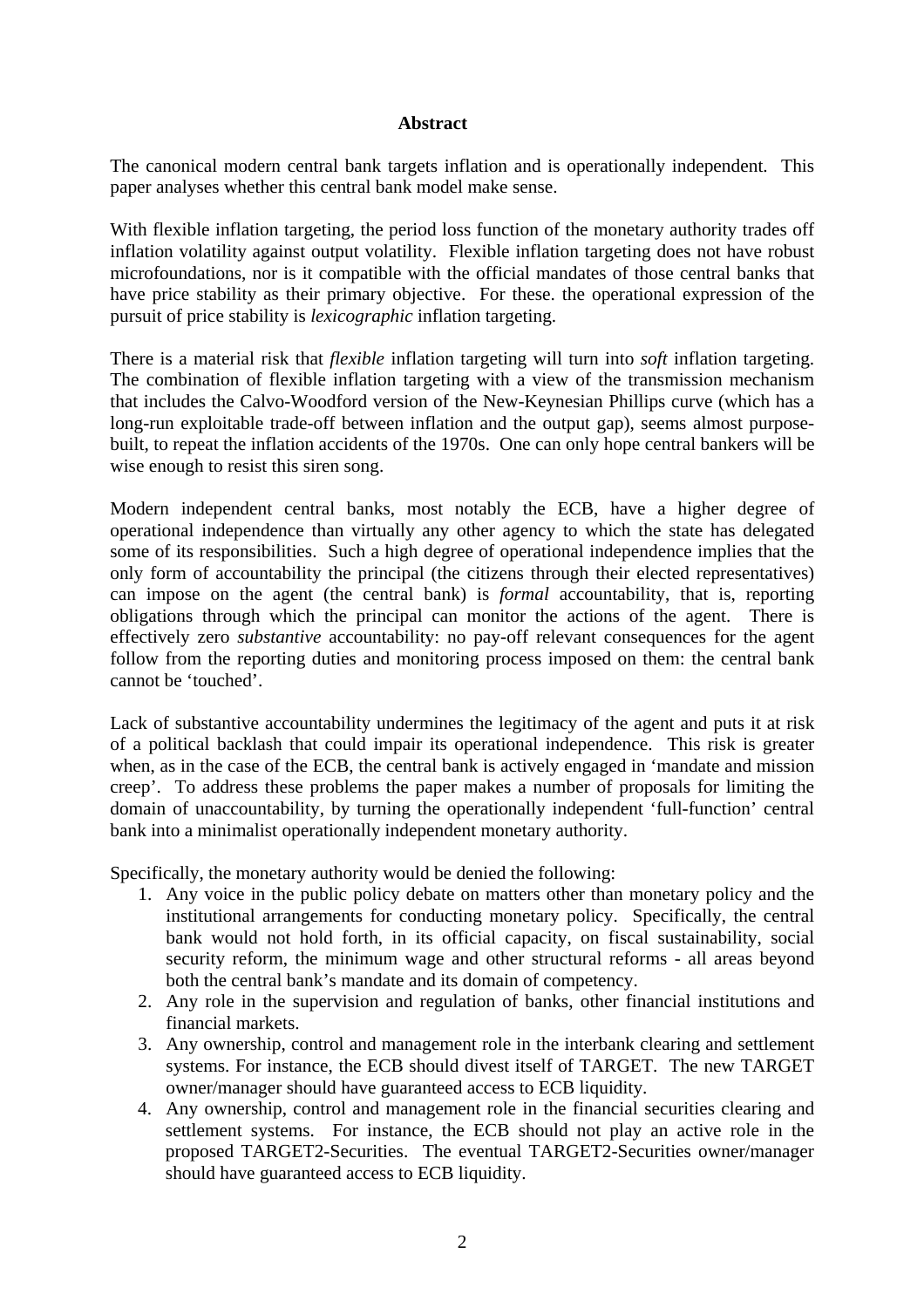**Abstract**

The canonical modern central bank targets inflation and is operationally independent. This paper analyses whether this central bank model make sense.

With flexible inflation targeting, the period loss function of the monetary authority trades off inflation volatility against output volatility. Flexible inflation targeting does not have robust microfoundations, nor is it compatible with the official mandates of those central banks that have price stability as their primary objective. For these. the operational expression of the pursuit of price stability is *lexicographic* inflation targeting.

There is a material risk that *flexible* inflation targeting will turn into *soft* inflation targeting. The combination of flexible inflation targeting with a view of the transmission mechanism that includes the Calvo-Woodford version of the New-Keynesian Phillips curve (which has a long-run exploitable trade-off between inflation and the output gap), seems almost purpose-built, to repeat the inflation accidents of the 1970s. One can only hope central bankers will be wise enough to resist this siren song.

Modern independent central banks, most notably the ECB, have a higher degree of operational independence than virtually any other agency to which the state has delegated some of its responsibilities. Such a high degree of operational independence implies that the only form of accountability the principal (the citizens through their elected representatives) can impose on the agent (the central bank) is *formal* accountability, that is, reporting obligations through which the principal can monitor the actions of the agent. There is effectively zero *substantive* accountability: no pay-off relevant consequences for the agent follow from the reporting duties and monitoring process imposed on them: the central bank cannot be 'touched'.

Lack of substantive accountability undermines the legitimacy of the agent and puts it at risk of a political backlash that could impair its operational independence. This risk is greater when, as in the case of the ECB, the central bank is actively engaged in 'mandate and mission creep'. To address these problems the paper makes a number of proposals for limiting the domain of unaccountability, by turning the operationally independent 'full-function' central bank into a minimalist operationally independent monetary authority.

Specifically, the monetary authority would be denied the following:

1. Any voice in the public policy debate on matters other than monetary policy and the institutional arrangements for conducting monetary policy. Specifically, the central bank would not hold forth, in its official capacity, on fiscal sustainability, social security reform, the minimum wage and other structural reforms - all areas beyond both the central bank's mandate and its domain of competency.
2. Any role in the supervision and regulation of banks, other financial institutions and financial markets.
3. Any ownership, control and management role in the interbank clearing and settlement systems. For instance, the ECB should divest itself of TARGET. The new TARGET owner/manager should have guaranteed access to ECB liquidity.
4. Any ownership, control and management role in the financial securities clearing and settlement systems. For instance, the ECB should not play an active role in the proposed TARGET2-Securities. The eventual TARGET2-Securities owner/manager should have guaranteed access to ECB liquidity.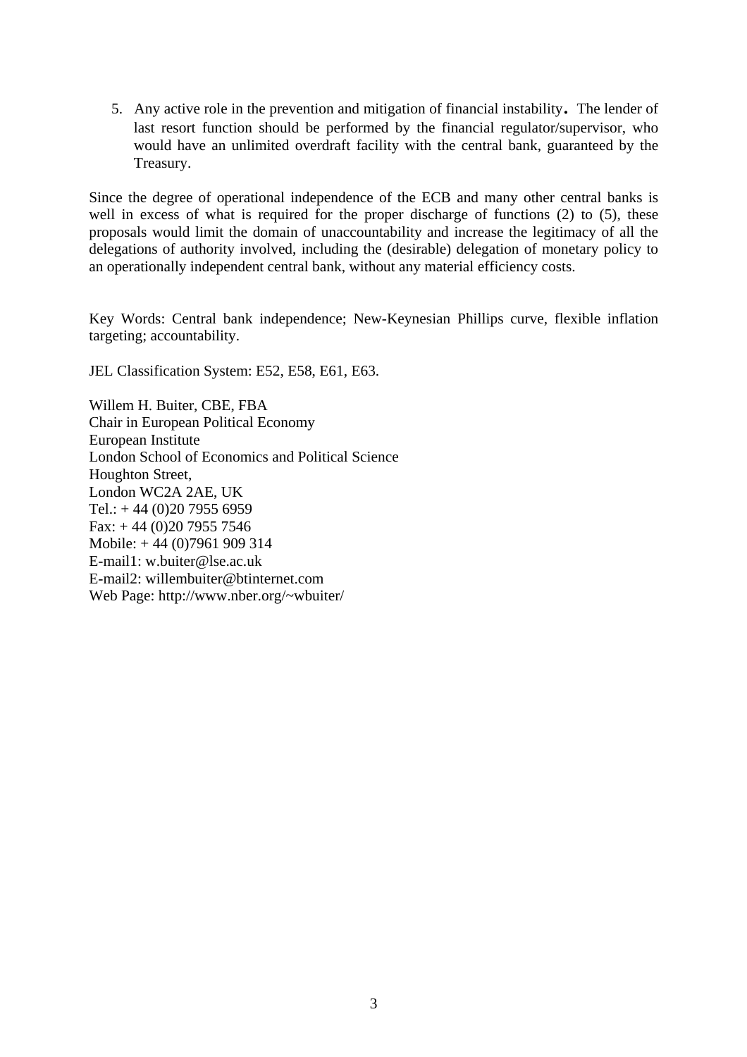5. Any active role in the prevention and mitigation of financial instability**.** The lender of last resort function should be performed by the financial regulator/supervisor, who would have an unlimited overdraft facility with the central bank, guaranteed by the Treasury.

Since the degree of operational independence of the ECB and many other central banks is well in excess of what is required for the proper discharge of functions (2) to (5), these proposals would limit the domain of unaccountability and increase the legitimacy of all the delegations of authority involved, including the (desirable) delegation of monetary policy to an operationally independent central bank, without any material efficiency costs.

Key Words: Central bank independence; New-Keynesian Phillips curve, flexible inflation targeting; accountability.

JEL Classification System: E52, E58, E61, E63.

Willem H. Buiter, CBE, FBA
Chair in European Political Economy
European Institute
London School of Economics and Political Science
Houghton Street,
London WC2A 2AE, UK
Tel.: + 44 (0)20 7955 6959
Fax: + 44 (0)20 7955 7546
Mobile: + 44 (0)7961 909 314
E-mail1: w.buiter@lse.ac.uk
E-mail2: willembuiter@btinternet.com
Web Page: http://www.nber.org/~wbuiter/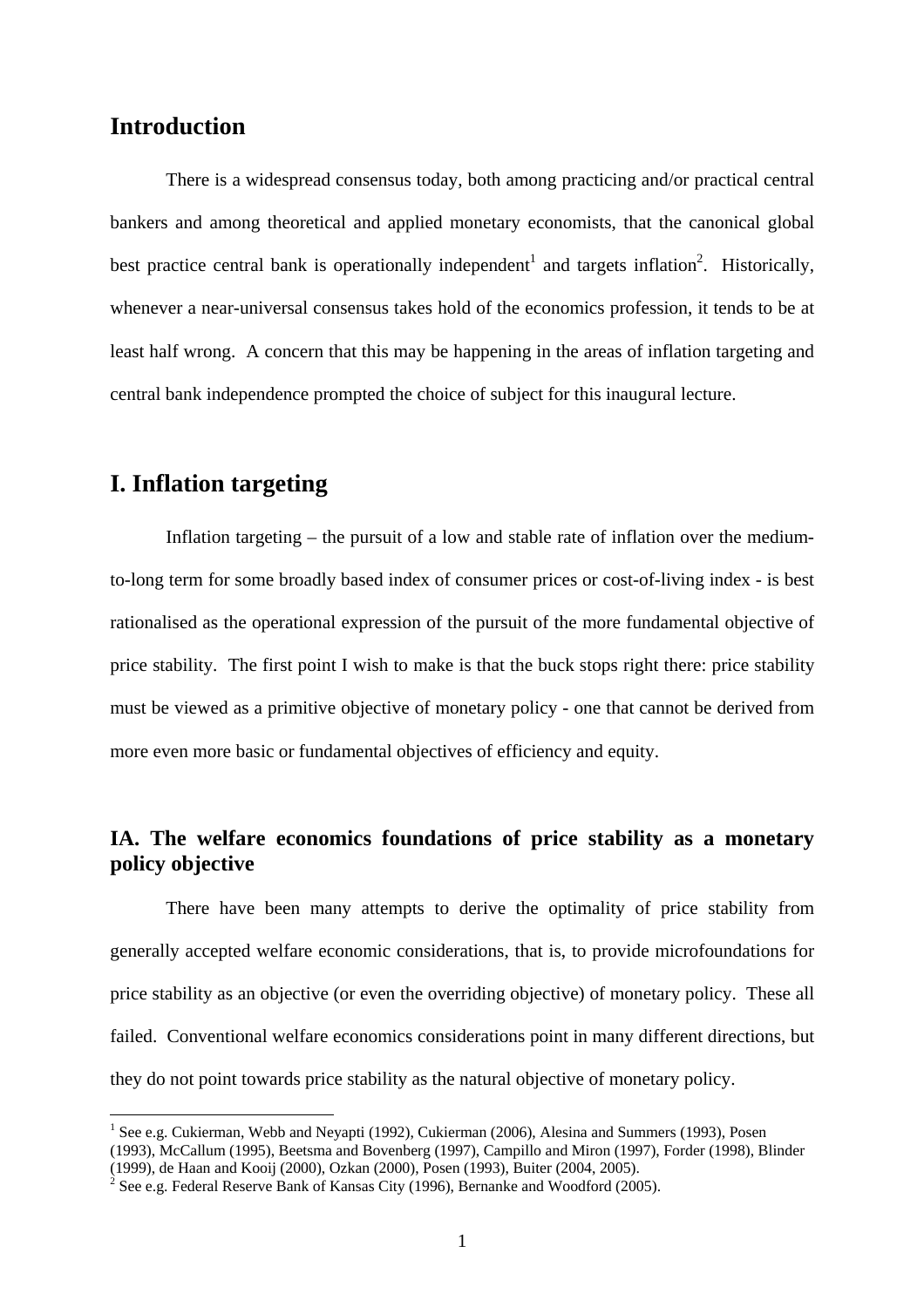## Introduction

There is a widespread consensus today, both among practicing and/or practical central bankers and among theoretical and applied monetary economists, that the canonical global best practice central bank is operationally independent[1] and targets inflation[2]. Historically, whenever a near-universal consensus takes hold of the economics profession, it tends to be at least half wrong. A concern that this may be happening in the areas of inflation targeting and central bank independence prompted the choice of subject for this inaugural lecture.

## I. Inflation targeting

Inflation targeting – the pursuit of a low and stable rate of inflation over the medium-to-long term for some broadly based index of consumer prices or cost-of-living index - is best rationalised as the operational expression of the pursuit of the more fundamental objective of price stability. The first point I wish to make is that the buck stops right there: price stability must be viewed as a primitive objective of monetary policy - one that cannot be derived from more even more basic or fundamental objectives of efficiency and equity.

### IA. The welfare economics foundations of price stability as a monetary policy objective

There have been many attempts to derive the optimality of price stability from generally accepted welfare economic considerations, that is, to provide microfoundations for price stability as an objective (or even the overriding objective) of monetary policy. These all failed. Conventional welfare economics considerations point in many different directions, but they do not point towards price stability as the natural objective of monetary policy.

---

[1] See e.g. Cukierman, Webb and Neyapti (1992), Cukierman (2006), Alesina and Summers (1993), Posen (1993), McCallum (1995), Beetsma and Bovenberg (1997), Campillo and Miron (1997), Forder (1998), Blinder (1999), de Haan and Kooij (2000), Ozkan (2000), Posen (1993), Buiter (2004, 2005).

[2] See e.g. Federal Reserve Bank of Kansas City (1996), Bernanke and Woodford (2005).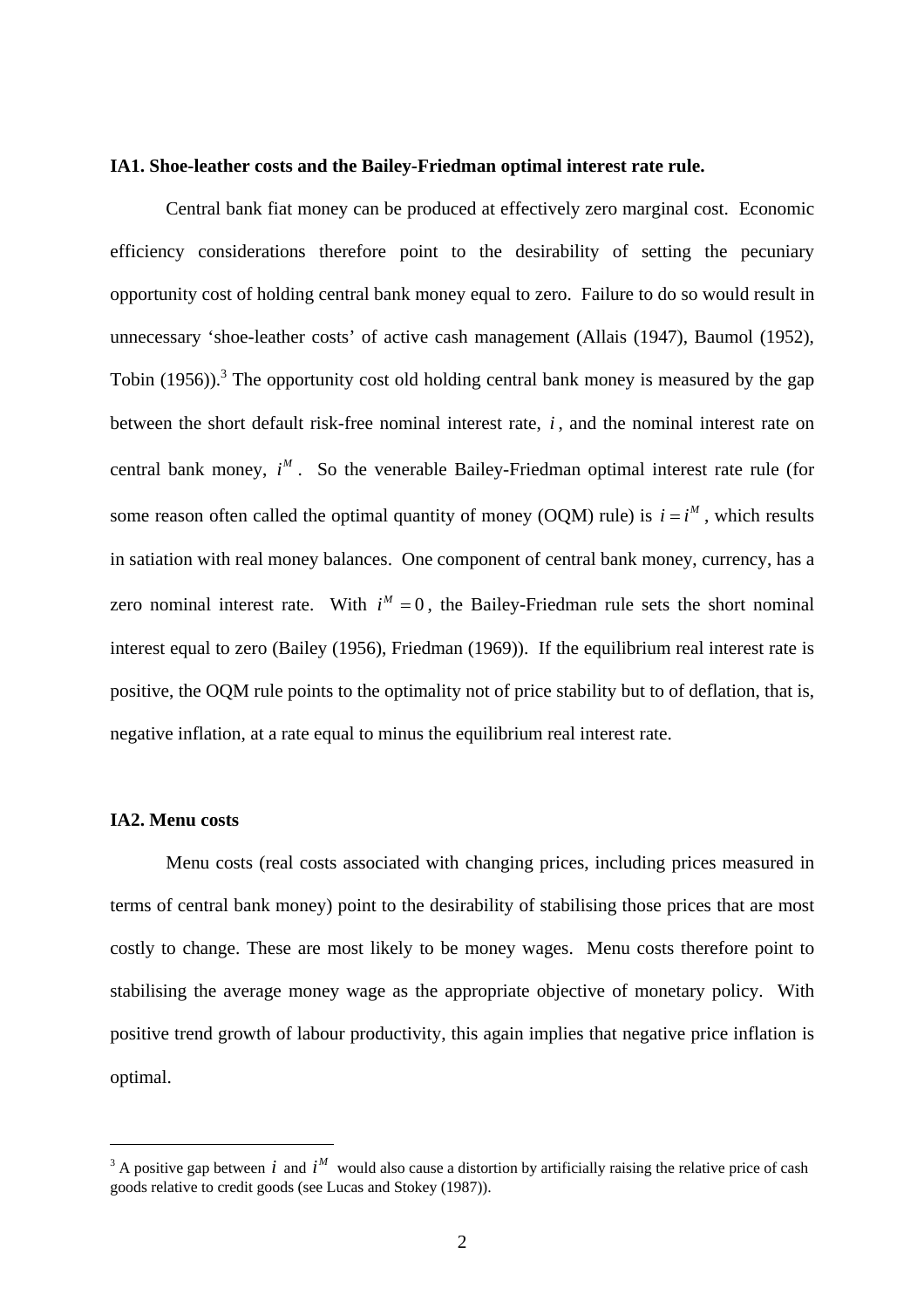**IA1. Shoe-leather costs and the Bailey-Friedman optimal interest rate rule.**

Central bank fiat money can be produced at effectively zero marginal cost. Economic efficiency considerations therefore point to the desirability of setting the pecuniary opportunity cost of holding central bank money equal to zero. Failure to do so would result in unnecessary 'shoe-leather costs' of active cash management (Allais (1947), Baumol (1952), Tobin (1956)).[3] The opportunity cost old holding central bank money is measured by the gap between the short default risk-free nominal interest rate, $i$, and the nominal interest rate on central bank money, $i^M$. So the venerable Bailey-Friedman optimal interest rate rule (for some reason often called the optimal quantity of money (OQM) rule) is $i = i^M$, which results in satiation with real money balances. One component of central bank money, currency, has a zero nominal interest rate. With $i^M = 0$, the Bailey-Friedman rule sets the short nominal interest equal to zero (Bailey (1956), Friedman (1969)). If the equilibrium real interest rate is positive, the OQM rule points to the optimality not of price stability but to of deflation, that is, negative inflation, at a rate equal to minus the equilibrium real interest rate.

**IA2. Menu costs**

Menu costs (real costs associated with changing prices, including prices measured in terms of central bank money) point to the desirability of stabilising those prices that are most costly to change. These are most likely to be money wages. Menu costs therefore point to stabilising the average money wage as the appropriate objective of monetary policy. With positive trend growth of labour productivity, this again implies that negative price inflation is optimal.

---

[3] A positive gap between $i$ and $i^M$ would also cause a distortion by artificially raising the relative price of cash goods relative to credit goods (see Lucas and Stokey (1987)).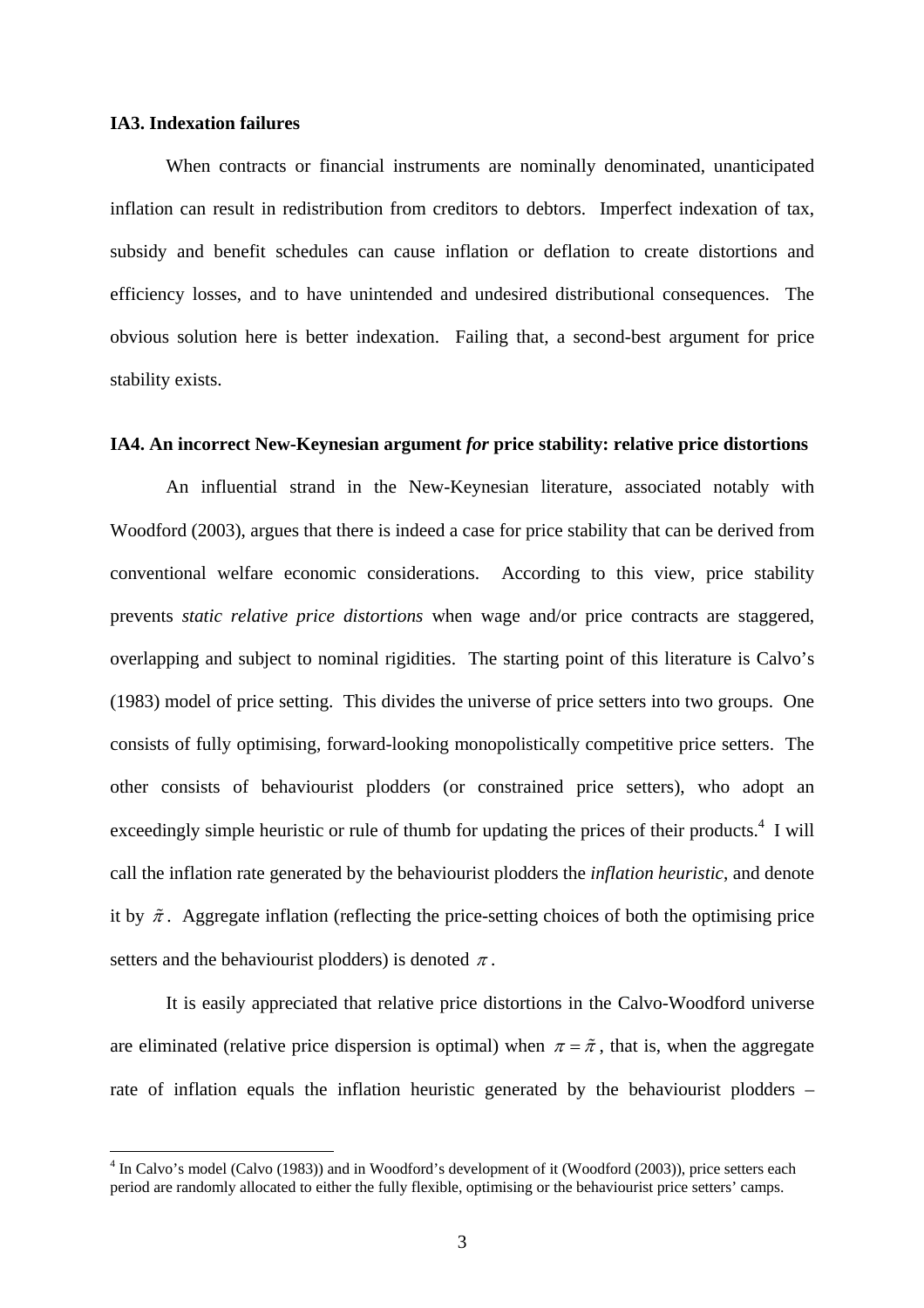### IA3. Indexation failures

When contracts or financial instruments are nominally denominated, unanticipated inflation can result in redistribution from creditors to debtors. Imperfect indexation of tax, subsidy and benefit schedules can cause inflation or deflation to create distortions and efficiency losses, and to have unintended and undesired distributional consequences. The obvious solution here is better indexation. Failing that, a second-best argument for price stability exists.

### IA4. An incorrect New-Keynesian argument *for* price stability: relative price distortions

An influential strand in the New-Keynesian literature, associated notably with Woodford (2003), argues that there is indeed a case for price stability that can be derived from conventional welfare economic considerations. According to this view, price stability prevents *static relative price distortions* when wage and/or price contracts are staggered, overlapping and subject to nominal rigidities. The starting point of this literature is Calvo's (1983) model of price setting. This divides the universe of price setters into two groups. One consists of fully optimising, forward-looking monopolistically competitive price setters. The other consists of behaviourist plodders (or constrained price setters), who adopt an exceedingly simple heuristic or rule of thumb for updating the prices of their products.[4] I will call the inflation rate generated by the behaviourist plodders the *inflation heuristic*, and denote it by $\tilde{\pi}$. Aggregate inflation (reflecting the price-setting choices of both the optimising price setters and the behaviourist plodders) is denoted $\pi$.

It is easily appreciated that relative price distortions in the Calvo-Woodford universe are eliminated (relative price dispersion is optimal) when $\pi = \tilde{\pi}$, that is, when the aggregate rate of inflation equals the inflation heuristic generated by the behaviourist plodders –

[4] In Calvo's model (Calvo (1983)) and in Woodford's development of it (Woodford (2003)), price setters each period are randomly allocated to either the fully flexible, optimising or the behaviourist price setters' camps.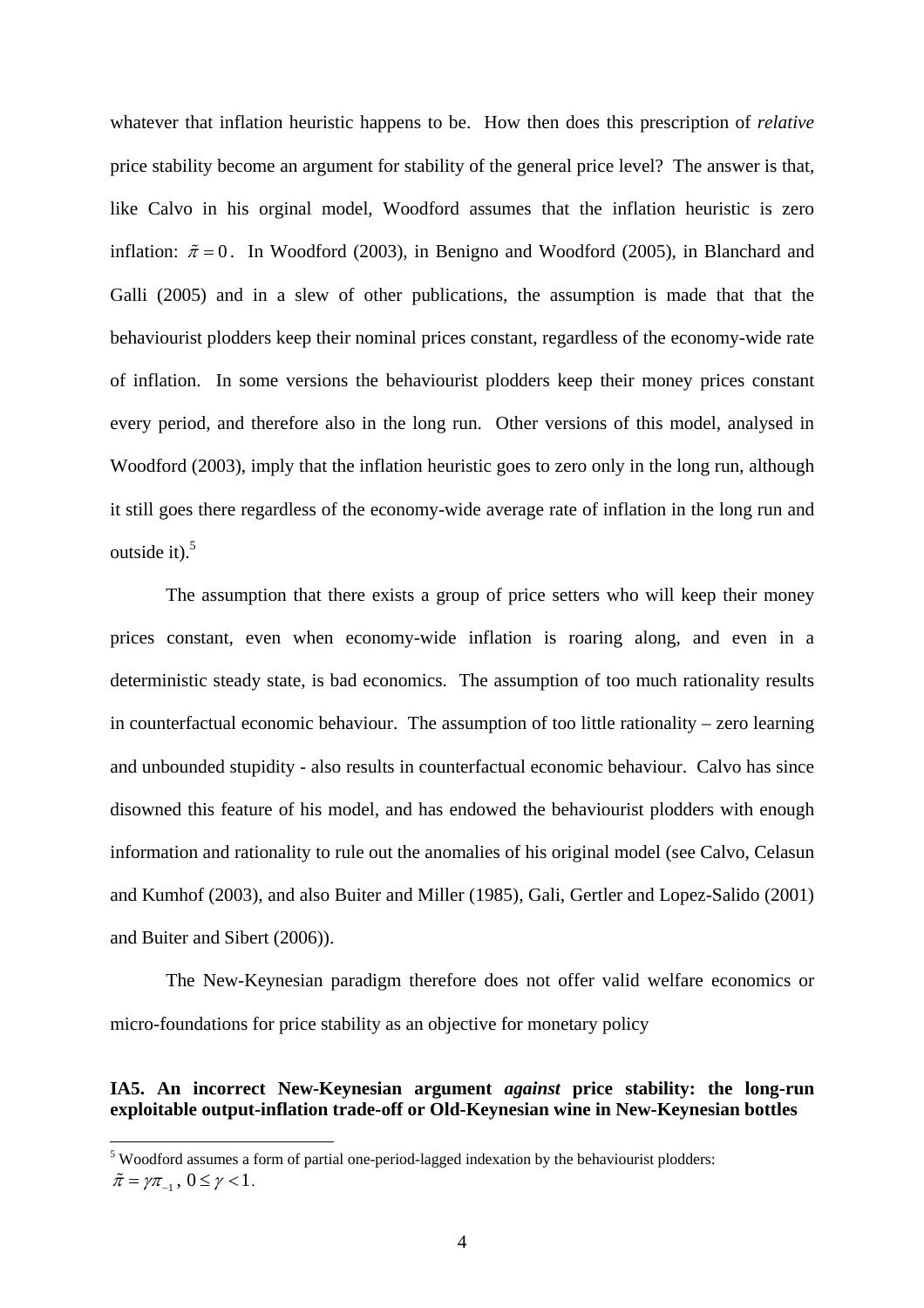whatever that inflation heuristic happens to be. How then does this prescription of *relative* price stability become an argument for stability of the general price level? The answer is that, like Calvo in his orginal model, Woodford assumes that the inflation heuristic is zero inflation: $\tilde{\pi} = 0$. In Woodford (2003), in Benigno and Woodford (2005), in Blanchard and Galli (2005) and in a slew of other publications, the assumption is made that that the behaviourist plodders keep their nominal prices constant, regardless of the economy-wide rate of inflation. In some versions the behaviourist plodders keep their money prices constant every period, and therefore also in the long run. Other versions of this model, analysed in Woodford (2003), imply that the inflation heuristic goes to zero only in the long run, although it still goes there regardless of the economy-wide average rate of inflation in the long run and outside it).[5]

The assumption that there exists a group of price setters who will keep their money prices constant, even when economy-wide inflation is roaring along, and even in a deterministic steady state, is bad economics. The assumption of too much rationality results in counterfactual economic behaviour. The assumption of too little rationality – zero learning and unbounded stupidity - also results in counterfactual economic behaviour. Calvo has since disowned this feature of his model, and has endowed the behaviourist plodders with enough information and rationality to rule out the anomalies of his original model (see Calvo, Celasun and Kumhof (2003), and also Buiter and Miller (1985), Gali, Gertler and Lopez-Salido (2001) and Buiter and Sibert (2006)).

The New-Keynesian paradigm therefore does not offer valid welfare economics or micro-foundations for price stability as an objective for monetary policy

**IA5. An incorrect New-Keynesian argument *against* price stability: the long-run exploitable output-inflation trade-off or Old-Keynesian wine in New-Keynesian bottles**

[5] Woodford assumes a form of partial one-period-lagged indexation by the behaviourist plodders: $\tilde{\pi} = \gamma \pi_{-1}$, $0 \leq \gamma < 1$.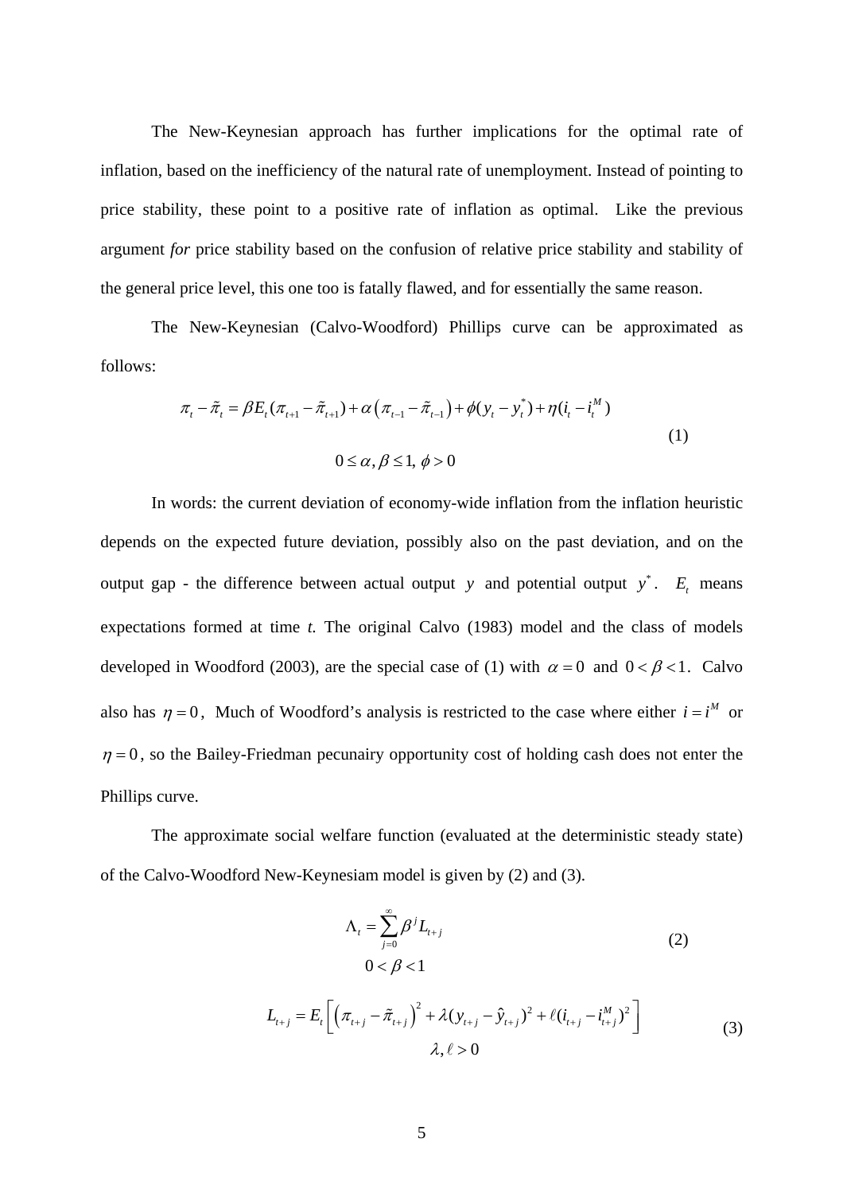The New-Keynesian approach has further implications for the optimal rate of inflation, based on the inefficiency of the natural rate of unemployment. Instead of pointing to price stability, these point to a positive rate of inflation as optimal. Like the previous argument *for* price stability based on the confusion of relative price stability and stability of the general price level, this one too is fatally flawed, and for essentially the same reason.

The New-Keynesian (Calvo-Woodford) Phillips curve can be approximated as follows:

$$
\begin{gathered}
\pi_t - \tilde{\pi}_t = \beta E_t(\pi_{t+1} - \tilde{\pi}_{t+1}) + \alpha\left(\pi_{t-1} - \tilde{\pi}_{t-1}\right) + \phi(y_t - y_t^*) + \eta(i_t - i_t^M) \\
0 \le \alpha, \beta \le 1,\ \phi > 0
\end{gathered}
\tag{1}
$$

In words: the current deviation of economy-wide inflation from the inflation heuristic depends on the expected future deviation, possibly also on the past deviation, and on the output gap - the difference between actual output $y$ and potential output $y^*$. $E_t$ means expectations formed at time *t.* The original Calvo (1983) model and the class of models developed in Woodford (2003), are the special case of (1) with $\alpha = 0$ and $0 < \beta < 1$. Calvo also has $\eta = 0$, Much of Woodford's analysis is restricted to the case where either $i = i^M$ or $\eta = 0$, so the Bailey-Friedman pecunairy opportunity cost of holding cash does not enter the Phillips curve.

The approximate social welfare function (evaluated at the deterministic steady state) of the Calvo-Woodford New-Keynesiam model is given by (2) and (3).

$$
\begin{gathered}
\Lambda_t = \sum_{j=0}^{\infty} \beta^j L_{t+j} \\
0 < \beta < 1
\end{gathered}
\tag{2}
$$

$$
\begin{gathered}
L_{t+j} = E_t\left[\left(\pi_{t+j} - \tilde{\pi}_{t+j}\right)^2 + \lambda(y_{t+j} - \hat{y}_{t+j})^2 + \ell(i_{t+j} - i_{t+j}^M)^2\right] \\
\lambda, \ell > 0
\end{gathered}
\tag{3}
$$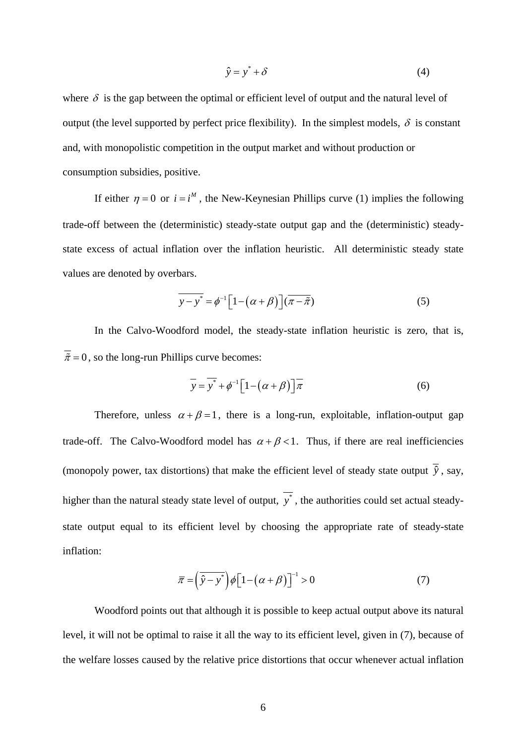$$\hat{y} = y^* + \delta \tag{4}$$

where $\delta$ is the gap between the optimal or efficient level of output and the natural level of output (the level supported by perfect price flexibility). In the simplest models, $\delta$ is constant and, with monopolistic competition in the output market and without production or consumption subsidies, positive.

If either $\eta = 0$ or $i = i^M$, the New-Keynesian Phillips curve (1) implies the following trade-off between the (deterministic) steady-state output gap and the (deterministic) steady-state excess of actual inflation over the inflation heuristic. All deterministic steady state values are denoted by overbars.

$$\overline{y - y^*} = \phi^{-1}\left[1 - \left(\alpha + \beta\right)\right](\overline{\pi - \tilde{\pi}}) \tag{5}$$

In the Calvo-Woodford model, the steady-state inflation heuristic is zero, that is, $\overline{\tilde{\pi}} = 0$, so the long-run Phillips curve becomes:

$$\overline{y} = \overline{y^*} + \phi^{-1}\left[1 - \left(\alpha + \beta\right)\right]\overline{\pi} \tag{6}$$

Therefore, unless $\alpha + \beta = 1$, there is a long-run, exploitable, inflation-output gap trade-off. The Calvo-Woodford model has $\alpha + \beta < 1$. Thus, if there are real inefficiencies (monopoly power, tax distortions) that make the efficient level of steady state output $\overline{\hat{y}}$, say, higher than the natural steady state level of output, $\overline{y^*}$, the authorities could set actual steady-state output equal to its efficient level by choosing the appropriate rate of steady-state inflation:

$$\overline{\pi} = \left(\overline{\hat{y} - y^*}\right)\phi\left[1 - \left(\alpha + \beta\right)\right]^{-1} > 0 \tag{7}$$

Woodford points out that although it is possible to keep actual output above its natural level, it will not be optimal to raise it all the way to its efficient level, given in (7), because of the welfare losses caused by the relative price distortions that occur whenever actual inflation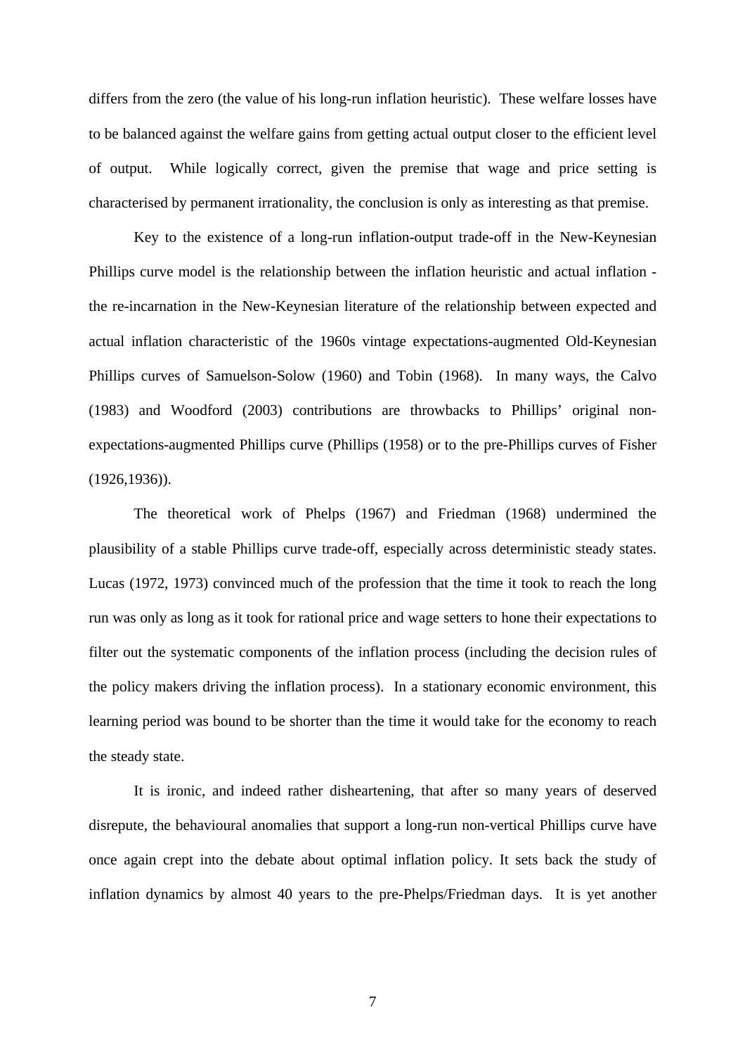differs from the zero (the value of his long-run inflation heuristic). These welfare losses have to be balanced against the welfare gains from getting actual output closer to the efficient level of output. While logically correct, given the premise that wage and price setting is characterised by permanent irrationality, the conclusion is only as interesting as that premise.

Key to the existence of a long-run inflation-output trade-off in the New-Keynesian Phillips curve model is the relationship between the inflation heuristic and actual inflation - the re-incarnation in the New-Keynesian literature of the relationship between expected and actual inflation characteristic of the 1960s vintage expectations-augmented Old-Keynesian Phillips curves of Samuelson-Solow (1960) and Tobin (1968). In many ways, the Calvo (1983) and Woodford (2003) contributions are throwbacks to Phillips' original non-expectations-augmented Phillips curve (Phillips (1958) or to the pre-Phillips curves of Fisher (1926,1936)).

The theoretical work of Phelps (1967) and Friedman (1968) undermined the plausibility of a stable Phillips curve trade-off, especially across deterministic steady states. Lucas (1972, 1973) convinced much of the profession that the time it took to reach the long run was only as long as it took for rational price and wage setters to hone their expectations to filter out the systematic components of the inflation process (including the decision rules of the policy makers driving the inflation process). In a stationary economic environment, this learning period was bound to be shorter than the time it would take for the economy to reach the steady state.

It is ironic, and indeed rather disheartening, that after so many years of deserved disrepute, the behavioural anomalies that support a long-run non-vertical Phillips curve have once again crept into the debate about optimal inflation policy. It sets back the study of inflation dynamics by almost 40 years to the pre-Phelps/Friedman days. It is yet another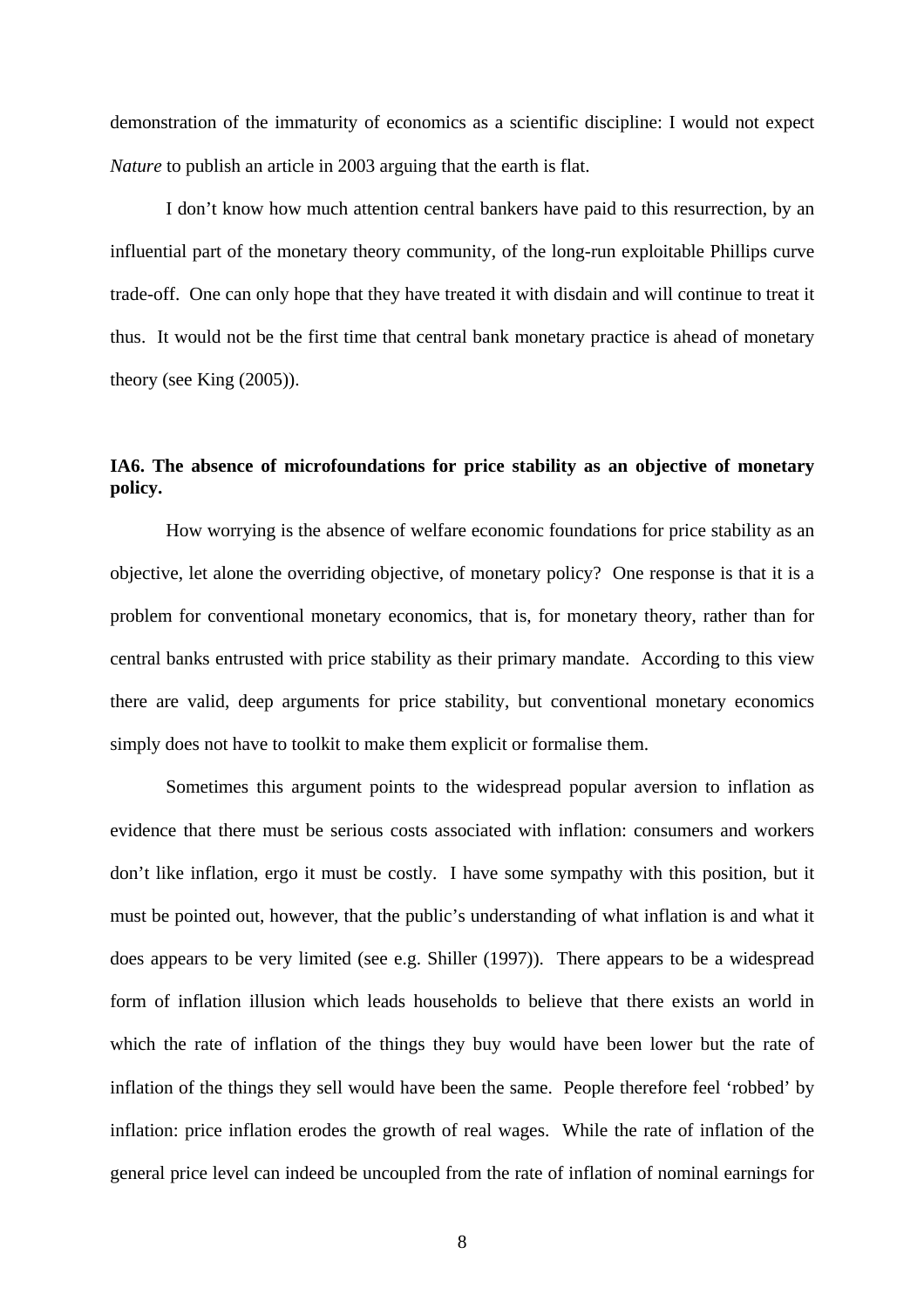demonstration of the immaturity of economics as a scientific discipline: I would not expect *Nature* to publish an article in 2003 arguing that the earth is flat.

I don't know how much attention central bankers have paid to this resurrection, by an influential part of the monetary theory community, of the long-run exploitable Phillips curve trade-off. One can only hope that they have treated it with disdain and will continue to treat it thus. It would not be the first time that central bank monetary practice is ahead of monetary theory (see King (2005)).

### IA6. The absence of microfoundations for price stability as an objective of monetary policy.

How worrying is the absence of welfare economic foundations for price stability as an objective, let alone the overriding objective, of monetary policy? One response is that it is a problem for conventional monetary economics, that is, for monetary theory, rather than for central banks entrusted with price stability as their primary mandate. According to this view there are valid, deep arguments for price stability, but conventional monetary economics simply does not have to toolkit to make them explicit or formalise them.

Sometimes this argument points to the widespread popular aversion to inflation as evidence that there must be serious costs associated with inflation: consumers and workers don't like inflation, ergo it must be costly. I have some sympathy with this position, but it must be pointed out, however, that the public's understanding of what inflation is and what it does appears to be very limited (see e.g. Shiller (1997)). There appears to be a widespread form of inflation illusion which leads households to believe that there exists an world in which the rate of inflation of the things they buy would have been lower but the rate of inflation of the things they sell would have been the same. People therefore feel 'robbed' by inflation: price inflation erodes the growth of real wages. While the rate of inflation of the general price level can indeed be uncoupled from the rate of inflation of nominal earnings for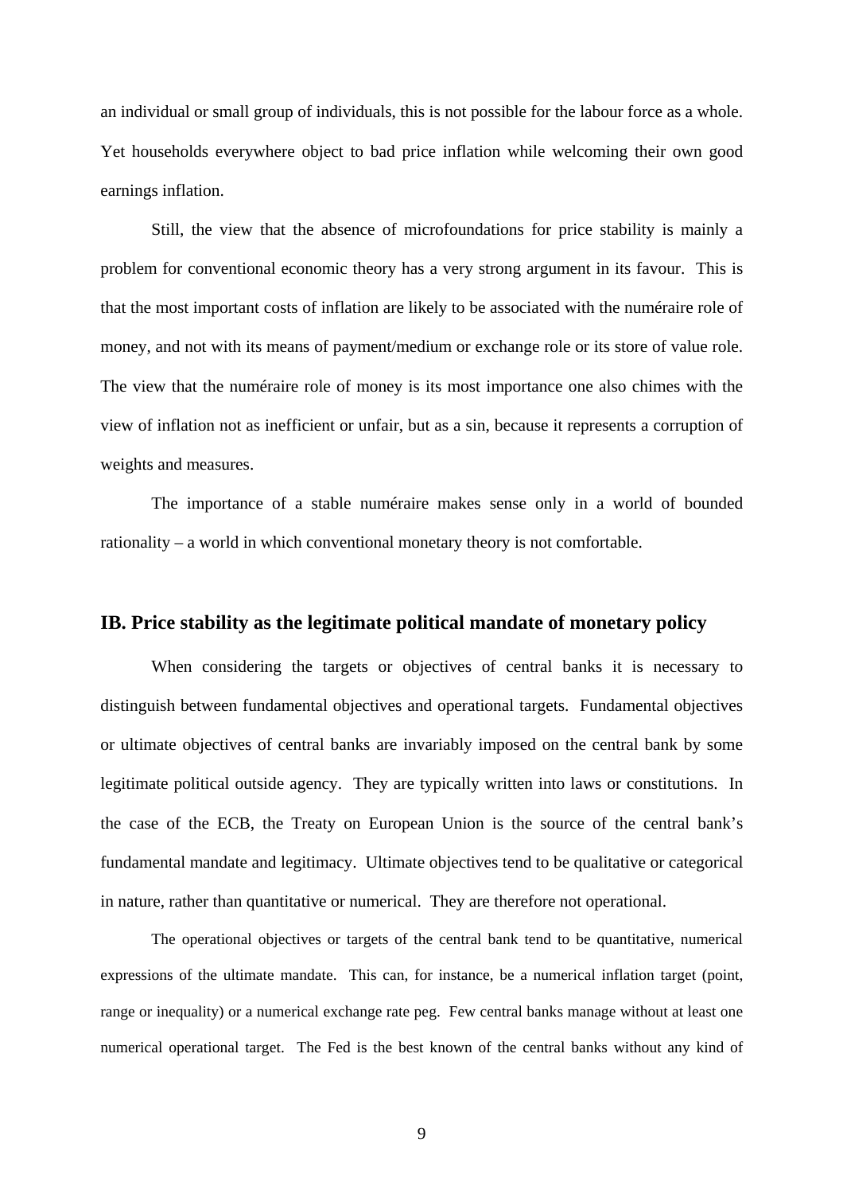an individual or small group of individuals, this is not possible for the labour force as a whole. Yet households everywhere object to bad price inflation while welcoming their own good earnings inflation.

Still, the view that the absence of microfoundations for price stability is mainly a problem for conventional economic theory has a very strong argument in its favour. This is that the most important costs of inflation are likely to be associated with the numéraire role of money, and not with its means of payment/medium or exchange role or its store of value role. The view that the numéraire role of money is its most importance one also chimes with the view of inflation not as inefficient or unfair, but as a sin, because it represents a corruption of weights and measures.

The importance of a stable numéraire makes sense only in a world of bounded rationality – a world in which conventional monetary theory is not comfortable.

## IB. Price stability as the legitimate political mandate of monetary policy

When considering the targets or objectives of central banks it is necessary to distinguish between fundamental objectives and operational targets. Fundamental objectives or ultimate objectives of central banks are invariably imposed on the central bank by some legitimate political outside agency. They are typically written into laws or constitutions. In the case of the ECB, the Treaty on European Union is the source of the central bank's fundamental mandate and legitimacy. Ultimate objectives tend to be qualitative or categorical in nature, rather than quantitative or numerical. They are therefore not operational.

The operational objectives or targets of the central bank tend to be quantitative, numerical expressions of the ultimate mandate. This can, for instance, be a numerical inflation target (point, range or inequality) or a numerical exchange rate peg. Few central banks manage without at least one numerical operational target. The Fed is the best known of the central banks without any kind of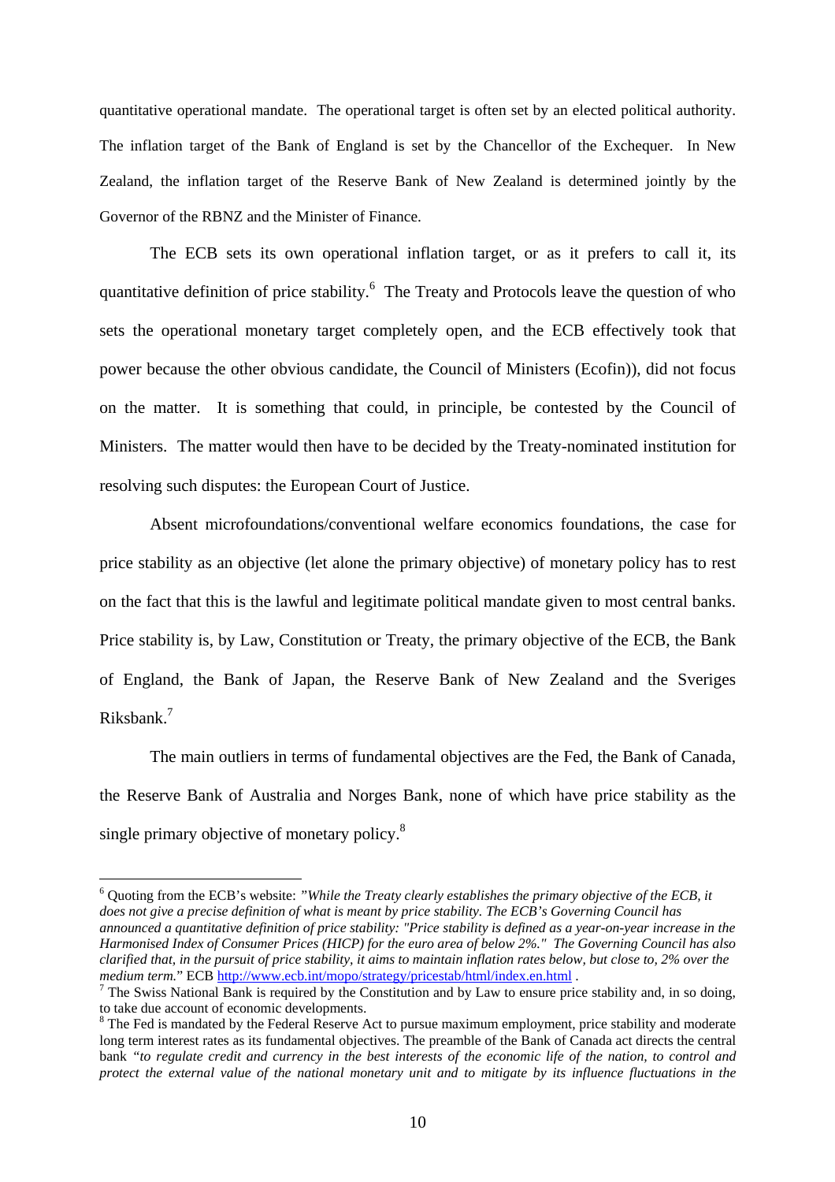quantitative operational mandate. The operational target is often set by an elected political authority. The inflation target of the Bank of England is set by the Chancellor of the Exchequer. In New Zealand, the inflation target of the Reserve Bank of New Zealand is determined jointly by the Governor of the RBNZ and the Minister of Finance.

The ECB sets its own operational inflation target, or as it prefers to call it, its quantitative definition of price stability.[6] The Treaty and Protocols leave the question of who sets the operational monetary target completely open, and the ECB effectively took that power because the other obvious candidate, the Council of Ministers (Ecofin)), did not focus on the matter. It is something that could, in principle, be contested by the Council of Ministers. The matter would then have to be decided by the Treaty-nominated institution for resolving such disputes: the European Court of Justice.

Absent microfoundations/conventional welfare economics foundations, the case for price stability as an objective (let alone the primary objective) of monetary policy has to rest on the fact that this is the lawful and legitimate political mandate given to most central banks. Price stability is, by Law, Constitution or Treaty, the primary objective of the ECB, the Bank of England, the Bank of Japan, the Reserve Bank of New Zealand and the Sveriges Riksbank.[7]

The main outliers in terms of fundamental objectives are the Fed, the Bank of Canada, the Reserve Bank of Australia and Norges Bank, none of which have price stability as the single primary objective of monetary policy.[8]

---

[6] Quoting from the ECB's website: *"While the Treaty clearly establishes the primary objective of the ECB, it does not give a precise definition of what is meant by price stability. The ECB's Governing Council has announced a quantitative definition of price stability: "Price stability is defined as a year-on-year increase in the Harmonised Index of Consumer Prices (HICP) for the euro area of below 2%." The Governing Council has also clarified that, in the pursuit of price stability, it aims to maintain inflation rates below, but close to, 2% over the medium term.*" ECB http://www.ecb.int/mopo/strategy/pricestab/html/index.en.html .

[7] The Swiss National Bank is required by the Constitution and by Law to ensure price stability and, in so doing, to take due account of economic developments.

[8] The Fed is mandated by the Federal Reserve Act to pursue maximum employment, price stability and moderate long term interest rates as its fundamental objectives. The preamble of the Bank of Canada act directs the central bank *"to regulate credit and currency in the best interests of the economic life of the nation, to control and protect the external value of the national monetary unit and to mitigate by its influence fluctuations in the*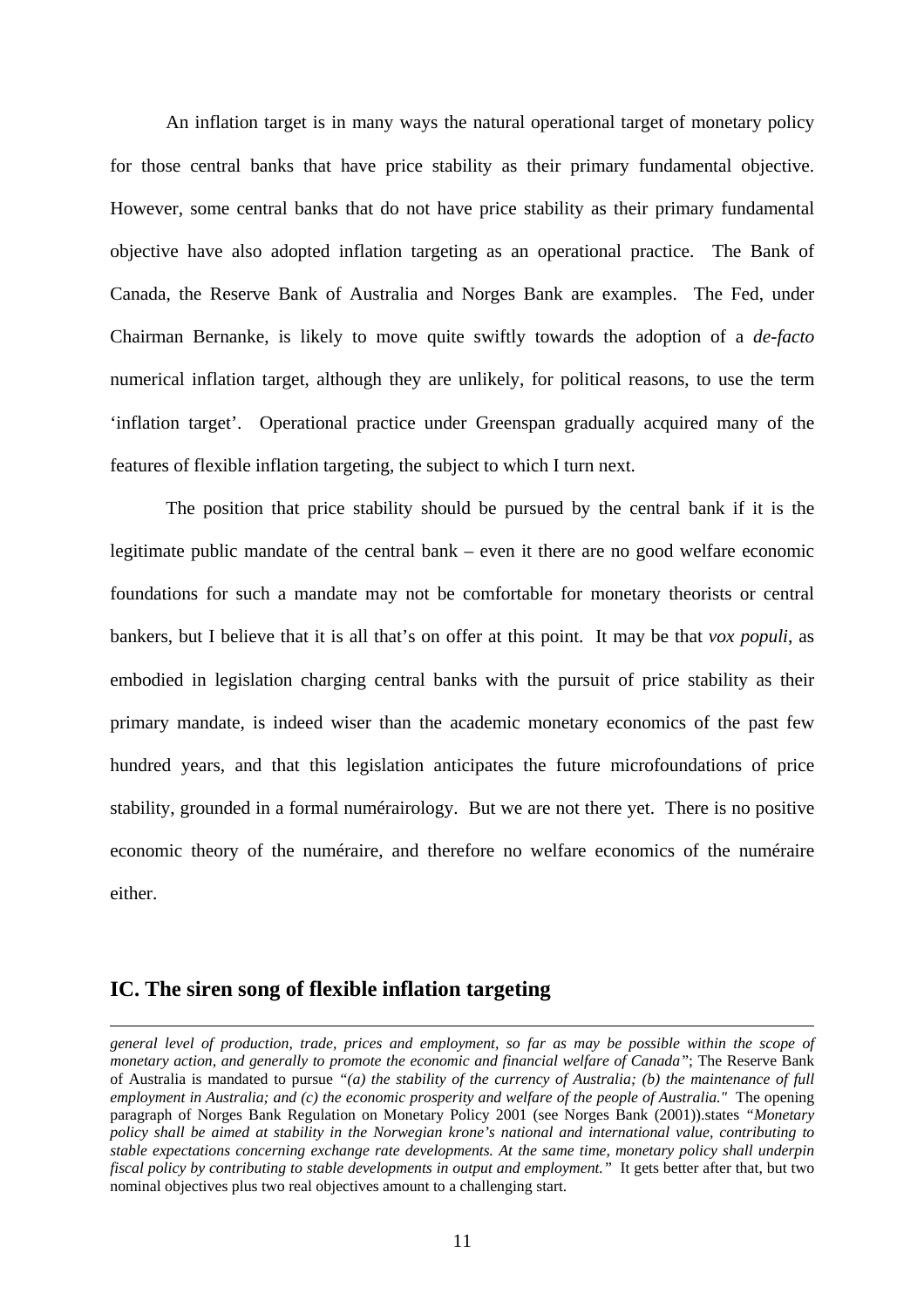An inflation target is in many ways the natural operational target of monetary policy for those central banks that have price stability as their primary fundamental objective. However, some central banks that do not have price stability as their primary fundamental objective have also adopted inflation targeting as an operational practice. The Bank of Canada, the Reserve Bank of Australia and Norges Bank are examples. The Fed, under Chairman Bernanke, is likely to move quite swiftly towards the adoption of a *de-facto* numerical inflation target, although they are unlikely, for political reasons, to use the term 'inflation target'. Operational practice under Greenspan gradually acquired many of the features of flexible inflation targeting, the subject to which I turn next.

The position that price stability should be pursued by the central bank if it is the legitimate public mandate of the central bank – even it there are no good welfare economic foundations for such a mandate may not be comfortable for monetary theorists or central bankers, but I believe that it is all that's on offer at this point. It may be that *vox populi*, as embodied in legislation charging central banks with the pursuit of price stability as their primary mandate, is indeed wiser than the academic monetary economics of the past few hundred years, and that this legislation anticipates the future microfoundations of price stability, grounded in a formal numérairology. But we are not there yet. There is no positive economic theory of the numéraire, and therefore no welfare economics of the numéraire either.

## IC. The siren song of flexible inflation targeting

---

*general level of production, trade, prices and employment, so far as may be possible within the scope of monetary action, and generally to promote the economic and financial welfare of Canada"*; The Reserve Bank of Australia is mandated to pursue *"(a) the stability of the currency of Australia; (b) the maintenance of full employment in Australia; and (c) the economic prosperity and welfare of the people of Australia."* The opening paragraph of Norges Bank Regulation on Monetary Policy 2001 (see Norges Bank (2001)).states *"Monetary policy shall be aimed at stability in the Norwegian krone's national and international value, contributing to stable expectations concerning exchange rate developments. At the same time, monetary policy shall underpin fiscal policy by contributing to stable developments in output and employment."* It gets better after that, but two nominal objectives plus two real objectives amount to a challenging start.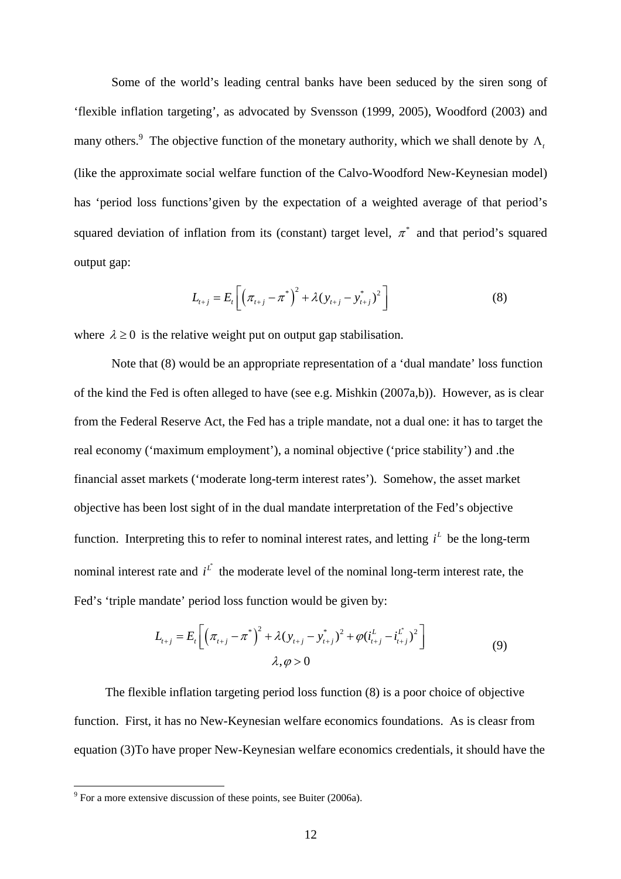Some of the world's leading central banks have been seduced by the siren song of 'flexible inflation targeting', as advocated by Svensson (1999, 2005), Woodford (2003) and many others.[9] The objective function of the monetary authority, which we shall denote by $\Lambda_t$ (like the approximate social welfare function of the Calvo-Woodford New-Keynesian model) has 'period loss functions'given by the expectation of a weighted average of that period's squared deviation of inflation from its (constant) target level, $\pi^*$ and that period's squared output gap:

$$L_{t+j} = E_t\left[\left(\pi_{t+j} - \pi^*\right)^2 + \lambda(y_{t+j} - y^*_{t+j})^2\right] \tag{8}$$

where $\lambda \geq 0$ is the relative weight put on output gap stabilisation.

Note that (8) would be an appropriate representation of a 'dual mandate' loss function of the kind the Fed is often alleged to have (see e.g. Mishkin (2007a,b)). However, as is clear from the Federal Reserve Act, the Fed has a triple mandate, not a dual one: it has to target the real economy ('maximum employment'), a nominal objective ('price stability') and .the financial asset markets ('moderate long-term interest rates'). Somehow, the asset market objective has been lost sight of in the dual mandate interpretation of the Fed's objective function. Interpreting this to refer to nominal interest rates, and letting $i^L$ be the long-term nominal interest rate and $i^{L^*}$ the moderate level of the nominal long-term interest rate, the Fed's 'triple mandate' period loss function would be given by:

$$L_{t+j} = E_t\left[\left(\pi_{t+j} - \pi^*\right)^2 + \lambda(y_{t+j} - y^*_{t+j})^2 + \varphi(i^L_{t+j} - i^{L^*}_{t+j})^2\right]$$
$$\lambda, \varphi > 0 \tag{9}$$

The flexible inflation targeting period loss function (8) is a poor choice of objective function. First, it has no New-Keynesian welfare economics foundations. As is cleasr from equation (3)To have proper New-Keynesian welfare economics credentials, it should have the

[9] For a more extensive discussion of these points, see Buiter (2006a).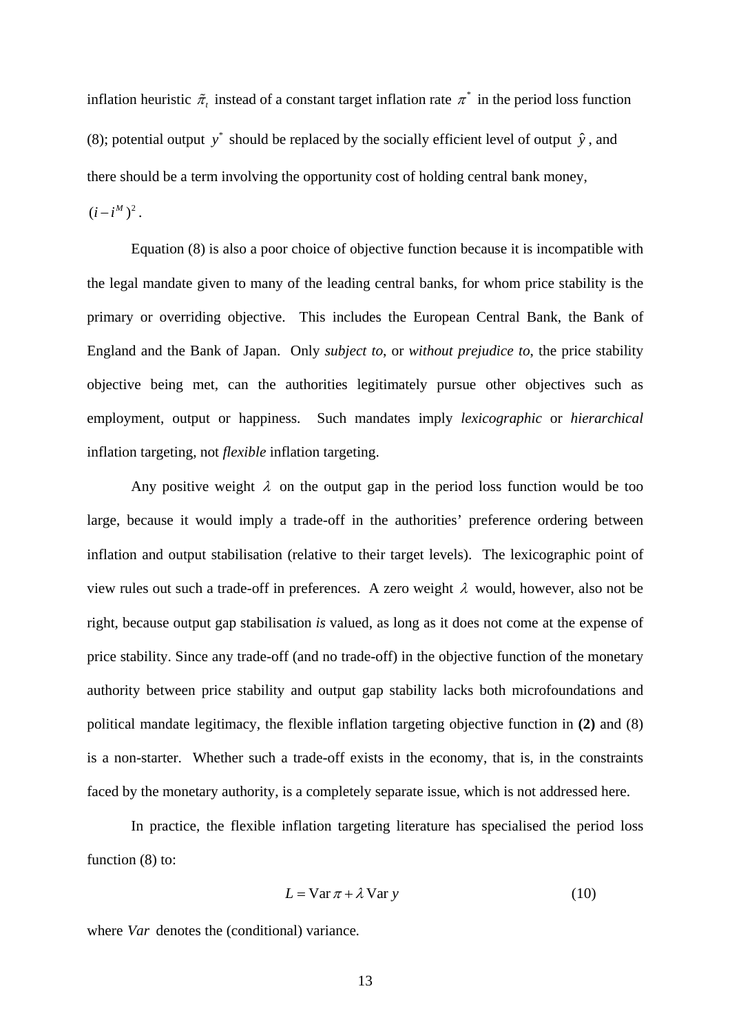inflation heuristic $\tilde{\pi}_t$ instead of a constant target inflation rate $\pi^*$ in the period loss function (8); potential output $y^*$ should be replaced by the socially efficient level of output $\hat{y}$, and there should be a term involving the opportunity cost of holding central bank money, $(i - i^M)^2$.

Equation (8) is also a poor choice of objective function because it is incompatible with the legal mandate given to many of the leading central banks, for whom price stability is the primary or overriding objective. This includes the European Central Bank, the Bank of England and the Bank of Japan. Only *subject to*, or *without prejudice to*, the price stability objective being met, can the authorities legitimately pursue other objectives such as employment, output or happiness. Such mandates imply *lexicographic* or *hierarchical* inflation targeting, not *flexible* inflation targeting.

Any positive weight $\lambda$ on the output gap in the period loss function would be too large, because it would imply a trade-off in the authorities' preference ordering between inflation and output stabilisation (relative to their target levels). The lexicographic point of view rules out such a trade-off in preferences. A zero weight $\lambda$ would, however, also not be right, because output gap stabilisation *is* valued, as long as it does not come at the expense of price stability. Since any trade-off (and no trade-off) in the objective function of the monetary authority between price stability and output gap stability lacks both microfoundations and political mandate legitimacy, the flexible inflation targeting objective function in **(2)** and (8) is a non-starter. Whether such a trade-off exists in the economy, that is, in the constraints faced by the monetary authority, is a completely separate issue, which is not addressed here.

In practice, the flexible inflation targeting literature has specialised the period loss function (8) to:

$$L = \text{Var}\,\pi + \lambda\,\text{Var}\,y \tag{10}$$

where *Var* denotes the (conditional) variance.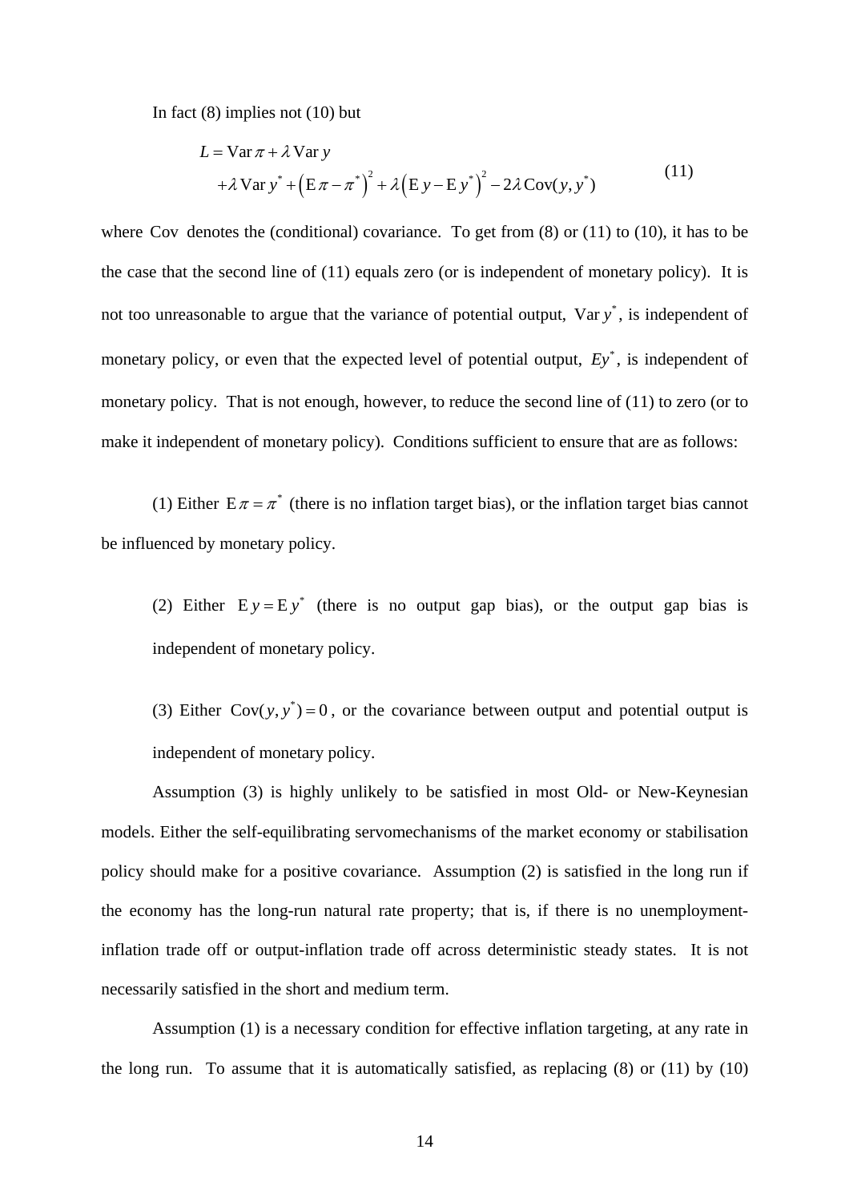In fact (8) implies not (10) but

$$
\begin{aligned}
L &= \operatorname{Var}\pi + \lambda \operatorname{Var} y \\
&\quad + \lambda \operatorname{Var} y^{*} + \left(\operatorname{E}\pi - \pi^{*}\right)^{2} + \lambda\left(\operatorname{E} y - \operatorname{E} y^{*}\right)^{2} - 2\lambda \operatorname{Cov}(y, y^{*})
\end{aligned}
\tag{11}
$$

where $\operatorname{Cov}$ denotes the (conditional) covariance. To get from (8) or (11) to (10), it has to be the case that the second line of (11) equals zero (or is independent of monetary policy). It is not too unreasonable to argue that the variance of potential output, $\operatorname{Var} y^{*}$, is independent of monetary policy, or even that the expected level of potential output, $Ey^{*}$, is independent of monetary policy. That is not enough, however, to reduce the second line of (11) to zero (or to make it independent of monetary policy). Conditions sufficient to ensure that are as follows:

(1) Either $\operatorname{E}\pi = \pi^{*}$ (there is no inflation target bias), or the inflation target bias cannot be influenced by monetary policy.

(2) Either $\operatorname{E} y = \operatorname{E} y^{*}$ (there is no output gap bias), or the output gap bias is independent of monetary policy.

(3) Either $\operatorname{Cov}(y, y^{*}) = 0$, or the covariance between output and potential output is independent of monetary policy.

Assumption (3) is highly unlikely to be satisfied in most Old- or New-Keynesian models. Either the self-equilibrating servomechanisms of the market economy or stabilisation policy should make for a positive covariance. Assumption (2) is satisfied in the long run if the economy has the long-run natural rate property; that is, if there is no unemployment-inflation trade off or output-inflation trade off across deterministic steady states. It is not necessarily satisfied in the short and medium term.

Assumption (1) is a necessary condition for effective inflation targeting, at any rate in the long run. To assume that it is automatically satisfied, as replacing (8) or (11) by (10)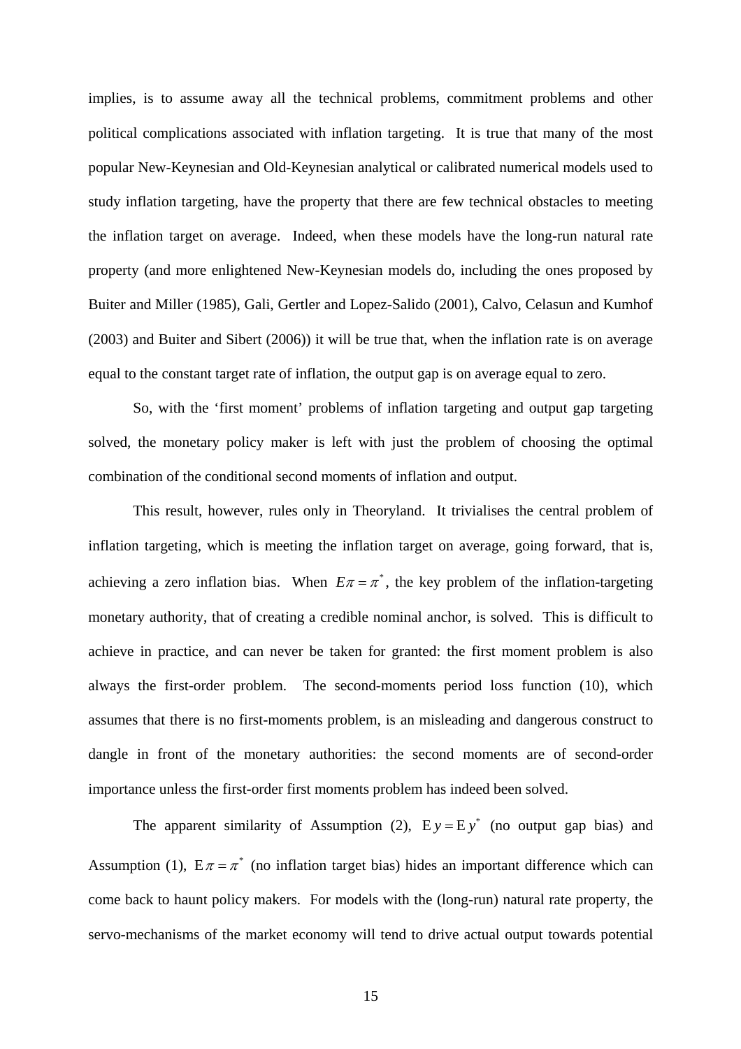implies, is to assume away all the technical problems, commitment problems and other political complications associated with inflation targeting. It is true that many of the most popular New-Keynesian and Old-Keynesian analytical or calibrated numerical models used to study inflation targeting, have the property that there are few technical obstacles to meeting the inflation target on average. Indeed, when these models have the long-run natural rate property (and more enlightened New-Keynesian models do, including the ones proposed by Buiter and Miller (1985), Gali, Gertler and Lopez-Salido (2001), Calvo, Celasun and Kumhof (2003) and Buiter and Sibert (2006)) it will be true that, when the inflation rate is on average equal to the constant target rate of inflation, the output gap is on average equal to zero.

So, with the 'first moment' problems of inflation targeting and output gap targeting solved, the monetary policy maker is left with just the problem of choosing the optimal combination of the conditional second moments of inflation and output.

This result, however, rules only in Theoryland. It trivialises the central problem of inflation targeting, which is meeting the inflation target on average, going forward, that is, achieving a zero inflation bias. When $E\pi = \pi^*$, the key problem of the inflation-targeting monetary authority, that of creating a credible nominal anchor, is solved. This is difficult to achieve in practice, and can never be taken for granted: the first moment problem is also always the first-order problem. The second-moments period loss function (10), which assumes that there is no first-moments problem, is an misleading and dangerous construct to dangle in front of the monetary authorities: the second moments are of second-order importance unless the first-order first moments problem has indeed been solved.

The apparent similarity of Assumption (2), $\mathrm{E}\,y = \mathrm{E}\,y^*$ (no output gap bias) and Assumption (1), $\mathrm{E}\,\pi = \pi^*$ (no inflation target bias) hides an important difference which can come back to haunt policy makers. For models with the (long-run) natural rate property, the servo-mechanisms of the market economy will tend to drive actual output towards potential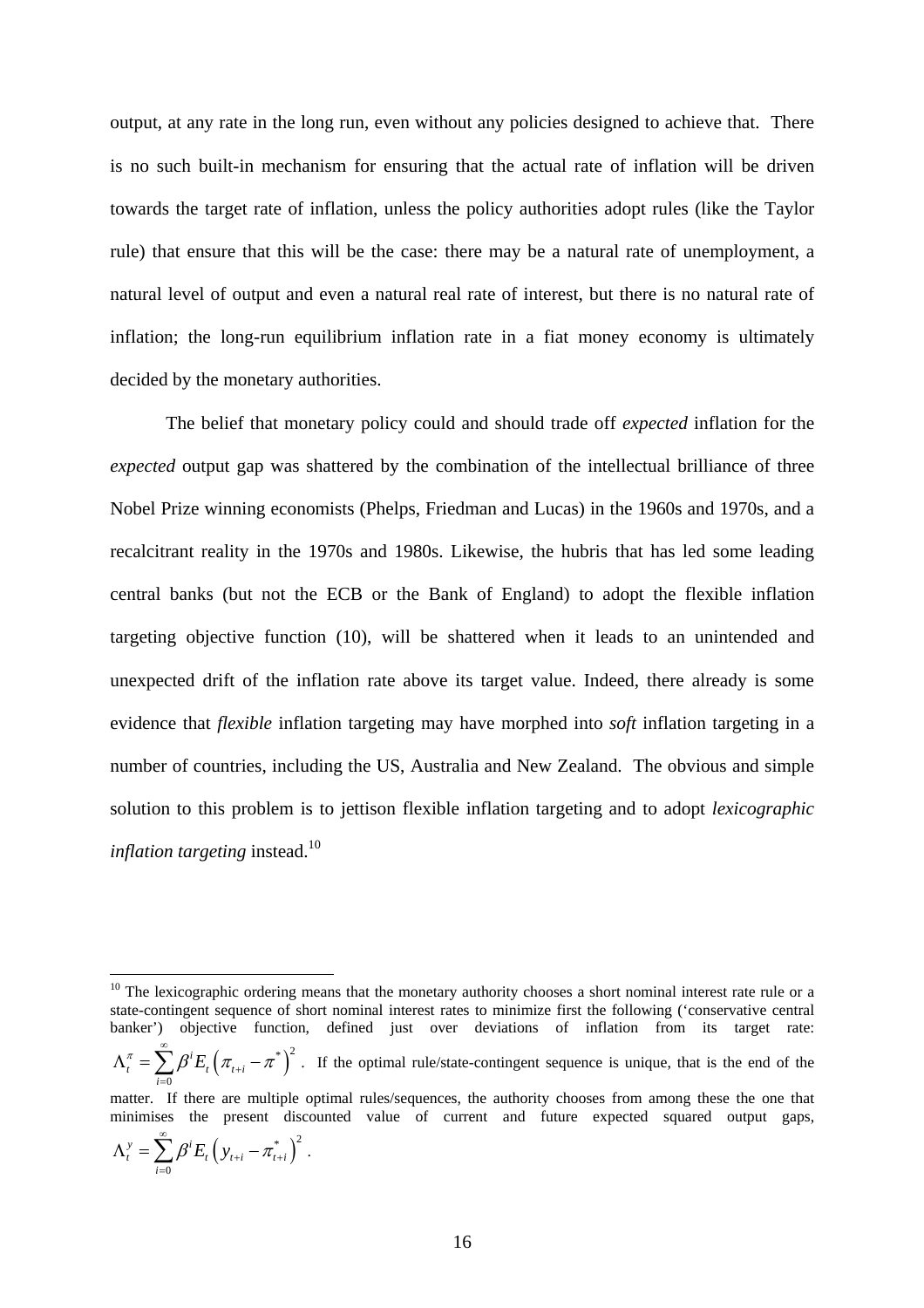output, at any rate in the long run, even without any policies designed to achieve that. There is no such built-in mechanism for ensuring that the actual rate of inflation will be driven towards the target rate of inflation, unless the policy authorities adopt rules (like the Taylor rule) that ensure that this will be the case: there may be a natural rate of unemployment, a natural level of output and even a natural real rate of interest, but there is no natural rate of inflation; the long-run equilibrium inflation rate in a fiat money economy is ultimately decided by the monetary authorities.

The belief that monetary policy could and should trade off *expected* inflation for the *expected* output gap was shattered by the combination of the intellectual brilliance of three Nobel Prize winning economists (Phelps, Friedman and Lucas) in the 1960s and 1970s, and a recalcitrant reality in the 1970s and 1980s. Likewise, the hubris that has led some leading central banks (but not the ECB or the Bank of England) to adopt the flexible inflation targeting objective function (10), will be shattered when it leads to an unintended and unexpected drift of the inflation rate above its target value. Indeed, there already is some evidence that *flexible* inflation targeting may have morphed into *soft* inflation targeting in a number of countries, including the US, Australia and New Zealand. The obvious and simple solution to this problem is to jettison flexible inflation targeting and to adopt *lexicographic inflation targeting* instead.[10]

---

[10] The lexicographic ordering means that the monetary authority chooses a short nominal interest rate rule or a state-contingent sequence of short nominal interest rates to minimize first the following ('conservative central banker') objective function, defined just over deviations of inflation from its target rate: $\Lambda_t^{\pi} = \sum_{i=0}^{\infty} \beta^i E_t \left( \pi_{t+i} - \pi^* \right)^2$. If the optimal rule/state-contingent sequence is unique, that is the end of the matter. If there are multiple optimal rules/sequences, the authority chooses from among these the one that minimises the present discounted value of current and future expected squared output gaps, $\Lambda_t^{y} = \sum_{i=0}^{\infty} \beta^i E_t \left( y_{t+i} - \pi_{t+i}^* \right)^2$.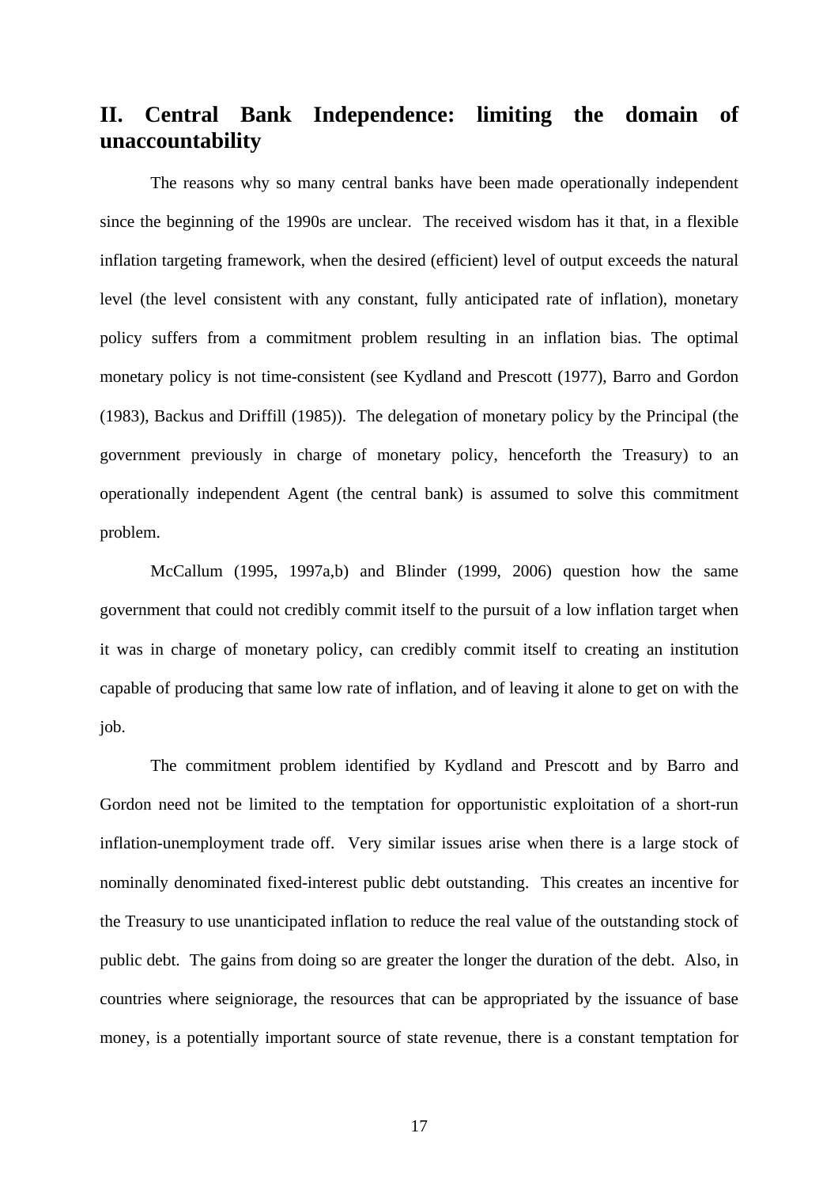## II. Central Bank Independence: limiting the domain of unaccountability

The reasons why so many central banks have been made operationally independent since the beginning of the 1990s are unclear. The received wisdom has it that, in a flexible inflation targeting framework, when the desired (efficient) level of output exceeds the natural level (the level consistent with any constant, fully anticipated rate of inflation), monetary policy suffers from a commitment problem resulting in an inflation bias. The optimal monetary policy is not time-consistent (see Kydland and Prescott (1977), Barro and Gordon (1983), Backus and Driffill (1985)). The delegation of monetary policy by the Principal (the government previously in charge of monetary policy, henceforth the Treasury) to an operationally independent Agent (the central bank) is assumed to solve this commitment problem.

McCallum (1995, 1997a,b) and Blinder (1999, 2006) question how the same government that could not credibly commit itself to the pursuit of a low inflation target when it was in charge of monetary policy, can credibly commit itself to creating an institution capable of producing that same low rate of inflation, and of leaving it alone to get on with the job.

The commitment problem identified by Kydland and Prescott and by Barro and Gordon need not be limited to the temptation for opportunistic exploitation of a short-run inflation-unemployment trade off. Very similar issues arise when there is a large stock of nominally denominated fixed-interest public debt outstanding. This creates an incentive for the Treasury to use unanticipated inflation to reduce the real value of the outstanding stock of public debt. The gains from doing so are greater the longer the duration of the debt. Also, in countries where seigniorage, the resources that can be appropriated by the issuance of base money, is a potentially important source of state revenue, there is a constant temptation for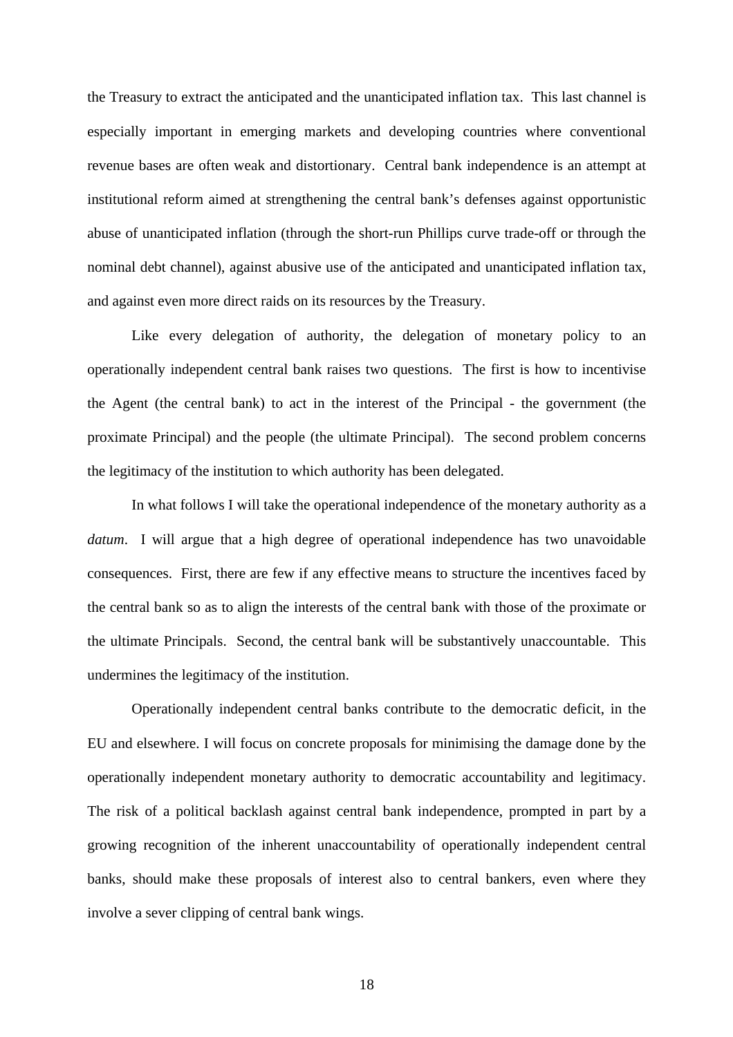the Treasury to extract the anticipated and the unanticipated inflation tax. This last channel is especially important in emerging markets and developing countries where conventional revenue bases are often weak and distortionary. Central bank independence is an attempt at institutional reform aimed at strengthening the central bank's defenses against opportunistic abuse of unanticipated inflation (through the short-run Phillips curve trade-off or through the nominal debt channel), against abusive use of the anticipated and unanticipated inflation tax, and against even more direct raids on its resources by the Treasury.

Like every delegation of authority, the delegation of monetary policy to an operationally independent central bank raises two questions. The first is how to incentivise the Agent (the central bank) to act in the interest of the Principal - the government (the proximate Principal) and the people (the ultimate Principal). The second problem concerns the legitimacy of the institution to which authority has been delegated.

In what follows I will take the operational independence of the monetary authority as a *datum*. I will argue that a high degree of operational independence has two unavoidable consequences. First, there are few if any effective means to structure the incentives faced by the central bank so as to align the interests of the central bank with those of the proximate or the ultimate Principals. Second, the central bank will be substantively unaccountable. This undermines the legitimacy of the institution.

Operationally independent central banks contribute to the democratic deficit, in the EU and elsewhere. I will focus on concrete proposals for minimising the damage done by the operationally independent monetary authority to democratic accountability and legitimacy. The risk of a political backlash against central bank independence, prompted in part by a growing recognition of the inherent unaccountability of operationally independent central banks, should make these proposals of interest also to central bankers, even where they involve a sever clipping of central bank wings.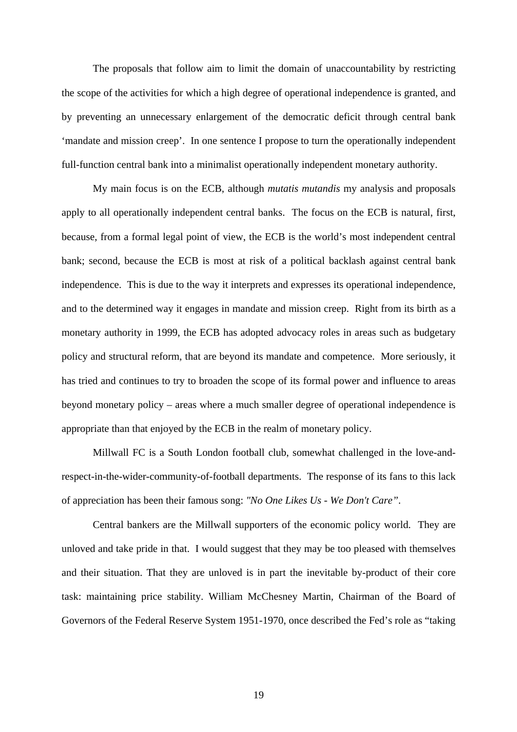The proposals that follow aim to limit the domain of unaccountability by restricting the scope of the activities for which a high degree of operational independence is granted, and by preventing an unnecessary enlargement of the democratic deficit through central bank 'mandate and mission creep'. In one sentence I propose to turn the operationally independent full-function central bank into a minimalist operationally independent monetary authority.

My main focus is on the ECB, although *mutatis mutandis* my analysis and proposals apply to all operationally independent central banks. The focus on the ECB is natural, first, because, from a formal legal point of view, the ECB is the world's most independent central bank; second, because the ECB is most at risk of a political backlash against central bank independence. This is due to the way it interprets and expresses its operational independence, and to the determined way it engages in mandate and mission creep. Right from its birth as a monetary authority in 1999, the ECB has adopted advocacy roles in areas such as budgetary policy and structural reform, that are beyond its mandate and competence. More seriously, it has tried and continues to try to broaden the scope of its formal power and influence to areas beyond monetary policy – areas where a much smaller degree of operational independence is appropriate than that enjoyed by the ECB in the realm of monetary policy.

Millwall FC is a South London football club, somewhat challenged in the love-and-respect-in-the-wider-community-of-football departments. The response of its fans to this lack of appreciation has been their famous song: *"No One Likes Us - We Don't Care"*.

Central bankers are the Millwall supporters of the economic policy world. They are unloved and take pride in that. I would suggest that they may be too pleased with themselves and their situation. That they are unloved is in part the inevitable by-product of their core task: maintaining price stability. William McChesney Martin, Chairman of the Board of Governors of the Federal Reserve System 1951-1970, once described the Fed's role as "taking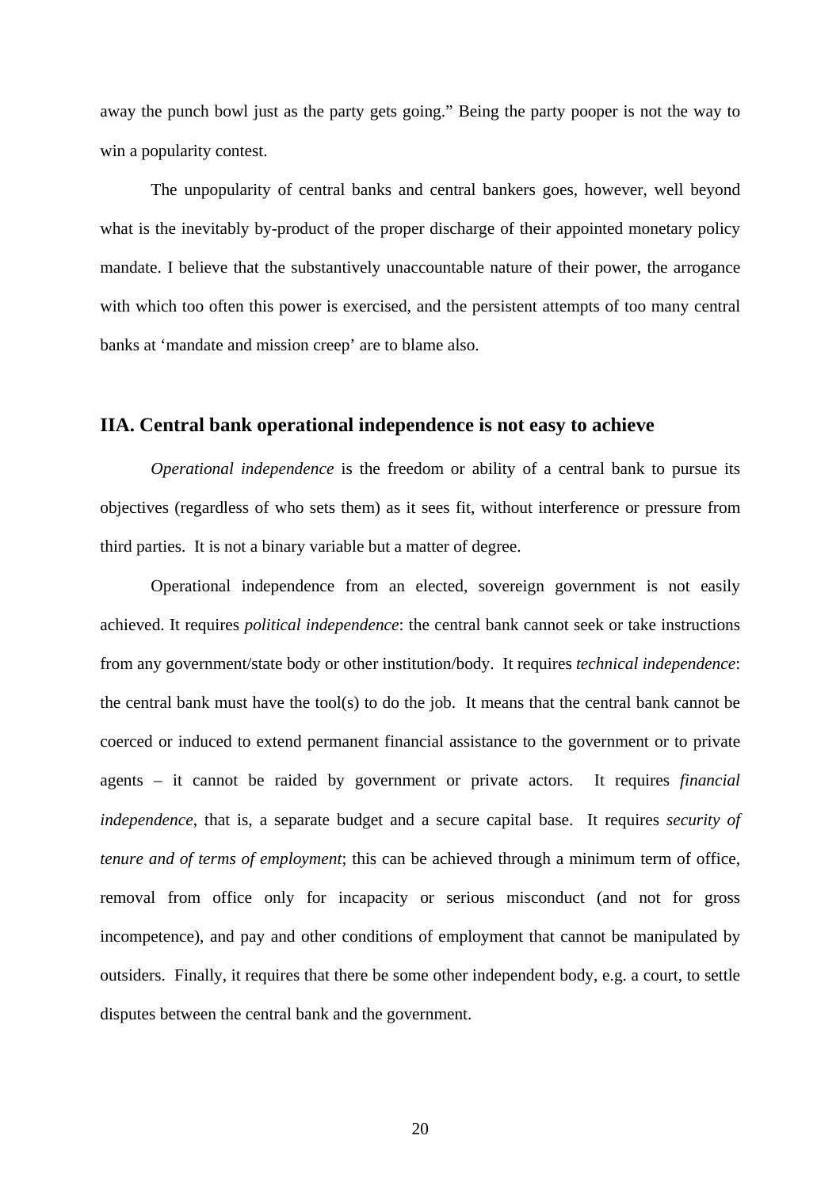away the punch bowl just as the party gets going." Being the party pooper is not the way to win a popularity contest.

The unpopularity of central banks and central bankers goes, however, well beyond what is the inevitably by-product of the proper discharge of their appointed monetary policy mandate. I believe that the substantively unaccountable nature of their power, the arrogance with which too often this power is exercised, and the persistent attempts of too many central banks at 'mandate and mission creep' are to blame also.

## IIA. Central bank operational independence is not easy to achieve

*Operational independence* is the freedom or ability of a central bank to pursue its objectives (regardless of who sets them) as it sees fit, without interference or pressure from third parties. It is not a binary variable but a matter of degree.

Operational independence from an elected, sovereign government is not easily achieved. It requires *political independence*: the central bank cannot seek or take instructions from any government/state body or other institution/body. It requires *technical independence*: the central bank must have the tool(s) to do the job. It means that the central bank cannot be coerced or induced to extend permanent financial assistance to the government or to private agents – it cannot be raided by government or private actors. It requires *financial independence*, that is, a separate budget and a secure capital base. It requires *security of tenure and of terms of employment*; this can be achieved through a minimum term of office, removal from office only for incapacity or serious misconduct (and not for gross incompetence), and pay and other conditions of employment that cannot be manipulated by outsiders. Finally, it requires that there be some other independent body, e.g. a court, to settle disputes between the central bank and the government.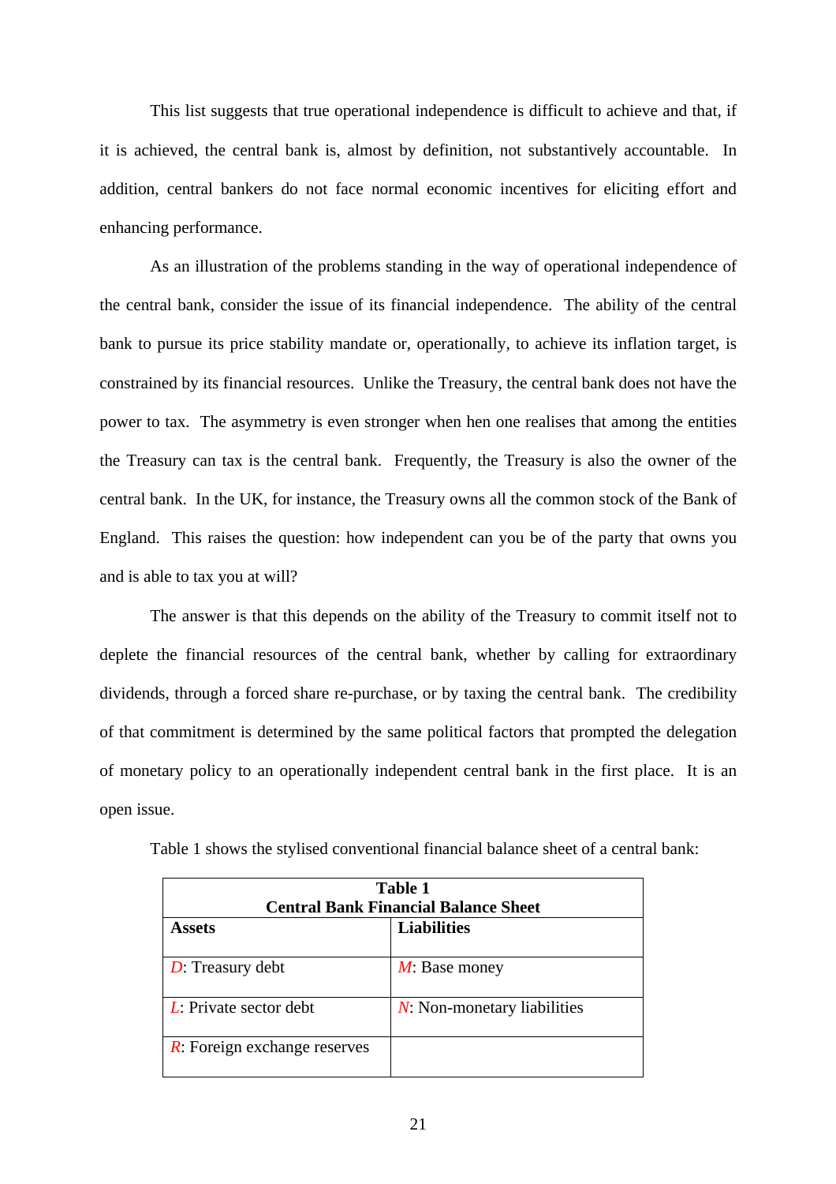This list suggests that true operational independence is difficult to achieve and that, if it is achieved, the central bank is, almost by definition, not substantively accountable. In addition, central bankers do not face normal economic incentives for eliciting effort and enhancing performance.

As an illustration of the problems standing in the way of operational independence of the central bank, consider the issue of its financial independence. The ability of the central bank to pursue its price stability mandate or, operationally, to achieve its inflation target, is constrained by its financial resources. Unlike the Treasury, the central bank does not have the power to tax. The asymmetry is even stronger when hen one realises that among the entities the Treasury can tax is the central bank. Frequently, the Treasury is also the owner of the central bank. In the UK, for instance, the Treasury owns all the common stock of the Bank of England. This raises the question: how independent can you be of the party that owns you and is able to tax you at will?

The answer is that this depends on the ability of the Treasury to commit itself not to deplete the financial resources of the central bank, whether by calling for extraordinary dividends, through a forced share re-purchase, or by taxing the central bank. The credibility of that commitment is determined by the same political factors that prompted the delegation of monetary policy to an operationally independent central bank in the first place. It is an open issue.

Table 1 shows the stylised conventional financial balance sheet of a central bank:

**Table 1**
**Central Bank Financial Balance Sheet**

| **Assets** | **Liabilities** |
|---|---|
| $D$: Treasury debt | $M$: Base money |
| $L$: Private sector debt | $N$: Non-monetary liabilities |
| $R$: Foreign exchange reserves | |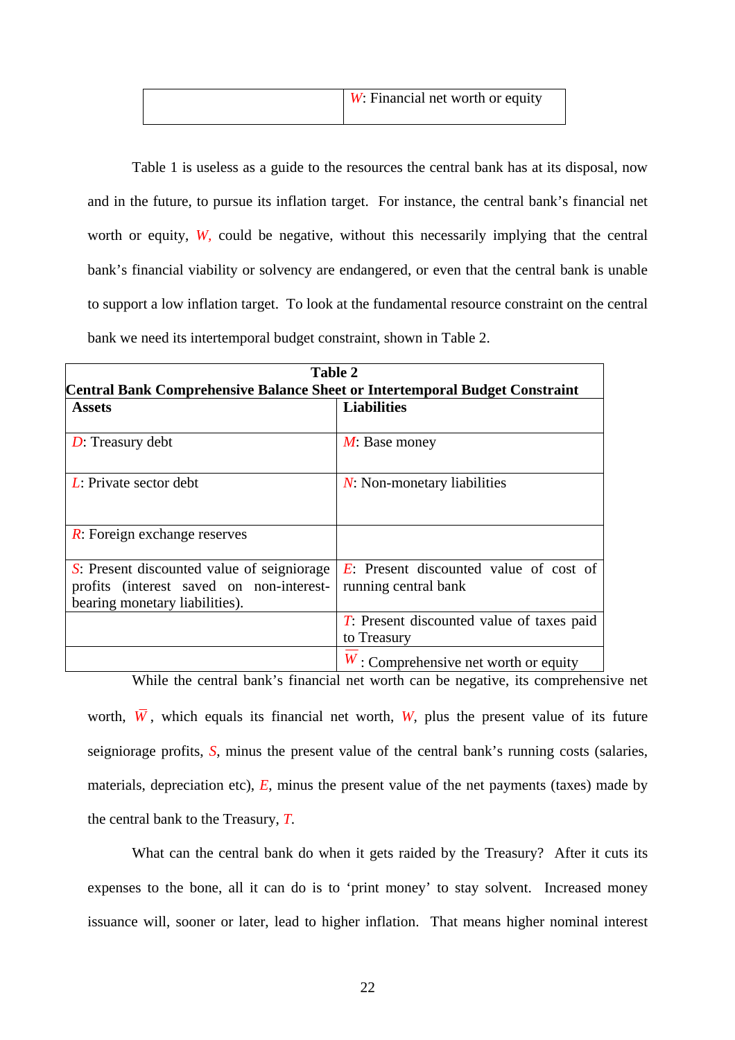| | $W$: Financial net worth or equity |
|---|---|

Table 1 is useless as a guide to the resources the central bank has at its disposal, now and in the future, to pursue its inflation target. For instance, the central bank's financial net worth or equity, $W$, could be negative, without this necessarily implying that the central bank's financial viability or solvency are endangered, or even that the central bank is unable to support a low inflation target. To look at the fundamental resource constraint on the central bank we need its intertemporal budget constraint, shown in Table 2.

**Table 2**
**Central Bank Comprehensive Balance Sheet or Intertemporal Budget Constraint**

| **Assets** | **Liabilities** |
|---|---|
| $D$: Treasury debt | $M$: Base money |
| $L$: Private sector debt | $N$: Non-monetary liabilities |
| $R$: Foreign exchange reserves | |
| $S$: Present discounted value of seigniorage profits (interest saved on non-interest-bearing monetary liabilities). | $E$: Present discounted value of cost of running central bank |
| | $T$: Present discounted value of taxes paid to Treasury |
| | $\overline{W}$: Comprehensive net worth or equity |

While the central bank's financial net worth can be negative, its comprehensive net worth, $\overline{W}$, which equals its financial net worth, $W$, plus the present value of its future seigniorage profits, $S$, minus the present value of the central bank's running costs (salaries, materials, depreciation etc), $E$, minus the present value of the net payments (taxes) made by the central bank to the Treasury, $T$.

What can the central bank do when it gets raided by the Treasury? After it cuts its expenses to the bone, all it can do is to 'print money' to stay solvent. Increased money issuance will, sooner or later, lead to higher inflation. That means higher nominal interest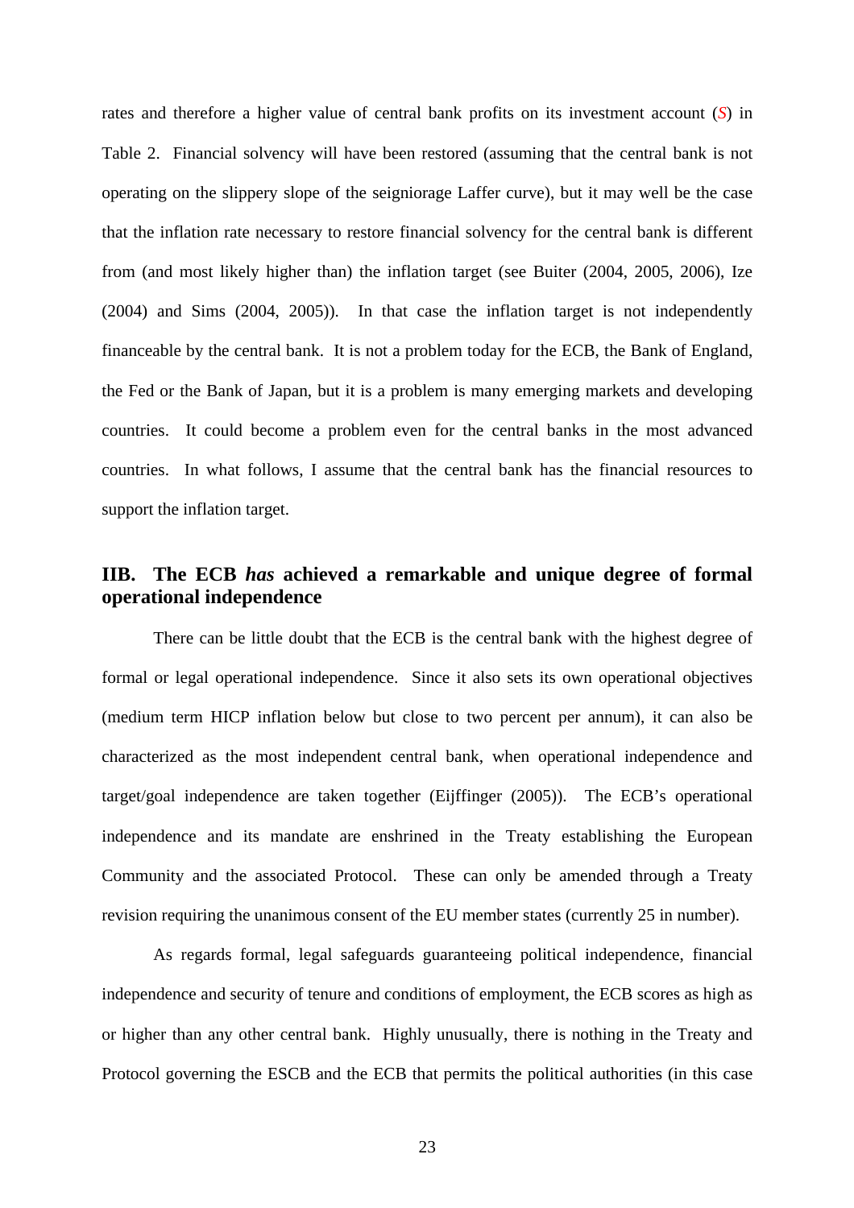rates and therefore a higher value of central bank profits on its investment account ($S$) in Table 2. Financial solvency will have been restored (assuming that the central bank is not operating on the slippery slope of the seigniorage Laffer curve), but it may well be the case that the inflation rate necessary to restore financial solvency for the central bank is different from (and most likely higher than) the inflation target (see Buiter (2004, 2005, 2006), Ize (2004) and Sims (2004, 2005)). In that case the inflation target is not independently financeable by the central bank. It is not a problem today for the ECB, the Bank of England, the Fed or the Bank of Japan, but it is a problem is many emerging markets and developing countries. It could become a problem even for the central banks in the most advanced countries. In what follows, I assume that the central bank has the financial resources to support the inflation target.

## IIB. The ECB *has* achieved a remarkable and unique degree of formal operational independence

There can be little doubt that the ECB is the central bank with the highest degree of formal or legal operational independence. Since it also sets its own operational objectives (medium term HICP inflation below but close to two percent per annum), it can also be characterized as the most independent central bank, when operational independence and target/goal independence are taken together (Eijffinger (2005)). The ECB's operational independence and its mandate are enshrined in the Treaty establishing the European Community and the associated Protocol. These can only be amended through a Treaty revision requiring the unanimous consent of the EU member states (currently 25 in number).

As regards formal, legal safeguards guaranteeing political independence, financial independence and security of tenure and conditions of employment, the ECB scores as high as or higher than any other central bank. Highly unusually, there is nothing in the Treaty and Protocol governing the ESCB and the ECB that permits the political authorities (in this case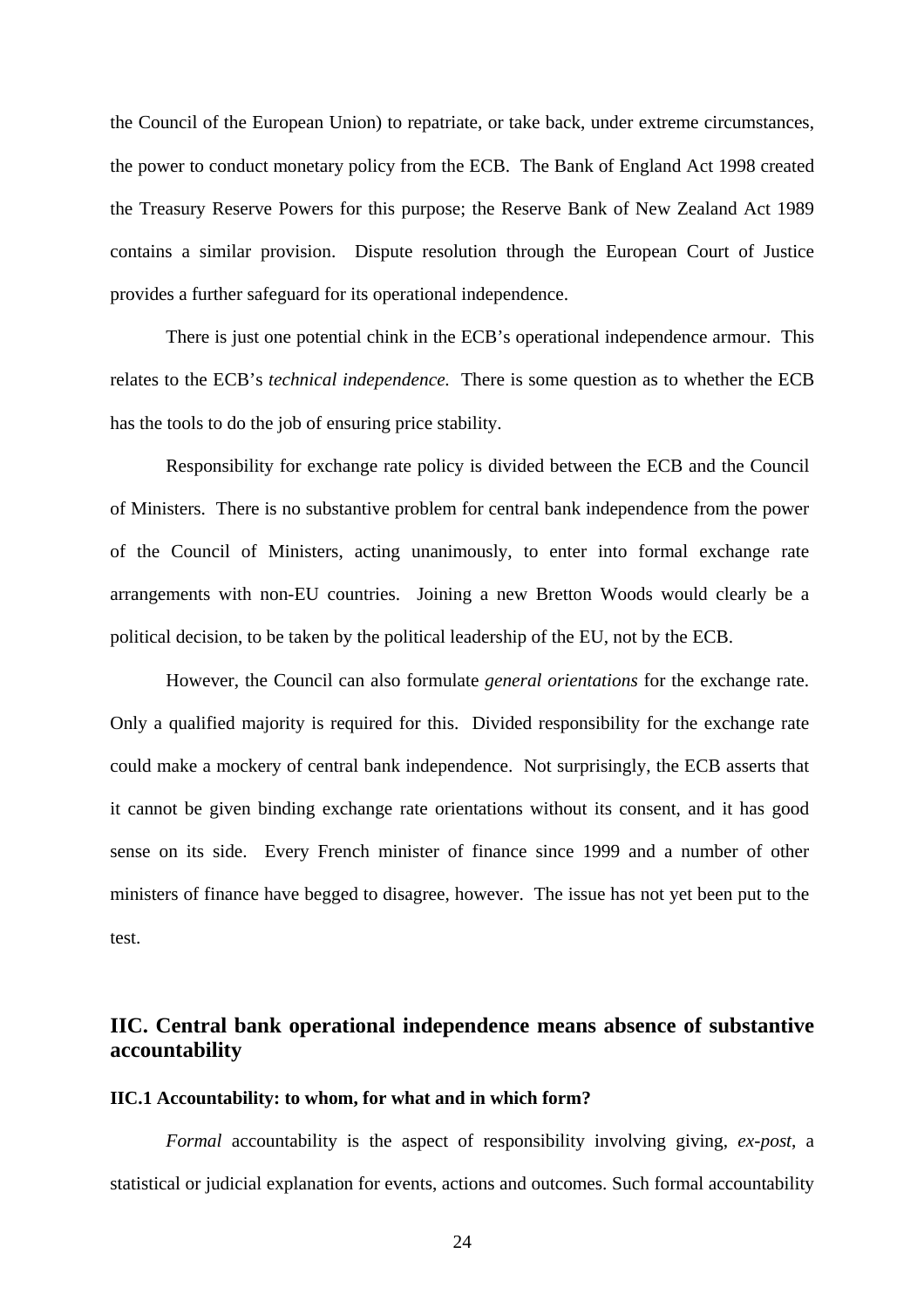the Council of the European Union) to repatriate, or take back, under extreme circumstances, the power to conduct monetary policy from the ECB. The Bank of England Act 1998 created the Treasury Reserve Powers for this purpose; the Reserve Bank of New Zealand Act 1989 contains a similar provision. Dispute resolution through the European Court of Justice provides a further safeguard for its operational independence.

There is just one potential chink in the ECB's operational independence armour. This relates to the ECB's *technical independence.* There is some question as to whether the ECB has the tools to do the job of ensuring price stability.

Responsibility for exchange rate policy is divided between the ECB and the Council of Ministers. There is no substantive problem for central bank independence from the power of the Council of Ministers, acting unanimously, to enter into formal exchange rate arrangements with non-EU countries. Joining a new Bretton Woods would clearly be a political decision, to be taken by the political leadership of the EU, not by the ECB.

However, the Council can also formulate *general orientations* for the exchange rate. Only a qualified majority is required for this. Divided responsibility for the exchange rate could make a mockery of central bank independence. Not surprisingly, the ECB asserts that it cannot be given binding exchange rate orientations without its consent, and it has good sense on its side. Every French minister of finance since 1999 and a number of other ministers of finance have begged to disagree, however. The issue has not yet been put to the test.

## IIC. Central bank operational independence means absence of substantive accountability

### IIC.1 Accountability: to whom, for what and in which form?

*Formal* accountability is the aspect of responsibility involving giving, *ex-post*, a statistical or judicial explanation for events, actions and outcomes. Such formal accountability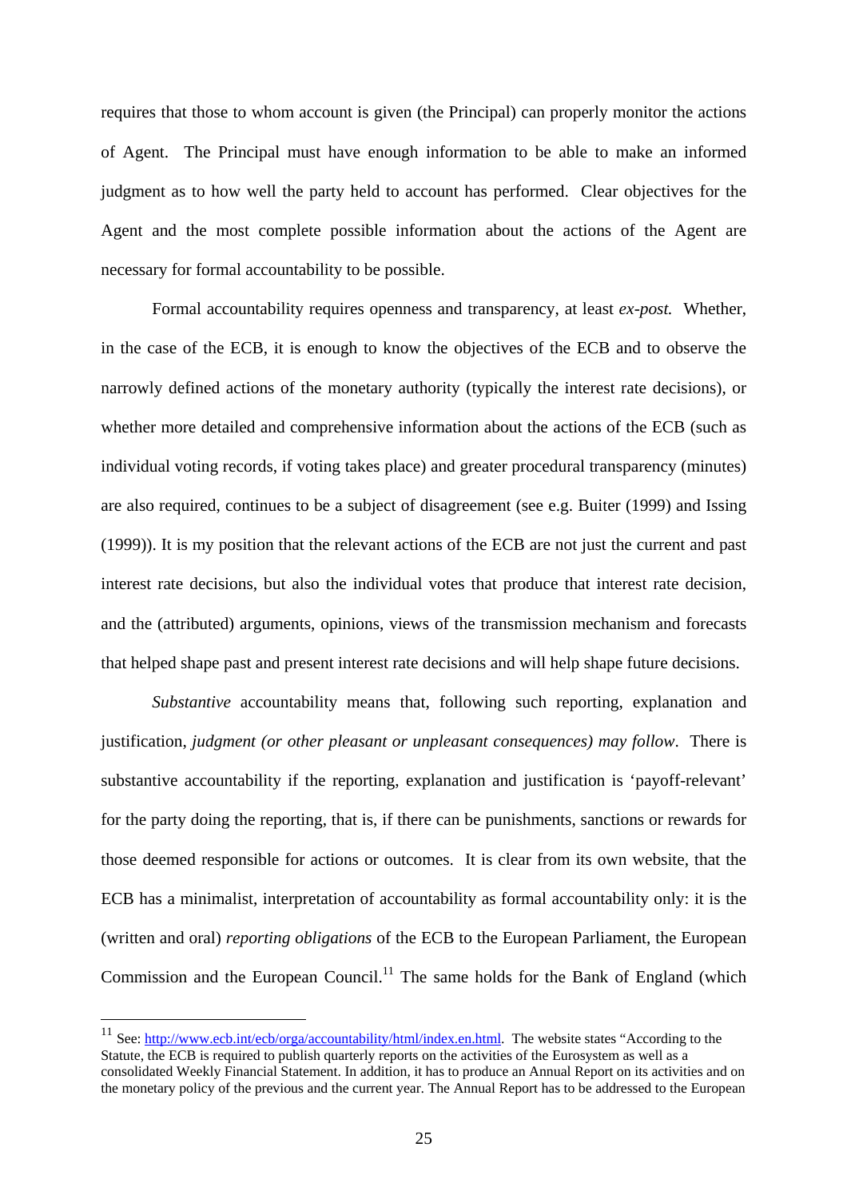requires that those to whom account is given (the Principal) can properly monitor the actions of Agent. The Principal must have enough information to be able to make an informed judgment as to how well the party held to account has performed. Clear objectives for the Agent and the most complete possible information about the actions of the Agent are necessary for formal accountability to be possible.

Formal accountability requires openness and transparency, at least *ex-post.* Whether, in the case of the ECB, it is enough to know the objectives of the ECB and to observe the narrowly defined actions of the monetary authority (typically the interest rate decisions), or whether more detailed and comprehensive information about the actions of the ECB (such as individual voting records, if voting takes place) and greater procedural transparency (minutes) are also required, continues to be a subject of disagreement (see e.g. Buiter (1999) and Issing (1999)). It is my position that the relevant actions of the ECB are not just the current and past interest rate decisions, but also the individual votes that produce that interest rate decision, and the (attributed) arguments, opinions, views of the transmission mechanism and forecasts that helped shape past and present interest rate decisions and will help shape future decisions.

*Substantive* accountability means that, following such reporting, explanation and justification, *judgment (or other pleasant or unpleasant consequences) may follow*. There is substantive accountability if the reporting, explanation and justification is 'payoff-relevant' for the party doing the reporting, that is, if there can be punishments, sanctions or rewards for those deemed responsible for actions or outcomes. It is clear from its own website, that the ECB has a minimalist, interpretation of accountability as formal accountability only: it is the (written and oral) *reporting obligations* of the ECB to the European Parliament, the European Commission and the European Council.[11] The same holds for the Bank of England (which

---

[11] See: http://www.ecb.int/ecb/orga/accountability/html/index.en.html. The website states "According to the Statute, the ECB is required to publish quarterly reports on the activities of the Eurosystem as well as a consolidated Weekly Financial Statement. In addition, it has to produce an Annual Report on its activities and on the monetary policy of the previous and the current year. The Annual Report has to be addressed to the European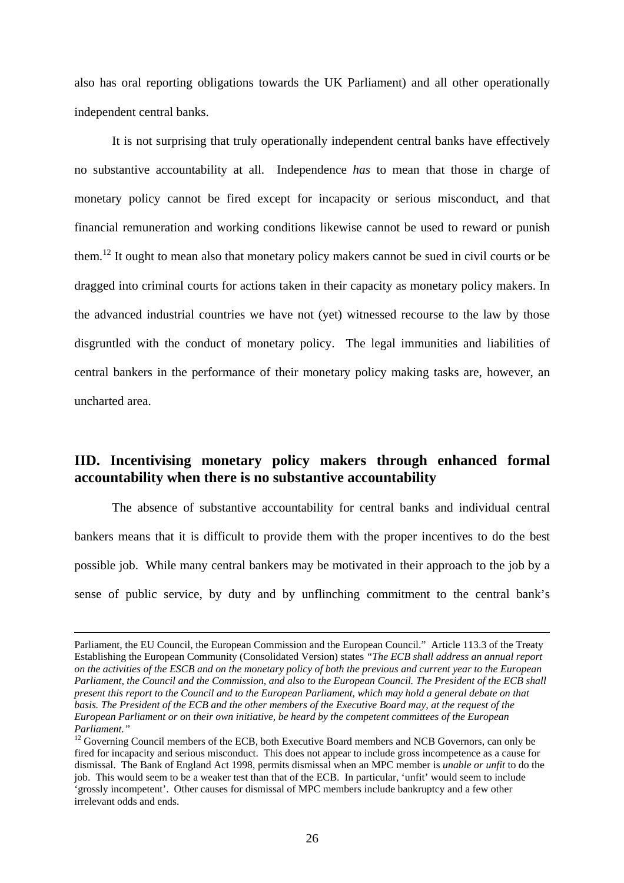also has oral reporting obligations towards the UK Parliament) and all other operationally independent central banks.

It is not surprising that truly operationally independent central banks have effectively no substantive accountability at all. Independence *has* to mean that those in charge of monetary policy cannot be fired except for incapacity or serious misconduct, and that financial remuneration and working conditions likewise cannot be used to reward or punish them.[12] It ought to mean also that monetary policy makers cannot be sued in civil courts or be dragged into criminal courts for actions taken in their capacity as monetary policy makers. In the advanced industrial countries we have not (yet) witnessed recourse to the law by those disgruntled with the conduct of monetary policy. The legal immunities and liabilities of central bankers in the performance of their monetary policy making tasks are, however, an uncharted area.

## IID. Incentivising monetary policy makers through enhanced formal accountability when there is no substantive accountability

The absence of substantive accountability for central banks and individual central bankers means that it is difficult to provide them with the proper incentives to do the best possible job. While many central bankers may be motivated in their approach to the job by a sense of public service, by duty and by unflinching commitment to the central bank's

---

Parliament, the EU Council, the European Commission and the European Council." Article 113.3 of the Treaty Establishing the European Community (Consolidated Version) states *"The ECB shall address an annual report on the activities of the ESCB and on the monetary policy of both the previous and current year to the European Parliament, the Council and the Commission, and also to the European Council. The President of the ECB shall present this report to the Council and to the European Parliament, which may hold a general debate on that basis. The President of the ECB and the other members of the Executive Board may, at the request of the European Parliament or on their own initiative, be heard by the competent committees of the European Parliament."*

[12] Governing Council members of the ECB, both Executive Board members and NCB Governors, can only be fired for incapacity and serious misconduct. This does not appear to include gross incompetence as a cause for dismissal. The Bank of England Act 1998, permits dismissal when an MPC member is *unable or unfit* to do the job. This would seem to be a weaker test than that of the ECB. In particular, 'unfit' would seem to include 'grossly incompetent'. Other causes for dismissal of MPC members include bankruptcy and a few other irrelevant odds and ends.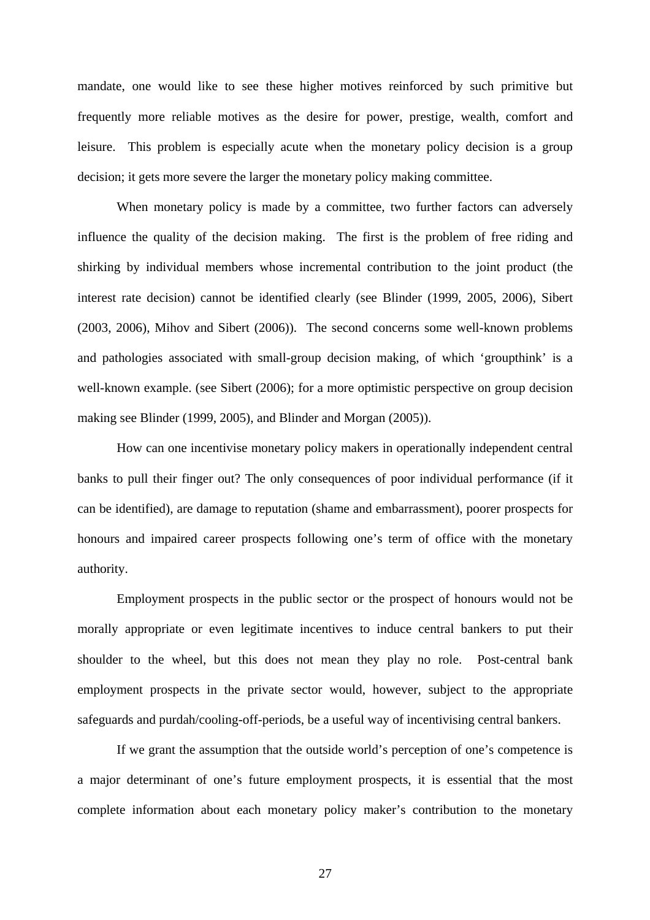mandate, one would like to see these higher motives reinforced by such primitive but frequently more reliable motives as the desire for power, prestige, wealth, comfort and leisure. This problem is especially acute when the monetary policy decision is a group decision; it gets more severe the larger the monetary policy making committee.

When monetary policy is made by a committee, two further factors can adversely influence the quality of the decision making. The first is the problem of free riding and shirking by individual members whose incremental contribution to the joint product (the interest rate decision) cannot be identified clearly (see Blinder (1999, 2005, 2006), Sibert (2003, 2006), Mihov and Sibert (2006)). The second concerns some well-known problems and pathologies associated with small-group decision making, of which 'groupthink' is a well-known example. (see Sibert (2006); for a more optimistic perspective on group decision making see Blinder (1999, 2005), and Blinder and Morgan (2005)).

How can one incentivise monetary policy makers in operationally independent central banks to pull their finger out? The only consequences of poor individual performance (if it can be identified), are damage to reputation (shame and embarrassment), poorer prospects for honours and impaired career prospects following one's term of office with the monetary authority.

Employment prospects in the public sector or the prospect of honours would not be morally appropriate or even legitimate incentives to induce central bankers to put their shoulder to the wheel, but this does not mean they play no role. Post-central bank employment prospects in the private sector would, however, subject to the appropriate safeguards and purdah/cooling-off-periods, be a useful way of incentivising central bankers.

If we grant the assumption that the outside world's perception of one's competence is a major determinant of one's future employment prospects, it is essential that the most complete information about each monetary policy maker's contribution to the monetary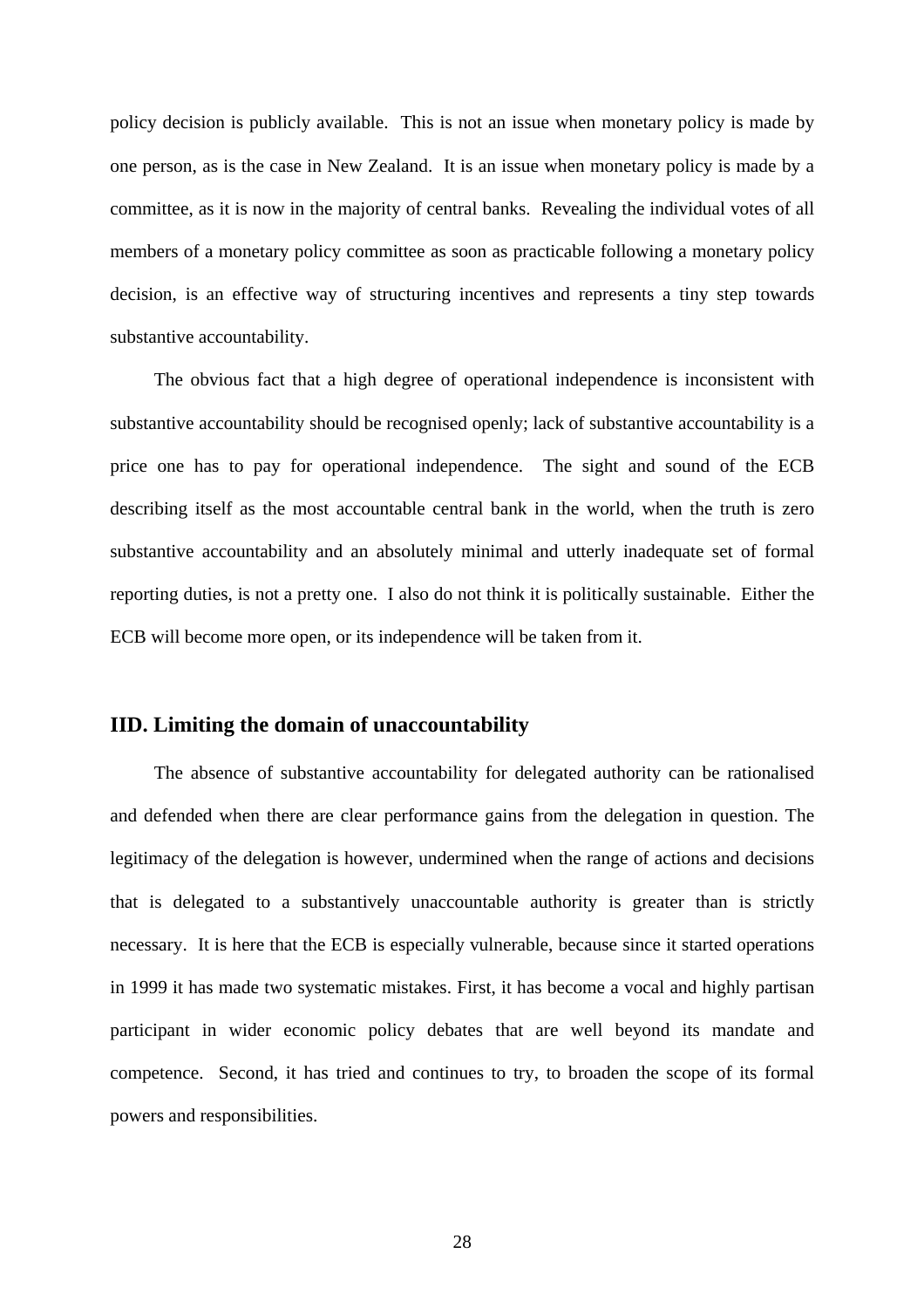policy decision is publicly available. This is not an issue when monetary policy is made by one person, as is the case in New Zealand. It is an issue when monetary policy is made by a committee, as it is now in the majority of central banks. Revealing the individual votes of all members of a monetary policy committee as soon as practicable following a monetary policy decision, is an effective way of structuring incentives and represents a tiny step towards substantive accountability.

The obvious fact that a high degree of operational independence is inconsistent with substantive accountability should be recognised openly; lack of substantive accountability is a price one has to pay for operational independence. The sight and sound of the ECB describing itself as the most accountable central bank in the world, when the truth is zero substantive accountability and an absolutely minimal and utterly inadequate set of formal reporting duties, is not a pretty one. I also do not think it is politically sustainable. Either the ECB will become more open, or its independence will be taken from it.

### IID. Limiting the domain of unaccountability

The absence of substantive accountability for delegated authority can be rationalised and defended when there are clear performance gains from the delegation in question. The legitimacy of the delegation is however, undermined when the range of actions and decisions that is delegated to a substantively unaccountable authority is greater than is strictly necessary. It is here that the ECB is especially vulnerable, because since it started operations in 1999 it has made two systematic mistakes. First, it has become a vocal and highly partisan participant in wider economic policy debates that are well beyond its mandate and competence. Second, it has tried and continues to try, to broaden the scope of its formal powers and responsibilities.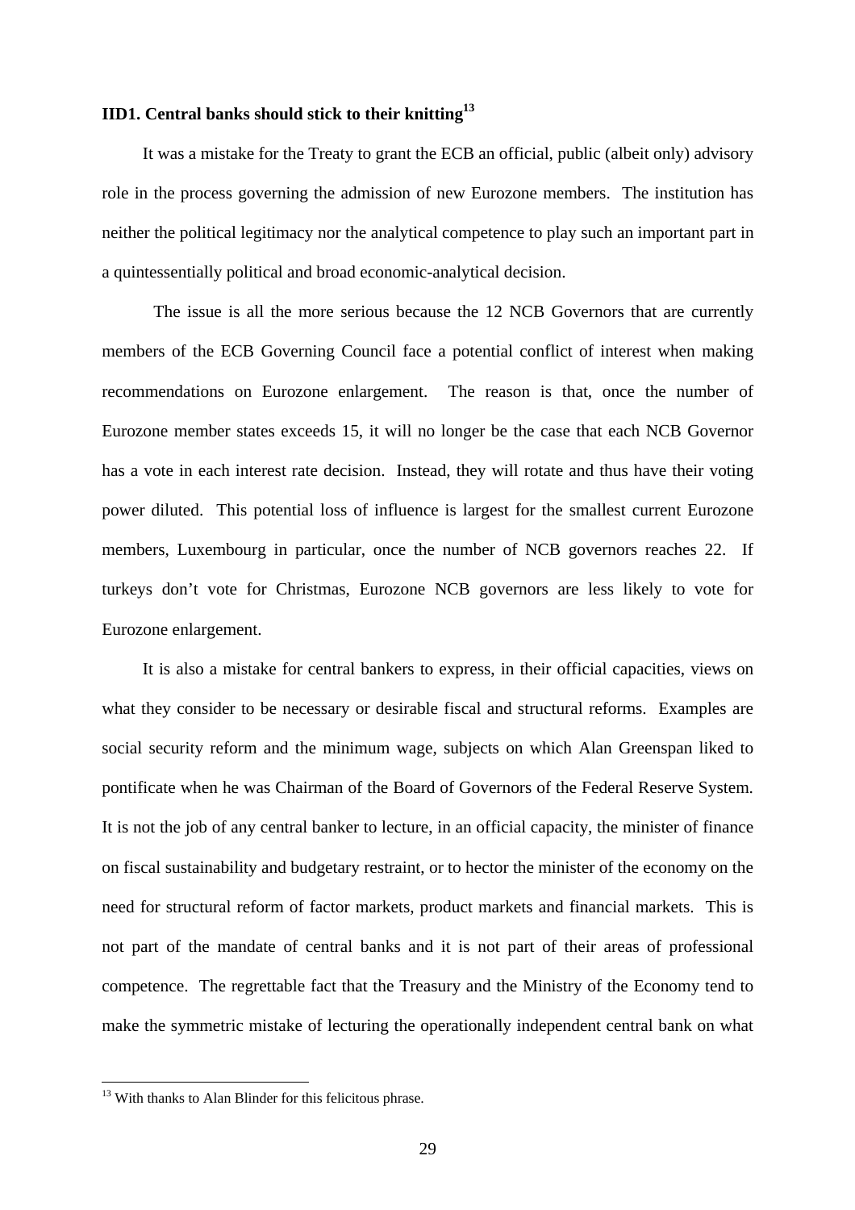### IID1. Central banks should stick to their knitting[13]

It was a mistake for the Treaty to grant the ECB an official, public (albeit only) advisory role in the process governing the admission of new Eurozone members. The institution has neither the political legitimacy nor the analytical competence to play such an important part in a quintessentially political and broad economic-analytical decision.

The issue is all the more serious because the 12 NCB Governors that are currently members of the ECB Governing Council face a potential conflict of interest when making recommendations on Eurozone enlargement. The reason is that, once the number of Eurozone member states exceeds 15, it will no longer be the case that each NCB Governor has a vote in each interest rate decision. Instead, they will rotate and thus have their voting power diluted. This potential loss of influence is largest for the smallest current Eurozone members, Luxembourg in particular, once the number of NCB governors reaches 22. If turkeys don't vote for Christmas, Eurozone NCB governors are less likely to vote for Eurozone enlargement.

It is also a mistake for central bankers to express, in their official capacities, views on what they consider to be necessary or desirable fiscal and structural reforms. Examples are social security reform and the minimum wage, subjects on which Alan Greenspan liked to pontificate when he was Chairman of the Board of Governors of the Federal Reserve System. It is not the job of any central banker to lecture, in an official capacity, the minister of finance on fiscal sustainability and budgetary restraint, or to hector the minister of the economy on the need for structural reform of factor markets, product markets and financial markets. This is not part of the mandate of central banks and it is not part of their areas of professional competence. The regrettable fact that the Treasury and the Ministry of the Economy tend to make the symmetric mistake of lecturing the operationally independent central bank on what

---

[13] With thanks to Alan Blinder for this felicitous phrase.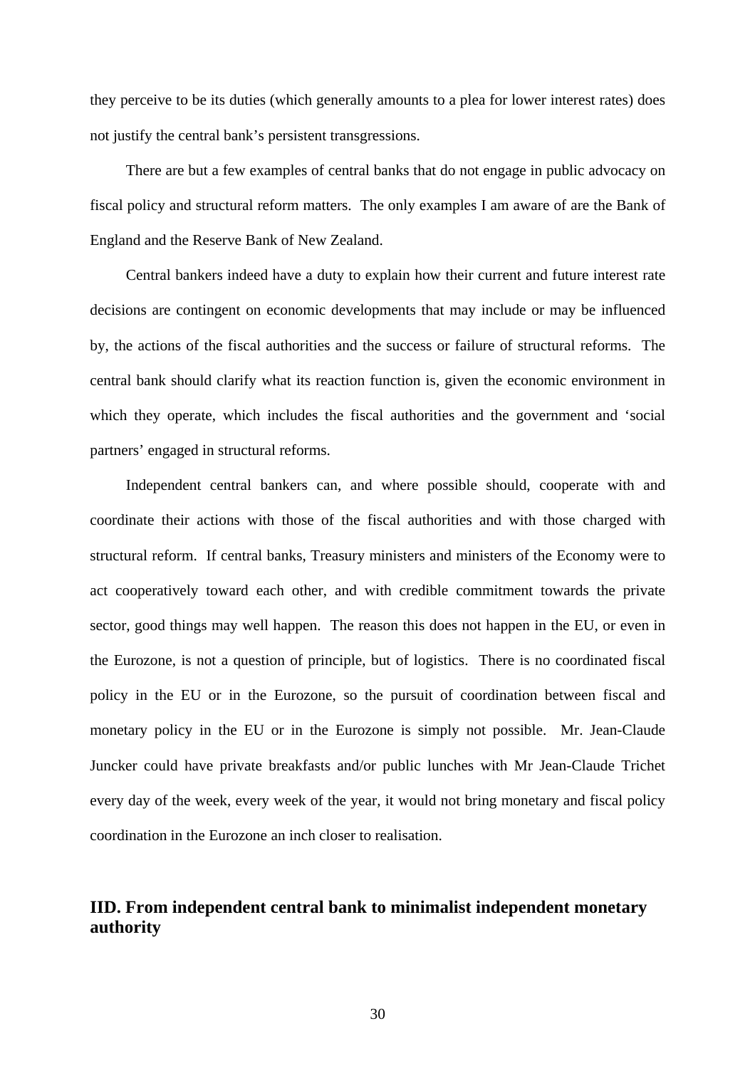they perceive to be its duties (which generally amounts to a plea for lower interest rates) does not justify the central bank's persistent transgressions.

There are but a few examples of central banks that do not engage in public advocacy on fiscal policy and structural reform matters. The only examples I am aware of are the Bank of England and the Reserve Bank of New Zealand.

Central bankers indeed have a duty to explain how their current and future interest rate decisions are contingent on economic developments that may include or may be influenced by, the actions of the fiscal authorities and the success or failure of structural reforms. The central bank should clarify what its reaction function is, given the economic environment in which they operate, which includes the fiscal authorities and the government and 'social partners' engaged in structural reforms.

Independent central bankers can, and where possible should, cooperate with and coordinate their actions with those of the fiscal authorities and with those charged with structural reform. If central banks, Treasury ministers and ministers of the Economy were to act cooperatively toward each other, and with credible commitment towards the private sector, good things may well happen. The reason this does not happen in the EU, or even in the Eurozone, is not a question of principle, but of logistics. There is no coordinated fiscal policy in the EU or in the Eurozone, so the pursuit of coordination between fiscal and monetary policy in the EU or in the Eurozone is simply not possible. Mr. Jean-Claude Juncker could have private breakfasts and/or public lunches with Mr Jean-Claude Trichet every day of the week, every week of the year, it would not bring monetary and fiscal policy coordination in the Eurozone an inch closer to realisation.

## IID. From independent central bank to minimalist independent monetary authority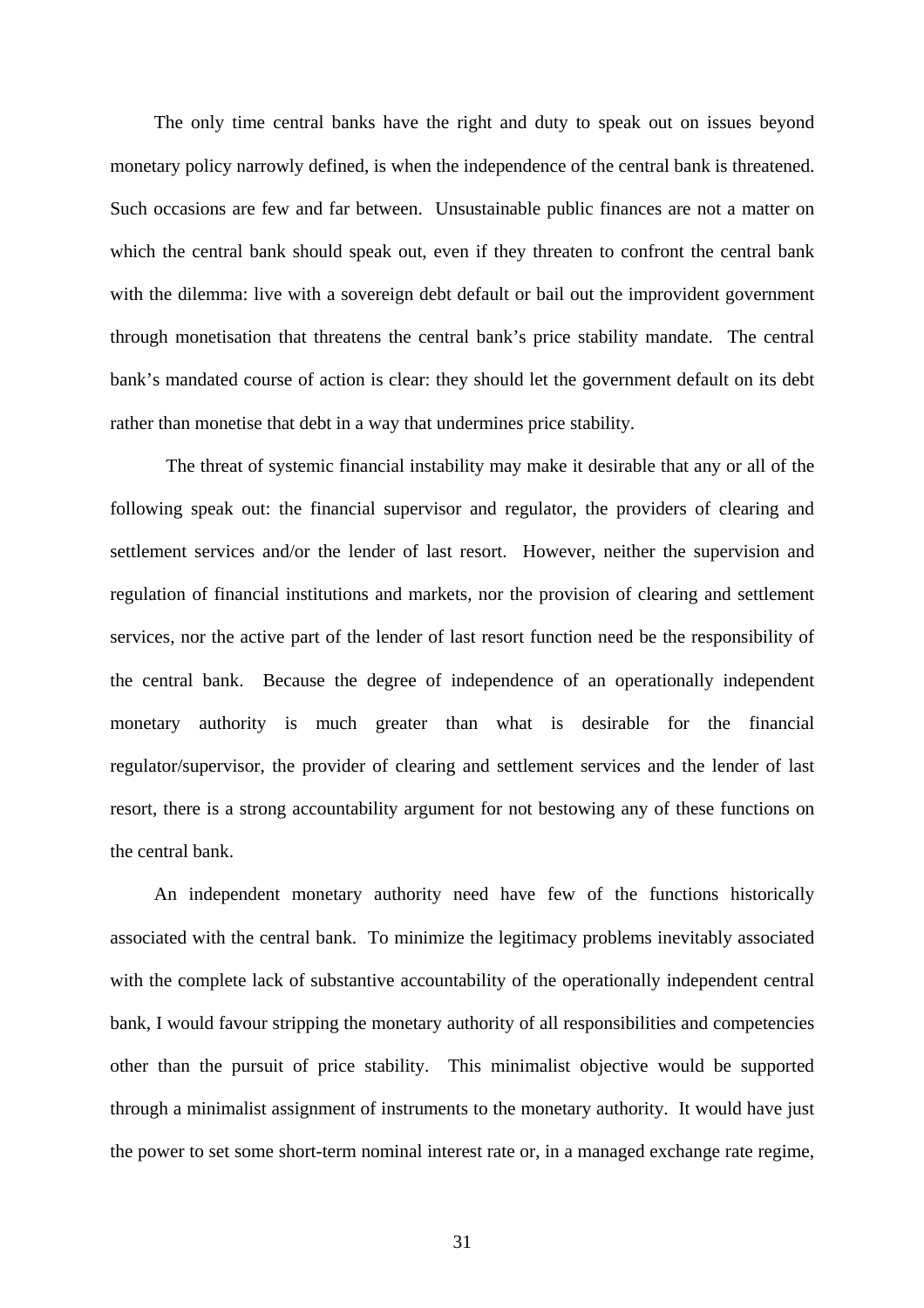The only time central banks have the right and duty to speak out on issues beyond monetary policy narrowly defined, is when the independence of the central bank is threatened. Such occasions are few and far between. Unsustainable public finances are not a matter on which the central bank should speak out, even if they threaten to confront the central bank with the dilemma: live with a sovereign debt default or bail out the improvident government through monetisation that threatens the central bank's price stability mandate. The central bank's mandated course of action is clear: they should let the government default on its debt rather than monetise that debt in a way that undermines price stability.

The threat of systemic financial instability may make it desirable that any or all of the following speak out: the financial supervisor and regulator, the providers of clearing and settlement services and/or the lender of last resort. However, neither the supervision and regulation of financial institutions and markets, nor the provision of clearing and settlement services, nor the active part of the lender of last resort function need be the responsibility of the central bank. Because the degree of independence of an operationally independent monetary authority is much greater than what is desirable for the financial regulator/supervisor, the provider of clearing and settlement services and the lender of last resort, there is a strong accountability argument for not bestowing any of these functions on the central bank.

An independent monetary authority need have few of the functions historically associated with the central bank. To minimize the legitimacy problems inevitably associated with the complete lack of substantive accountability of the operationally independent central bank, I would favour stripping the monetary authority of all responsibilities and competencies other than the pursuit of price stability. This minimalist objective would be supported through a minimalist assignment of instruments to the monetary authority. It would have just the power to set some short-term nominal interest rate or, in a managed exchange rate regime,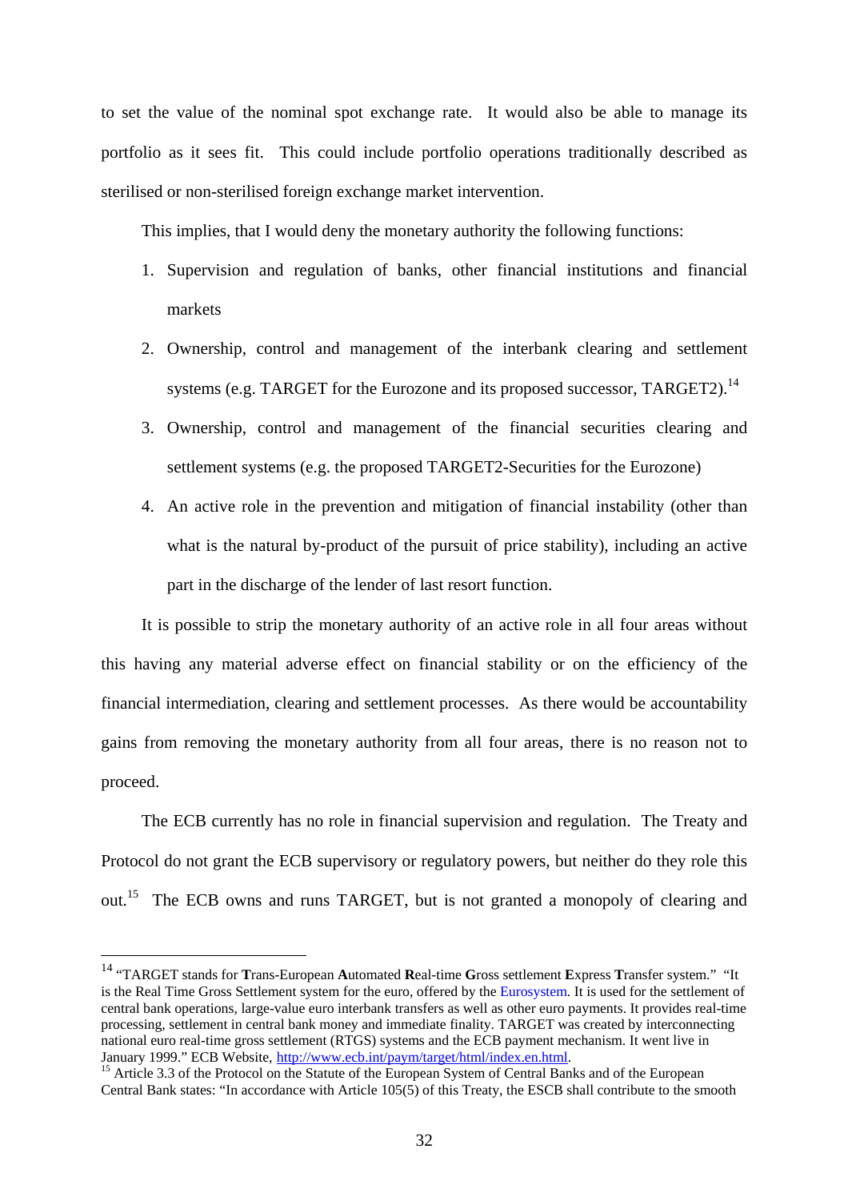to set the value of the nominal spot exchange rate. It would also be able to manage its portfolio as it sees fit. This could include portfolio operations traditionally described as sterilised or non-sterilised foreign exchange market intervention.

This implies, that I would deny the monetary authority the following functions:

1. Supervision and regulation of banks, other financial institutions and financial markets
2. Ownership, control and management of the interbank clearing and settlement systems (e.g. TARGET for the Eurozone and its proposed successor, TARGET2).[14]
3. Ownership, control and management of the financial securities clearing and settlement systems (e.g. the proposed TARGET2-Securities for the Eurozone)
4. An active role in the prevention and mitigation of financial instability (other than what is the natural by-product of the pursuit of price stability), including an active part in the discharge of the lender of last resort function.

It is possible to strip the monetary authority of an active role in all four areas without this having any material adverse effect on financial stability or on the efficiency of the financial intermediation, clearing and settlement processes. As there would be accountability gains from removing the monetary authority from all four areas, there is no reason not to proceed.

The ECB currently has no role in financial supervision and regulation. The Treaty and Protocol do not grant the ECB supervisory or regulatory powers, but neither do they role this out.[15] The ECB owns and runs TARGET, but is not granted a monopoly of clearing and

---

[14] "TARGET stands for **T**rans-European **A**utomated **R**eal-time **G**ross settlement **E**xpress **T**ransfer system." "It is the Real Time Gross Settlement system for the euro, offered by the Eurosystem. It is used for the settlement of central bank operations, large-value euro interbank transfers as well as other euro payments. It provides real-time processing, settlement in central bank money and immediate finality. TARGET was created by interconnecting national euro real-time gross settlement (RTGS) systems and the ECB payment mechanism. It went live in January 1999." ECB Website, http://www.ecb.int/paym/target/html/index.en.html.

[15] Article 3.3 of the Protocol on the Statute of the European System of Central Banks and of the European Central Bank states: "In accordance with Article 105(5) of this Treaty, the ESCB shall contribute to the smooth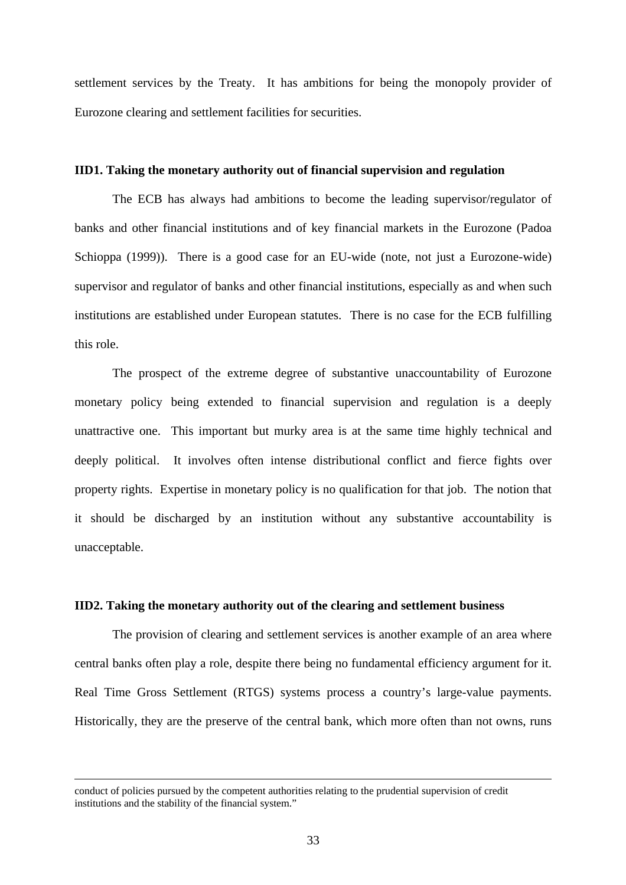settlement services by the Treaty. It has ambitions for being the monopoly provider of Eurozone clearing and settlement facilities for securities.

**IID1. Taking the monetary authority out of financial supervision and regulation**

The ECB has always had ambitions to become the leading supervisor/regulator of banks and other financial institutions and of key financial markets in the Eurozone (Padoa Schioppa (1999)). There is a good case for an EU-wide (note, not just a Eurozone-wide) supervisor and regulator of banks and other financial institutions, especially as and when such institutions are established under European statutes. There is no case for the ECB fulfilling this role.

The prospect of the extreme degree of substantive unaccountability of Eurozone monetary policy being extended to financial supervision and regulation is a deeply unattractive one. This important but murky area is at the same time highly technical and deeply political. It involves often intense distributional conflict and fierce fights over property rights. Expertise in monetary policy is no qualification for that job. The notion that it should be discharged by an institution without any substantive accountability is unacceptable.

**IID2. Taking the monetary authority out of the clearing and settlement business**

The provision of clearing and settlement services is another example of an area where central banks often play a role, despite there being no fundamental efficiency argument for it. Real Time Gross Settlement (RTGS) systems process a country's large-value payments. Historically, they are the preserve of the central bank, which more often than not owns, runs

conduct of policies pursued by the competent authorities relating to the prudential supervision of credit institutions and the stability of the financial system."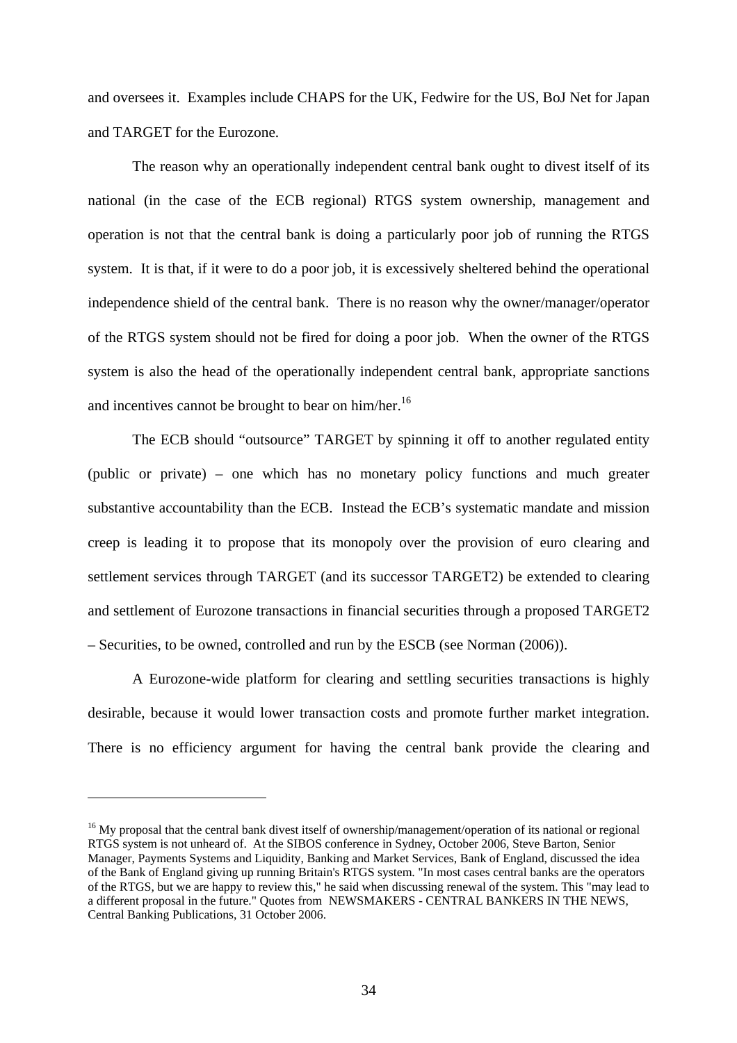and oversees it. Examples include CHAPS for the UK, Fedwire for the US, BoJ Net for Japan and TARGET for the Eurozone.

The reason why an operationally independent central bank ought to divest itself of its national (in the case of the ECB regional) RTGS system ownership, management and operation is not that the central bank is doing a particularly poor job of running the RTGS system. It is that, if it were to do a poor job, it is excessively sheltered behind the operational independence shield of the central bank. There is no reason why the owner/manager/operator of the RTGS system should not be fired for doing a poor job. When the owner of the RTGS system is also the head of the operationally independent central bank, appropriate sanctions and incentives cannot be brought to bear on him/her.[16]

The ECB should "outsource" TARGET by spinning it off to another regulated entity (public or private) – one which has no monetary policy functions and much greater substantive accountability than the ECB. Instead the ECB's systematic mandate and mission creep is leading it to propose that its monopoly over the provision of euro clearing and settlement services through TARGET (and its successor TARGET2) be extended to clearing and settlement of Eurozone transactions in financial securities through a proposed TARGET2 – Securities, to be owned, controlled and run by the ESCB (see Norman (2006)).

A Eurozone-wide platform for clearing and settling securities transactions is highly desirable, because it would lower transaction costs and promote further market integration. There is no efficiency argument for having the central bank provide the clearing and

---

[16] My proposal that the central bank divest itself of ownership/management/operation of its national or regional RTGS system is not unheard of. At the SIBOS conference in Sydney, October 2006, Steve Barton, Senior Manager, Payments Systems and Liquidity, Banking and Market Services, Bank of England, discussed the idea of the Bank of England giving up running Britain's RTGS system. "In most cases central banks are the operators of the RTGS, but we are happy to review this," he said when discussing renewal of the system. This "may lead to a different proposal in the future." Quotes from NEWSMAKERS - CENTRAL BANKERS IN THE NEWS, Central Banking Publications, 31 October 2006.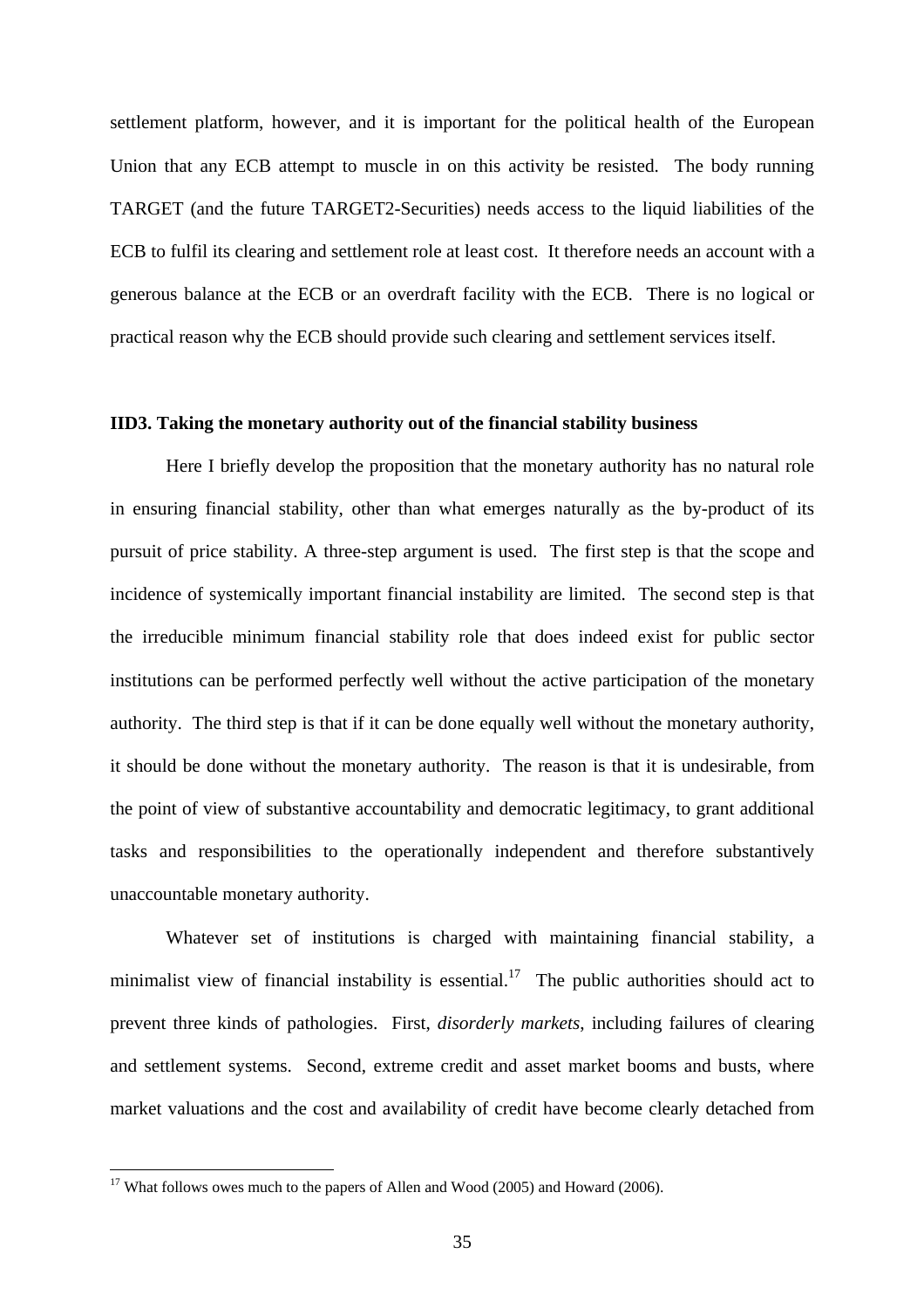settlement platform, however, and it is important for the political health of the European Union that any ECB attempt to muscle in on this activity be resisted. The body running TARGET (and the future TARGET2-Securities) needs access to the liquid liabilities of the ECB to fulfil its clearing and settlement role at least cost. It therefore needs an account with a generous balance at the ECB or an overdraft facility with the ECB. There is no logical or practical reason why the ECB should provide such clearing and settlement services itself.

### IID3. Taking the monetary authority out of the financial stability business

Here I briefly develop the proposition that the monetary authority has no natural role in ensuring financial stability, other than what emerges naturally as the by-product of its pursuit of price stability. A three-step argument is used. The first step is that the scope and incidence of systemically important financial instability are limited. The second step is that the irreducible minimum financial stability role that does indeed exist for public sector institutions can be performed perfectly well without the active participation of the monetary authority. The third step is that if it can be done equally well without the monetary authority, it should be done without the monetary authority. The reason is that it is undesirable, from the point of view of substantive accountability and democratic legitimacy, to grant additional tasks and responsibilities to the operationally independent and therefore substantively unaccountable monetary authority.

Whatever set of institutions is charged with maintaining financial stability, a minimalist view of financial instability is essential.[17] The public authorities should act to prevent three kinds of pathologies. First, *disorderly markets*, including failures of clearing and settlement systems. Second, extreme credit and asset market booms and busts, where market valuations and the cost and availability of credit have become clearly detached from

[17] What follows owes much to the papers of Allen and Wood (2005) and Howard (2006).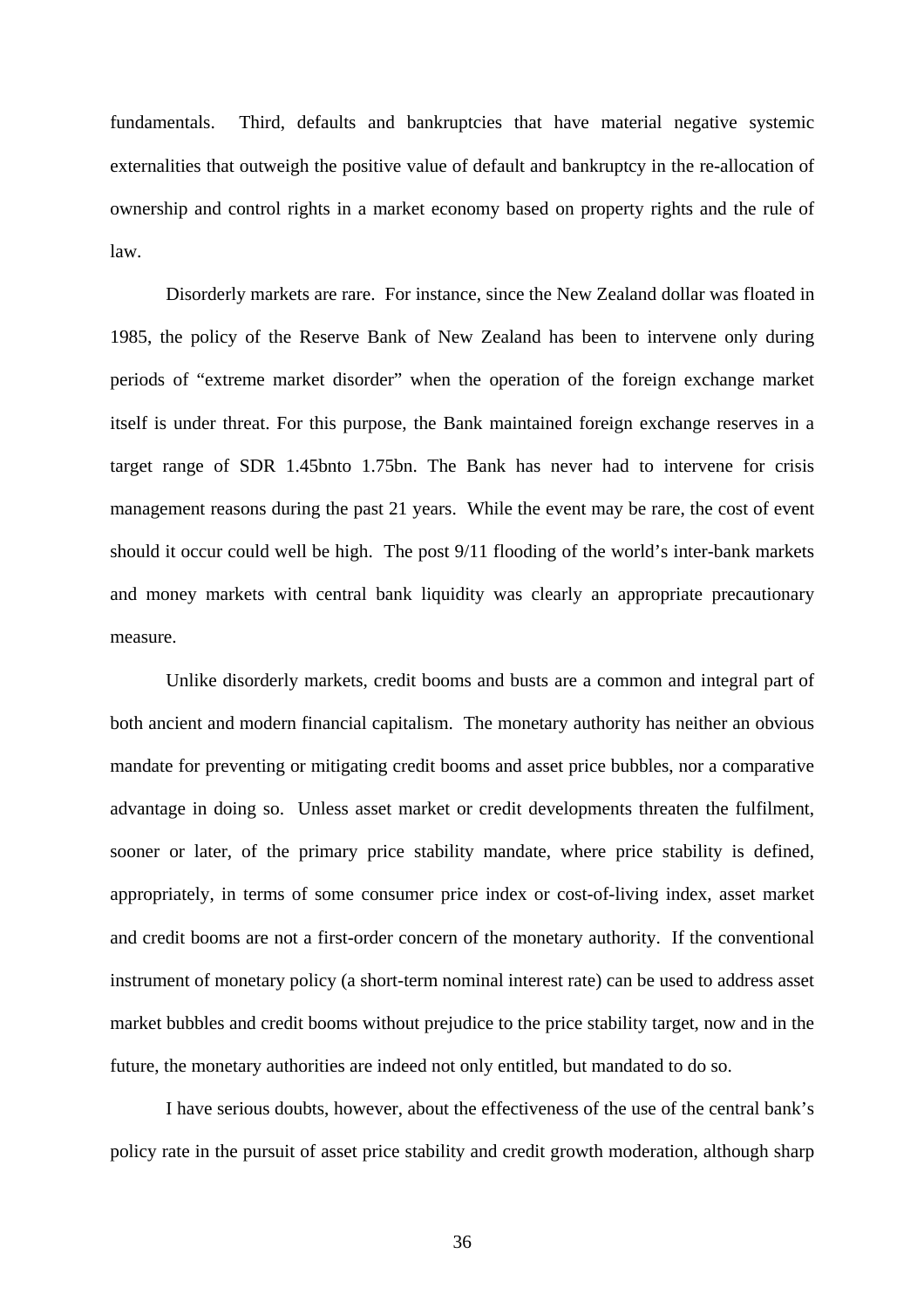fundamentals. Third, defaults and bankruptcies that have material negative systemic externalities that outweigh the positive value of default and bankruptcy in the re-allocation of ownership and control rights in a market economy based on property rights and the rule of law.

Disorderly markets are rare. For instance, since the New Zealand dollar was floated in 1985, the policy of the Reserve Bank of New Zealand has been to intervene only during periods of "extreme market disorder" when the operation of the foreign exchange market itself is under threat. For this purpose, the Bank maintained foreign exchange reserves in a target range of SDR 1.45bnto 1.75bn. The Bank has never had to intervene for crisis management reasons during the past 21 years. While the event may be rare, the cost of event should it occur could well be high. The post 9/11 flooding of the world's inter-bank markets and money markets with central bank liquidity was clearly an appropriate precautionary measure.

Unlike disorderly markets, credit booms and busts are a common and integral part of both ancient and modern financial capitalism. The monetary authority has neither an obvious mandate for preventing or mitigating credit booms and asset price bubbles, nor a comparative advantage in doing so. Unless asset market or credit developments threaten the fulfilment, sooner or later, of the primary price stability mandate, where price stability is defined, appropriately, in terms of some consumer price index or cost-of-living index, asset market and credit booms are not a first-order concern of the monetary authority. If the conventional instrument of monetary policy (a short-term nominal interest rate) can be used to address asset market bubbles and credit booms without prejudice to the price stability target, now and in the future, the monetary authorities are indeed not only entitled, but mandated to do so.

I have serious doubts, however, about the effectiveness of the use of the central bank's policy rate in the pursuit of asset price stability and credit growth moderation, although sharp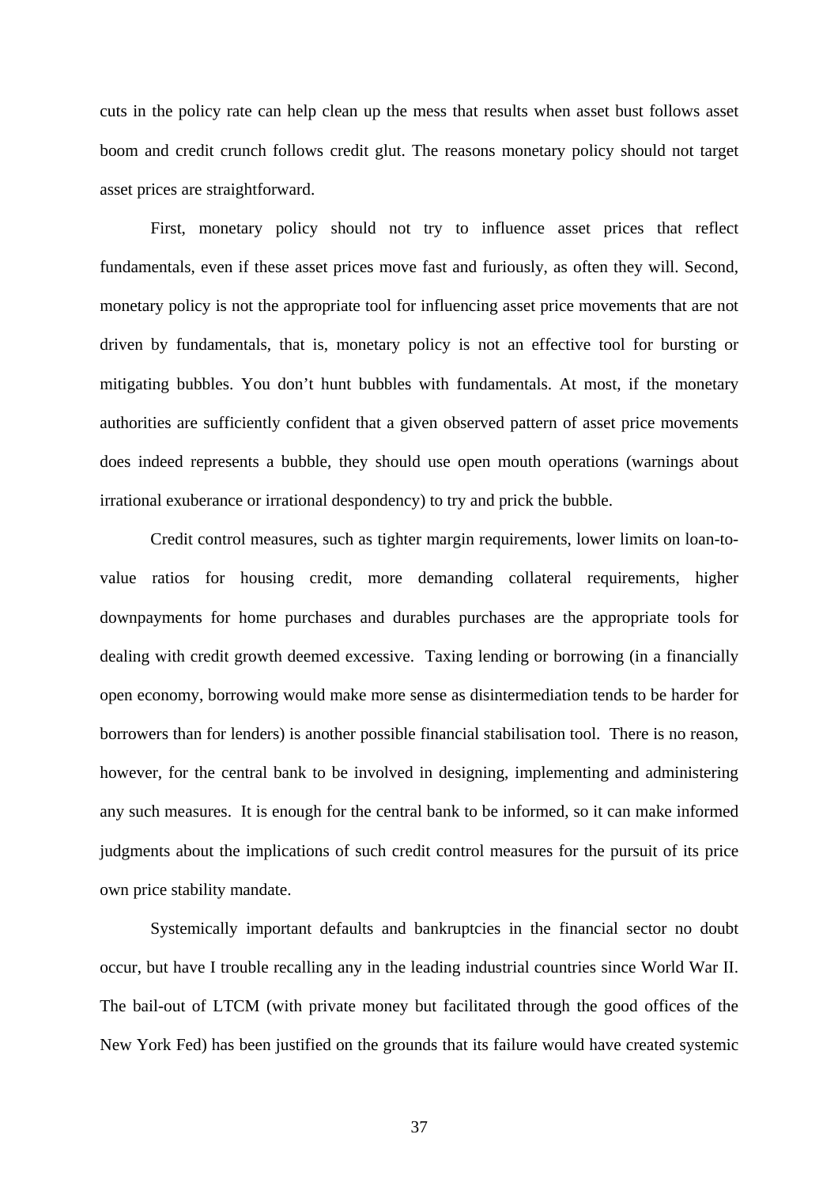cuts in the policy rate can help clean up the mess that results when asset bust follows asset boom and credit crunch follows credit glut. The reasons monetary policy should not target asset prices are straightforward.

First, monetary policy should not try to influence asset prices that reflect fundamentals, even if these asset prices move fast and furiously, as often they will. Second, monetary policy is not the appropriate tool for influencing asset price movements that are not driven by fundamentals, that is, monetary policy is not an effective tool for bursting or mitigating bubbles. You don't hunt bubbles with fundamentals. At most, if the monetary authorities are sufficiently confident that a given observed pattern of asset price movements does indeed represents a bubble, they should use open mouth operations (warnings about irrational exuberance or irrational despondency) to try and prick the bubble.

Credit control measures, such as tighter margin requirements, lower limits on loan-to-value ratios for housing credit, more demanding collateral requirements, higher downpayments for home purchases and durables purchases are the appropriate tools for dealing with credit growth deemed excessive. Taxing lending or borrowing (in a financially open economy, borrowing would make more sense as disintermediation tends to be harder for borrowers than for lenders) is another possible financial stabilisation tool. There is no reason, however, for the central bank to be involved in designing, implementing and administering any such measures. It is enough for the central bank to be informed, so it can make informed judgments about the implications of such credit control measures for the pursuit of its price own price stability mandate.

Systemically important defaults and bankruptcies in the financial sector no doubt occur, but have I trouble recalling any in the leading industrial countries since World War II. The bail-out of LTCM (with private money but facilitated through the good offices of the New York Fed) has been justified on the grounds that its failure would have created systemic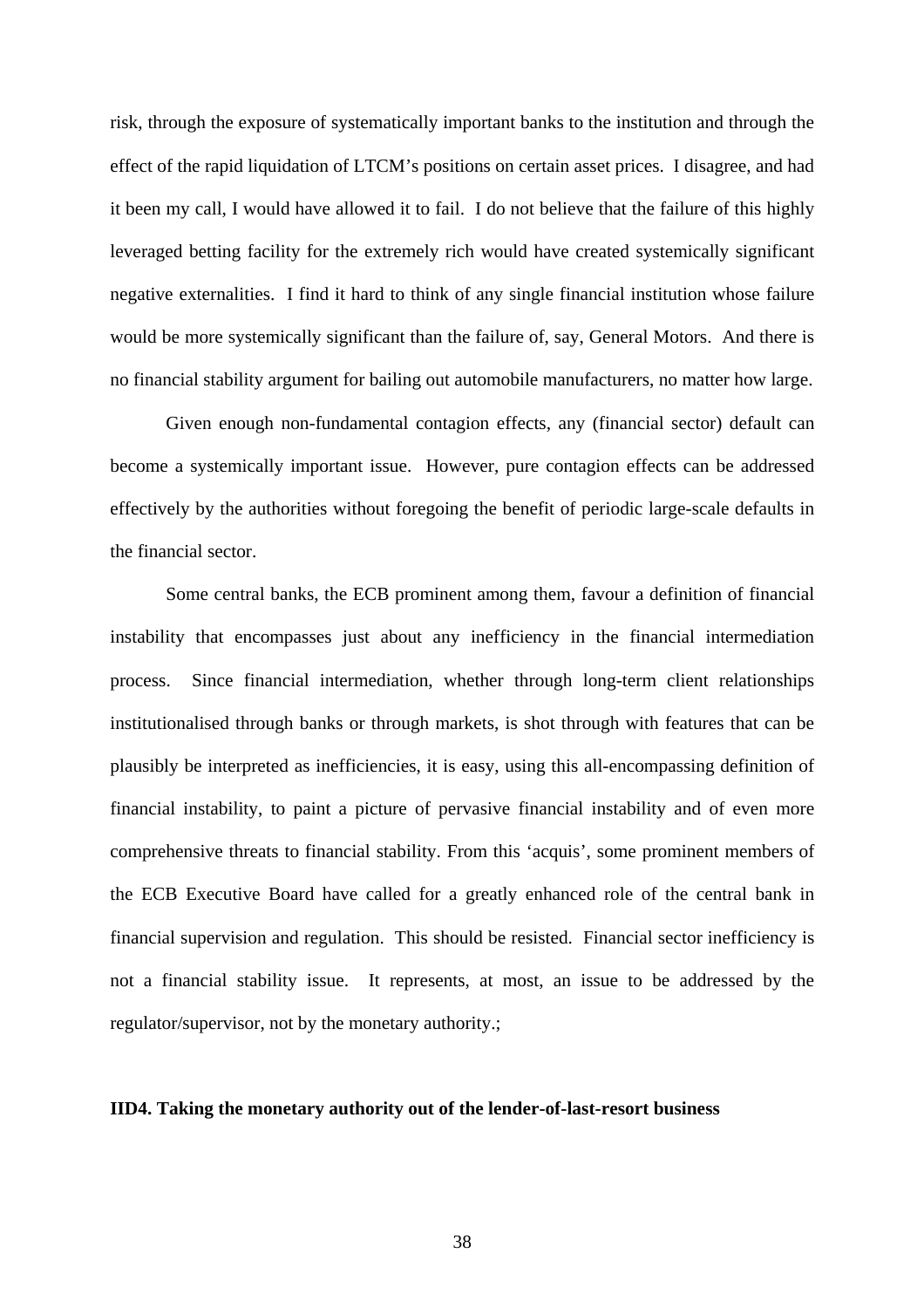risk, through the exposure of systematically important banks to the institution and through the effect of the rapid liquidation of LTCM's positions on certain asset prices. I disagree, and had it been my call, I would have allowed it to fail. I do not believe that the failure of this highly leveraged betting facility for the extremely rich would have created systemically significant negative externalities. I find it hard to think of any single financial institution whose failure would be more systemically significant than the failure of, say, General Motors. And there is no financial stability argument for bailing out automobile manufacturers, no matter how large.

Given enough non-fundamental contagion effects, any (financial sector) default can become a systemically important issue. However, pure contagion effects can be addressed effectively by the authorities without foregoing the benefit of periodic large-scale defaults in the financial sector.

Some central banks, the ECB prominent among them, favour a definition of financial instability that encompasses just about any inefficiency in the financial intermediation process. Since financial intermediation, whether through long-term client relationships institutionalised through banks or through markets, is shot through with features that can be plausibly be interpreted as inefficiencies, it is easy, using this all-encompassing definition of financial instability, to paint a picture of pervasive financial instability and of even more comprehensive threats to financial stability. From this 'acquis', some prominent members of the ECB Executive Board have called for a greatly enhanced role of the central bank in financial supervision and regulation. This should be resisted. Financial sector inefficiency is not a financial stability issue. It represents, at most, an issue to be addressed by the regulator/supervisor, not by the monetary authority.;

**IID4. Taking the monetary authority out of the lender-of-last-resort business**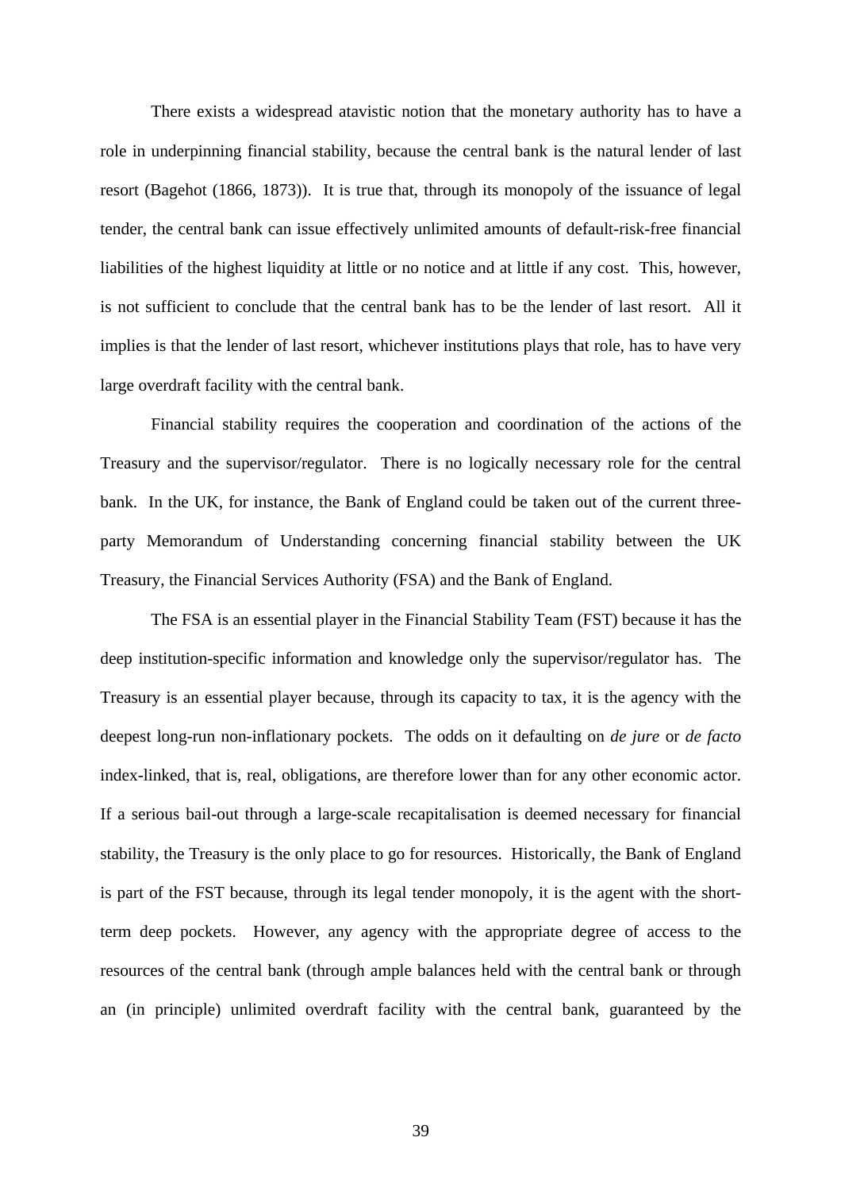There exists a widespread atavistic notion that the monetary authority has to have a role in underpinning financial stability, because the central bank is the natural lender of last resort (Bagehot (1866, 1873)). It is true that, through its monopoly of the issuance of legal tender, the central bank can issue effectively unlimited amounts of default-risk-free financial liabilities of the highest liquidity at little or no notice and at little if any cost. This, however, is not sufficient to conclude that the central bank has to be the lender of last resort. All it implies is that the lender of last resort, whichever institutions plays that role, has to have very large overdraft facility with the central bank.

Financial stability requires the cooperation and coordination of the actions of the Treasury and the supervisor/regulator. There is no logically necessary role for the central bank. In the UK, for instance, the Bank of England could be taken out of the current three-party Memorandum of Understanding concerning financial stability between the UK Treasury, the Financial Services Authority (FSA) and the Bank of England.

The FSA is an essential player in the Financial Stability Team (FST) because it has the deep institution-specific information and knowledge only the supervisor/regulator has. The Treasury is an essential player because, through its capacity to tax, it is the agency with the deepest long-run non-inflationary pockets. The odds on it defaulting on *de jure* or *de facto* index-linked, that is, real, obligations, are therefore lower than for any other economic actor. If a serious bail-out through a large-scale recapitalisation is deemed necessary for financial stability, the Treasury is the only place to go for resources. Historically, the Bank of England is part of the FST because, through its legal tender monopoly, it is the agent with the short-term deep pockets. However, any agency with the appropriate degree of access to the resources of the central bank (through ample balances held with the central bank or through an (in principle) unlimited overdraft facility with the central bank, guaranteed by the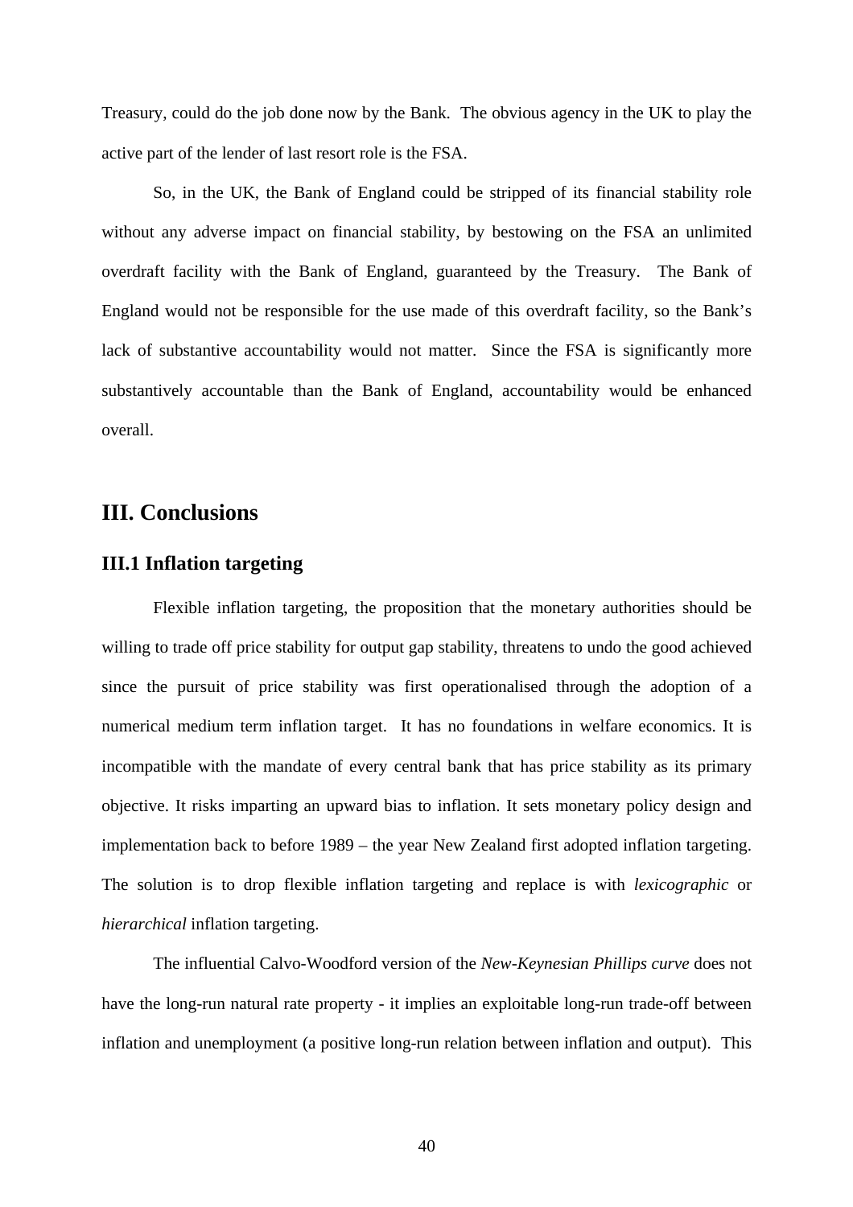Treasury, could do the job done now by the Bank. The obvious agency in the UK to play the active part of the lender of last resort role is the FSA.

So, in the UK, the Bank of England could be stripped of its financial stability role without any adverse impact on financial stability, by bestowing on the FSA an unlimited overdraft facility with the Bank of England, guaranteed by the Treasury. The Bank of England would not be responsible for the use made of this overdraft facility, so the Bank's lack of substantive accountability would not matter. Since the FSA is significantly more substantively accountable than the Bank of England, accountability would be enhanced overall.

# III. Conclusions

## III.1 Inflation targeting

Flexible inflation targeting, the proposition that the monetary authorities should be willing to trade off price stability for output gap stability, threatens to undo the good achieved since the pursuit of price stability was first operationalised through the adoption of a numerical medium term inflation target. It has no foundations in welfare economics. It is incompatible with the mandate of every central bank that has price stability as its primary objective. It risks imparting an upward bias to inflation. It sets monetary policy design and implementation back to before 1989 – the year New Zealand first adopted inflation targeting. The solution is to drop flexible inflation targeting and replace is with *lexicographic* or *hierarchical* inflation targeting.

The influential Calvo-Woodford version of the *New-Keynesian Phillips curve* does not have the long-run natural rate property - it implies an exploitable long-run trade-off between inflation and unemployment (a positive long-run relation between inflation and output). This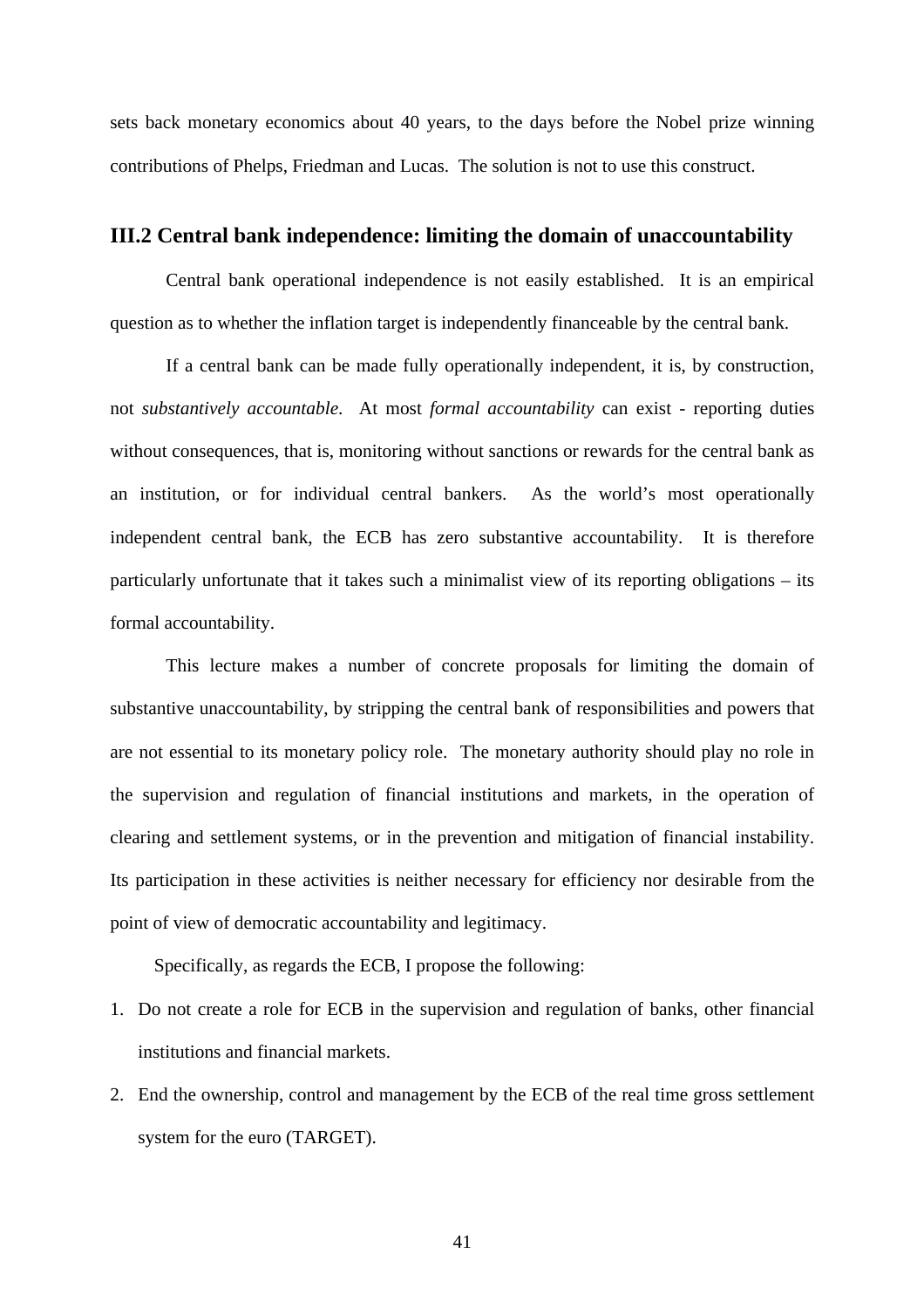sets back monetary economics about 40 years, to the days before the Nobel prize winning contributions of Phelps, Friedman and Lucas. The solution is not to use this construct.

### III.2 Central bank independence: limiting the domain of unaccountability

Central bank operational independence is not easily established. It is an empirical question as to whether the inflation target is independently financeable by the central bank.

If a central bank can be made fully operationally independent, it is, by construction, not *substantively accountable*. At most *formal accountability* can exist - reporting duties without consequences, that is, monitoring without sanctions or rewards for the central bank as an institution, or for individual central bankers. As the world's most operationally independent central bank, the ECB has zero substantive accountability. It is therefore particularly unfortunate that it takes such a minimalist view of its reporting obligations – its formal accountability.

This lecture makes a number of concrete proposals for limiting the domain of substantive unaccountability, by stripping the central bank of responsibilities and powers that are not essential to its monetary policy role. The monetary authority should play no role in the supervision and regulation of financial institutions and markets, in the operation of clearing and settlement systems, or in the prevention and mitigation of financial instability. Its participation in these activities is neither necessary for efficiency nor desirable from the point of view of democratic accountability and legitimacy.

Specifically, as regards the ECB, I propose the following:

1. Do not create a role for ECB in the supervision and regulation of banks, other financial institutions and financial markets.
2. End the ownership, control and management by the ECB of the real time gross settlement system for the euro (TARGET).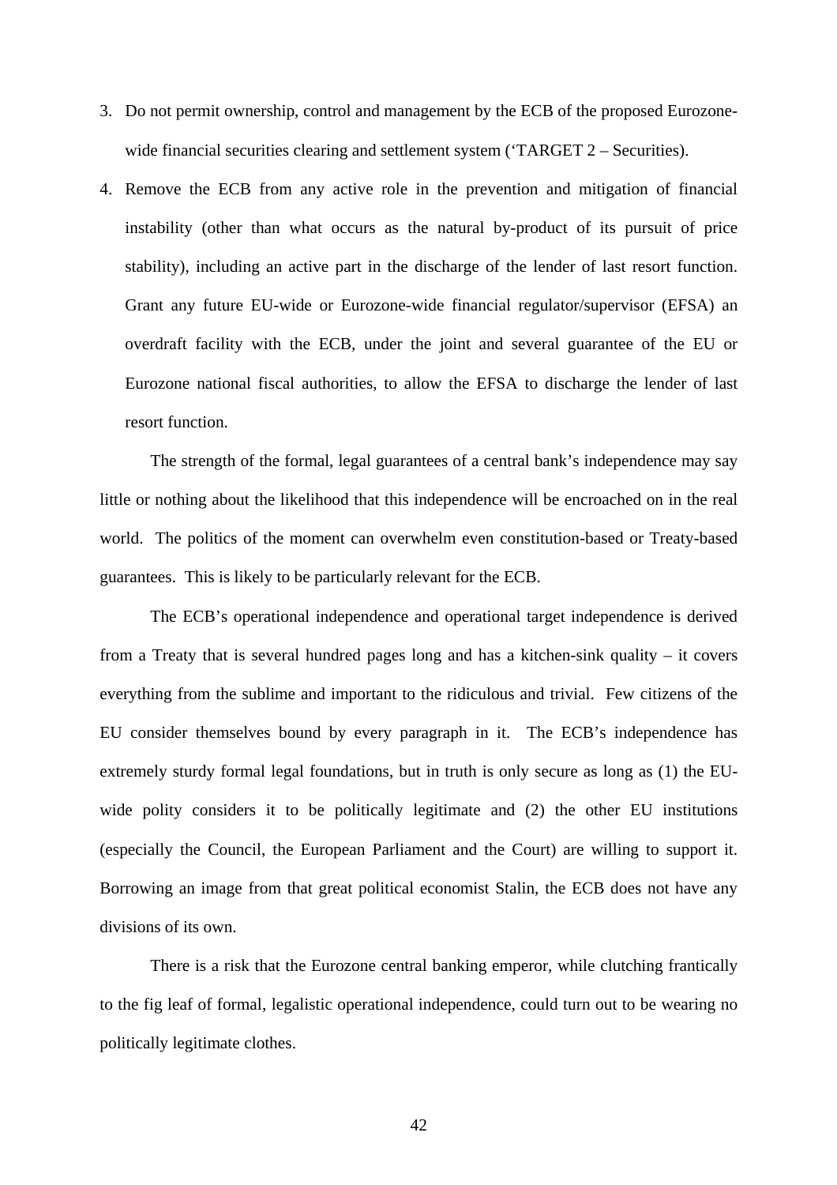3. Do not permit ownership, control and management by the ECB of the proposed Eurozone-wide financial securities clearing and settlement system (‘TARGET 2 – Securities).
4. Remove the ECB from any active role in the prevention and mitigation of financial instability (other than what occurs as the natural by-product of its pursuit of price stability), including an active part in the discharge of the lender of last resort function. Grant any future EU-wide or Eurozone-wide financial regulator/supervisor (EFSA) an overdraft facility with the ECB, under the joint and several guarantee of the EU or Eurozone national fiscal authorities, to allow the EFSA to discharge the lender of last resort function.

The strength of the formal, legal guarantees of a central bank’s independence may say little or nothing about the likelihood that this independence will be encroached on in the real world. The politics of the moment can overwhelm even constitution-based or Treaty-based guarantees. This is likely to be particularly relevant for the ECB.

The ECB’s operational independence and operational target independence is derived from a Treaty that is several hundred pages long and has a kitchen-sink quality – it covers everything from the sublime and important to the ridiculous and trivial. Few citizens of the EU consider themselves bound by every paragraph in it. The ECB’s independence has extremely sturdy formal legal foundations, but in truth is only secure as long as (1) the EU-wide polity considers it to be politically legitimate and (2) the other EU institutions (especially the Council, the European Parliament and the Court) are willing to support it. Borrowing an image from that great political economist Stalin, the ECB does not have any divisions of its own.

There is a risk that the Eurozone central banking emperor, while clutching frantically to the fig leaf of formal, legalistic operational independence, could turn out to be wearing no politically legitimate clothes.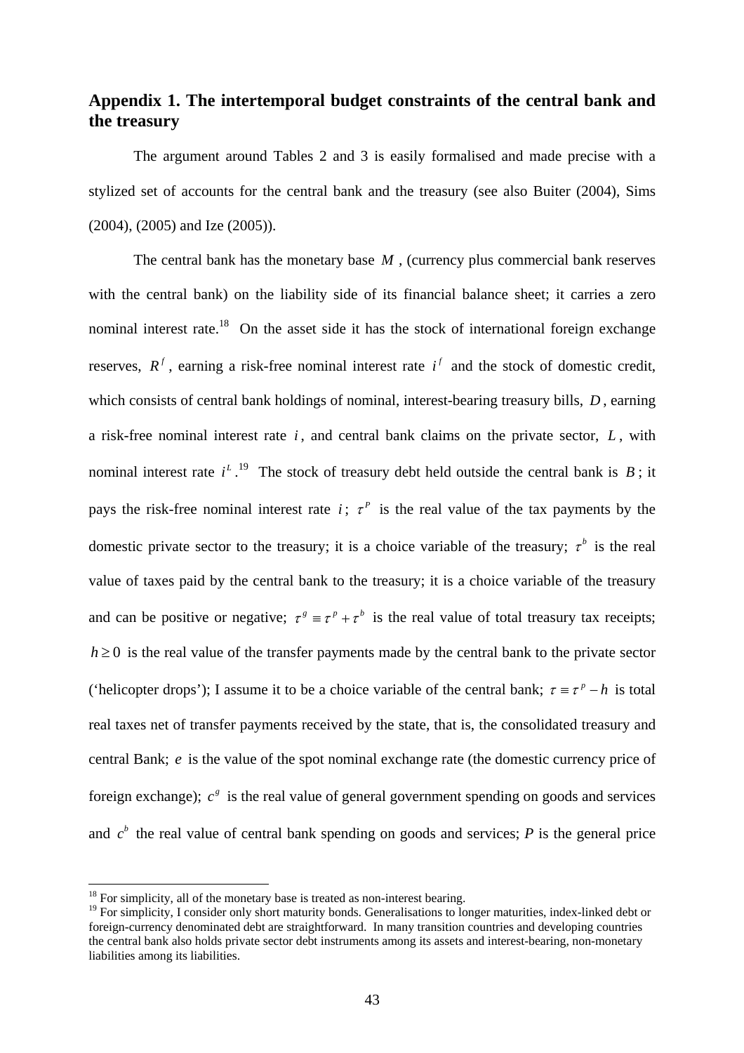## Appendix 1. The intertemporal budget constraints of the central bank and the treasury

The argument around Tables 2 and 3 is easily formalised and made precise with a stylized set of accounts for the central bank and the treasury (see also Buiter (2004), Sims (2004), (2005) and Ize (2005)).

The central bank has the monetary base $M$, (currency plus commercial bank reserves with the central bank) on the liability side of its financial balance sheet; it carries a zero nominal interest rate.[18] On the asset side it has the stock of international foreign exchange reserves, $R^f$, earning a risk-free nominal interest rate $i^f$ and the stock of domestic credit, which consists of central bank holdings of nominal, interest-bearing treasury bills, $D$, earning a risk-free nominal interest rate $i$, and central bank claims on the private sector, $L$, with nominal interest rate $i^L$.[19] The stock of treasury debt held outside the central bank is $B$; it pays the risk-free nominal interest rate $i$; $\tau^p$ is the real value of the tax payments by the domestic private sector to the treasury; it is a choice variable of the treasury; $\tau^b$ is the real value of taxes paid by the central bank to the treasury; it is a choice variable of the treasury and can be positive or negative; $\tau^g \equiv \tau^p + \tau^b$ is the real value of total treasury tax receipts; $h \geq 0$ is the real value of the transfer payments made by the central bank to the private sector ('helicopter drops'); I assume it to be a choice variable of the central bank; $\tau \equiv \tau^p - h$ is total real taxes net of transfer payments received by the state, that is, the consolidated treasury and central Bank; $e$ is the value of the spot nominal exchange rate (the domestic currency price of foreign exchange); $c^g$ is the real value of general government spending on goods and services and $c^b$ the real value of central bank spending on goods and services; $P$ is the general price

[18] For simplicity, all of the monetary base is treated as non-interest bearing.

[19] For simplicity, I consider only short maturity bonds. Generalisations to longer maturities, index-linked debt or foreign-currency denominated debt are straightforward. In many transition countries and developing countries the central bank also holds private sector debt instruments among its assets and interest-bearing, non-monetary liabilities among its liabilities.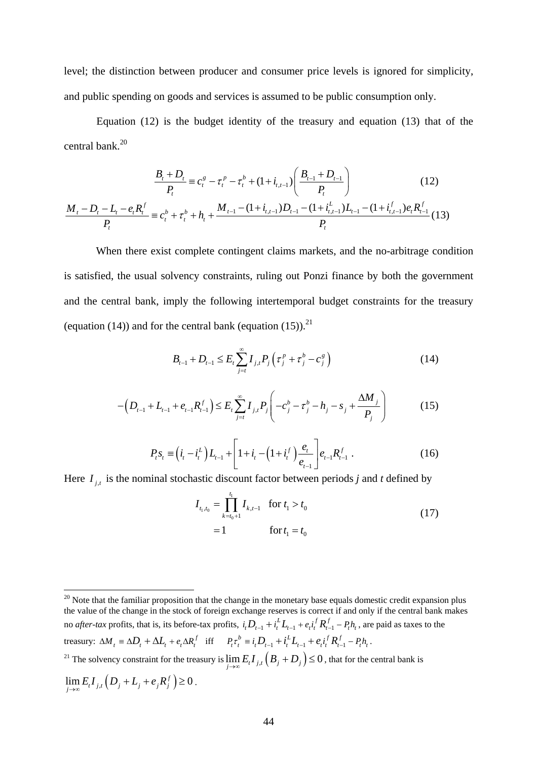level; the distinction between producer and consumer price levels is ignored for simplicity, and public spending on goods and services is assumed to be public consumption only.

Equation (12) is the budget identity of the treasury and equation (13) that of the central bank.[20]

$$\frac{B_t + D_t}{P_t} \equiv c_t^g - \tau_t^p - \tau_t^b + (1+i_{t,t-1})\left(\frac{B_{t-1}+D_{t-1}}{P_t}\right) \tag{12}$$

$$\frac{M_t - D_t - L_t - e_t R_t^f}{P_t} \equiv c_t^b + \tau_t^b + h_t + \frac{M_{t-1} - (1+i_{t,t-1})D_{t-1} - (1+i_{t,t-1}^L)L_{t-1} - (1+i_{t,t-1}^f)e_t R_{t-1}^f}{P_t} \tag{13}$$

When there exist complete contingent claims markets, and the no-arbitrage condition is satisfied, the usual solvency constraints, ruling out Ponzi finance by both the government and the central bank, imply the following intertemporal budget constraints for the treasury (equation (14)) and for the central bank (equation (15)).[21]

$$B_{t-1} + D_{t-1} \le E_t \sum_{j=t}^{\infty} I_{j,t} P_j \left(\tau_j^p + \tau_j^b - c_j^g\right) \tag{14}$$

$$-\left(D_{t-1} + L_{t-1} + e_{t-1}R_{t-1}^f\right) \le E_t \sum_{j=t}^{\infty} I_{j,t} P_j \left(-c_j^b - \tau_j^b - h_j - s_j + \frac{\Delta M_j}{P_j}\right) \tag{15}$$

$$P_t s_t \equiv \left(i_t - i_t^L\right) L_{t-1} + \left[1 + i_t - \left(1 + i_t^f\right)\frac{e_t}{e_{t-1}}\right] e_{t-1} R_{t-1}^f \ . \tag{16}$$

Here $I_{j,t}$ is the nominal stochastic discount factor between periods $j$ and $t$ defined by

$$\begin{aligned} I_{t_1,t_0} &= \prod_{k=t_0+1}^{t_1} I_{k,t-1} \quad \text{for } t_1 > t_0 \\ &= 1 \qquad\qquad\quad\ \text{for } t_1 = t_0 \end{aligned} \tag{17}$$

---

[20] Note that the familiar proposition that the change in the monetary base equals domestic credit expansion plus the value of the change in the stock of foreign exchange reserves is correct if and only if the central bank makes no *after-tax* profits, that is, its before-tax profits, $i_t D_{t-1} + i_t^L L_{t-1} + e_t i_t^f R_{t-1}^f - P_t h_t$, are paid as taxes to the treasury: $\Delta M_t \equiv \Delta D_t + \Delta L_t + e_t \Delta R_t^f$ iff $P_t \tau_t^b \equiv i_t D_{t-1} + i_t^L L_{t-1} + e_t i_t^f R_{t-1}^f - P_t h_t$.

[21] The solvency constraint for the treasury is $\lim_{j\to\infty} E_t I_{j,t}\left(B_j + D_j\right) \le 0$, that for the central bank is $\lim_{j\to\infty} E_t I_{j,t}\left(D_j + L_j + e_j R_j^f\right) \ge 0$.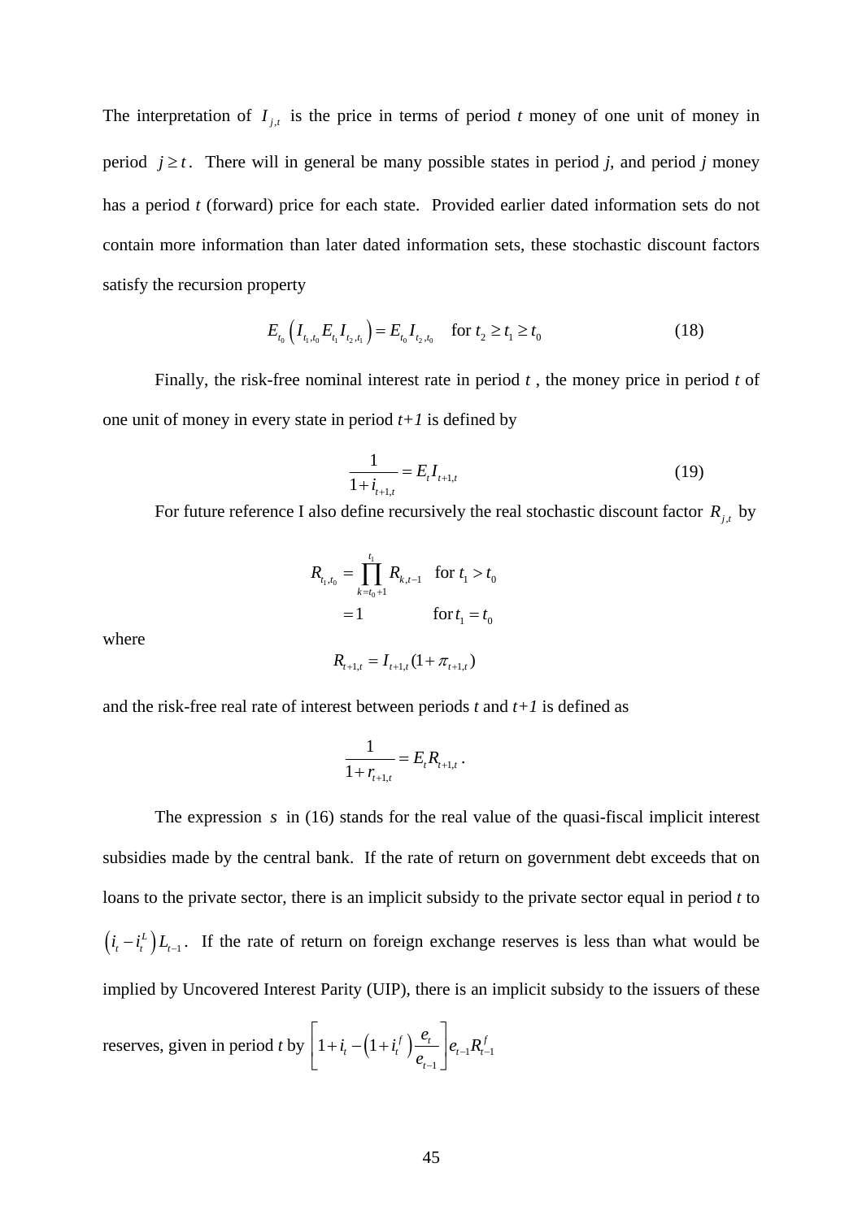The interpretation of $I_{j,t}$ is the price in terms of period *t* money of one unit of money in period $j \geq t$. There will in general be many possible states in period *j*, and period *j* money has a period *t* (forward) price for each state. Provided earlier dated information sets do not contain more information than later dated information sets, these stochastic discount factors satisfy the recursion property

$$E_{t_0}\left(I_{t_1,t_0} E_{t_1} I_{t_2,t_1}\right) = E_{t_0} I_{t_2,t_0} \quad \text{for } t_2 \geq t_1 \geq t_0 \tag{18}$$

Finally, the risk-free nominal interest rate in period *t* , the money price in period *t* of one unit of money in every state in period *t+1* is defined by

$$\frac{1}{1+i_{t+1,t}} = E_t I_{t+1,t} \tag{19}$$

For future reference I also define recursively the real stochastic discount factor $R_{j,t}$ by

$$\begin{aligned} R_{t_1,t_0} &= \prod_{k=t_0+1}^{t_1} R_{k,t-1} \quad \text{for } t_1 > t_0 \\ &= 1 \qquad\qquad\quad \text{for } t_1 = t_0 \end{aligned}$$

where

$$R_{t+1,t} = I_{t+1,t}(1+\pi_{t+1,t})$$

and the risk-free real rate of interest between periods *t* and *t+1* is defined as

$$\frac{1}{1+r_{t+1,t}} = E_t R_{t+1,t}\,.$$

The expression $s$ in (16) stands for the real value of the quasi-fiscal implicit interest subsidies made by the central bank. If the rate of return on government debt exceeds that on loans to the private sector, there is an implicit subsidy to the private sector equal in period *t* to $\left(i_t - i_t^L\right)L_{t-1}$. If the rate of return on foreign exchange reserves is less than what would be implied by Uncovered Interest Parity (UIP), there is an implicit subsidy to the issuers of these reserves, given in period *t* by $\left[1+i_t-\left(1+i_t^f\right)\frac{e_t}{e_{t-1}}\right]e_{t-1}R_{t-1}^f$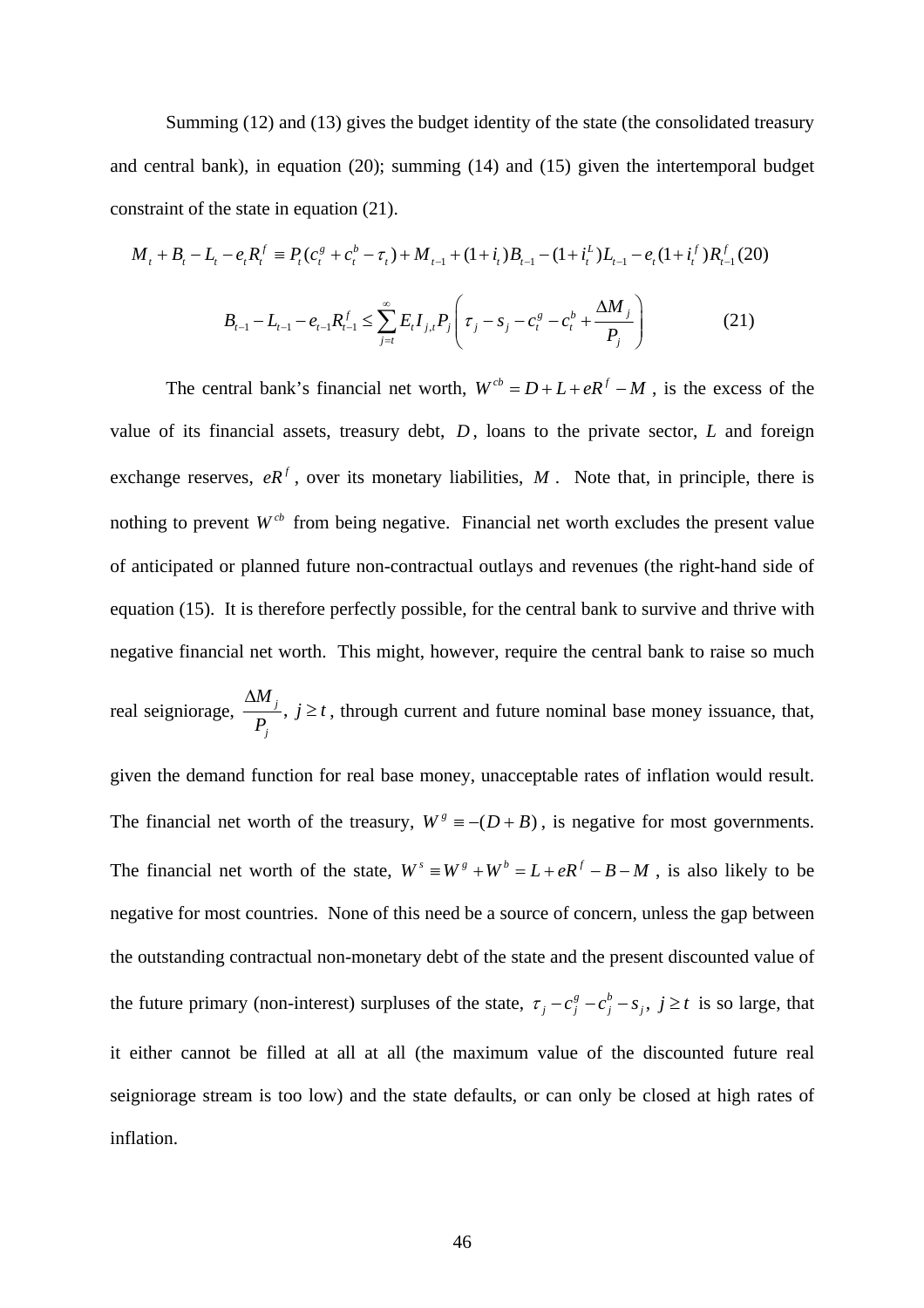Summing (12) and (13) gives the budget identity of the state (the consolidated treasury and central bank), in equation (20); summing (14) and (15) given the intertemporal budget constraint of the state in equation (21).

$$M_t + B_t - L_t - e_t R_t^f \equiv P_t(c_t^g + c_t^b - \tau_t) + M_{t-1} + (1+i_t)B_{t-1} - (1+i_t^L)L_{t-1} - e_t(1+i_t^f)R_{t-1}^f \quad (20)$$

$$B_{t-1} - L_{t-1} - e_{t-1}R_{t-1}^f \leq \sum_{j=t}^{\infty} E_t I_{j,t} P_j \left( \tau_j - s_j - c_t^g - c_t^b + \frac{\Delta M_j}{P_j} \right) \quad (21)$$

The central bank's financial net worth, $W^{cb} = D + L + eR^f - M$, is the excess of the value of its financial assets, treasury debt, $D$, loans to the private sector, $L$ and foreign exchange reserves, $eR^f$, over its monetary liabilities, $M$. Note that, in principle, there is nothing to prevent $W^{cb}$ from being negative. Financial net worth excludes the present value of anticipated or planned future non-contractual outlays and revenues (the right-hand side of equation (15). It is therefore perfectly possible, for the central bank to survive and thrive with negative financial net worth. This might, however, require the central bank to raise so much real seigniorage, $\frac{\Delta M_j}{P_j},\ j \geq t$, through current and future nominal base money issuance, that, given the demand function for real base money, unacceptable rates of inflation would result. The financial net worth of the treasury, $W^g \equiv -(D+B)$, is negative for most governments. The financial net worth of the state, $W^s \equiv W^g + W^b = L + eR^f - B - M$, is also likely to be negative for most countries. None of this need be a source of concern, unless the gap between the outstanding contractual non-monetary debt of the state and the present discounted value of the future primary (non-interest) surpluses of the state, $\tau_j - c_j^g - c_j^b - s_j,\ j \geq t$ is so large, that it either cannot be filled at all at all (the maximum value of the discounted future real seigniorage stream is too low) and the state defaults, or can only be closed at high rates of inflation.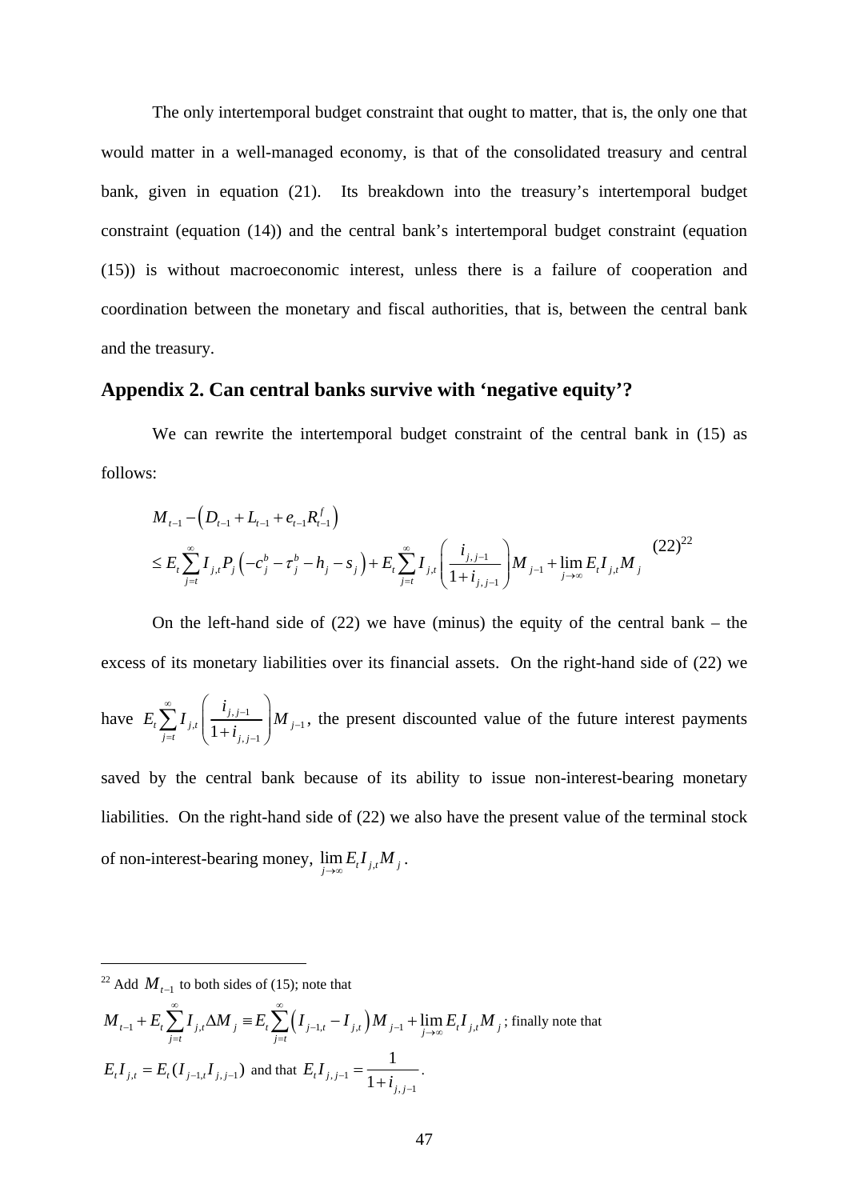The only intertemporal budget constraint that ought to matter, that is, the only one that would matter in a well-managed economy, is that of the consolidated treasury and central bank, given in equation (21). Its breakdown into the treasury's intertemporal budget constraint (equation (14)) and the central bank's intertemporal budget constraint (equation (15)) is without macroeconomic interest, unless there is a failure of cooperation and coordination between the monetary and fiscal authorities, that is, between the central bank and the treasury.

## Appendix 2. Can central banks survive with 'negative equity'?

We can rewrite the intertemporal budget constraint of the central bank in (15) as follows:

$$
\begin{aligned}
&M_{t-1} - \left(D_{t-1} + L_{t-1} + e_{t-1}R_{t-1}^{f}\right) \\
&\leq E_t \sum_{j=t}^{\infty} I_{j,t} P_j \left(-c_j^b - \tau_j^b - h_j - s_j\right) + E_t \sum_{j=t}^{\infty} I_{j,t} \left(\frac{i_{j,j-1}}{1+i_{j,j-1}}\right) M_{j-1} + \lim_{j\to\infty} E_t I_{j,t} M_j
\end{aligned}
\qquad (22)[22]
$$

On the left-hand side of (22) we have (minus) the equity of the central bank – the excess of its monetary liabilities over its financial assets. On the right-hand side of (22) we have $E_t \sum_{j=t}^{\infty} I_{j,t} \left(\frac{i_{j,j-1}}{1+i_{j,j-1}}\right) M_{j-1}$, the present discounted value of the future interest payments saved by the central bank because of its ability to issue non-interest-bearing monetary liabilities. On the right-hand side of (22) we also have the present value of the terminal stock of non-interest-bearing money, $\lim_{j\to\infty} E_t I_{j,t} M_j$.

---

[22] Add $M_{t-1}$ to both sides of (15); note that $M_{t-1} + E_t \sum_{j=t}^{\infty} I_{j,t} \Delta M_j \equiv E_t \sum_{j=t}^{\infty} \left(I_{j-1,t} - I_{j,t}\right) M_{j-1} + \lim_{j\to\infty} E_t I_{j,t} M_j$; finally note that $E_t I_{j,t} = E_t (I_{j-1,t} I_{j,j-1})$ and that $E_t I_{j,j-1} = \frac{1}{1+i_{j,j-1}}$.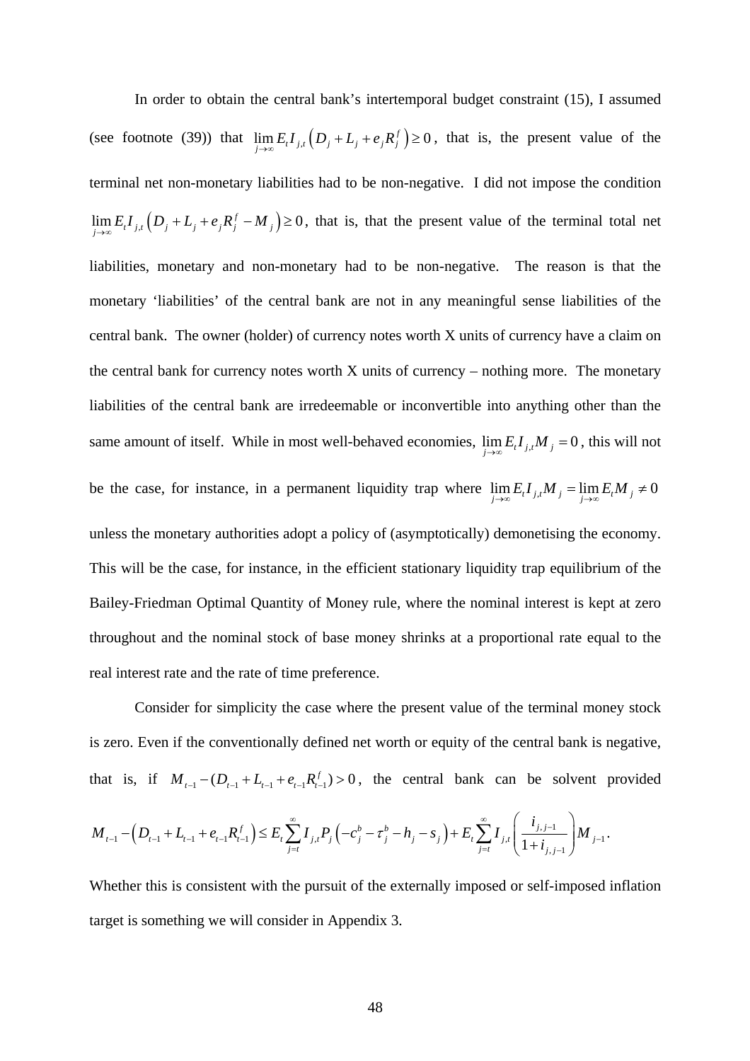In order to obtain the central bank's intertemporal budget constraint (15), I assumed (see footnote (39)) that $\lim_{j\to\infty} E_t I_{j,t}\left(D_j + L_j + e_j R_j^f\right) \geq 0$, that is, the present value of the terminal net non-monetary liabilities had to be non-negative. I did not impose the condition $\lim_{j\to\infty} E_t I_{j,t}\left(D_j + L_j + e_j R_j^f - M_j\right) \geq 0$, that is, that the present value of the terminal total net liabilities, monetary and non-monetary had to be non-negative. The reason is that the monetary 'liabilities' of the central bank are not in any meaningful sense liabilities of the central bank. The owner (holder) of currency notes worth X units of currency have a claim on the central bank for currency notes worth X units of currency – nothing more. The monetary liabilities of the central bank are irredeemable or inconvertible into anything other than the same amount of itself. While in most well-behaved economies, $\lim_{j\to\infty} E_t I_{j,t} M_j = 0$, this will not be the case, for instance, in a permanent liquidity trap where $\lim_{j\to\infty} E_t I_{j,t} M_j = \lim_{j\to\infty} E_t M_j \neq 0$ unless the monetary authorities adopt a policy of (asymptotically) demonetising the economy. This will be the case, for instance, in the efficient stationary liquidity trap equilibrium of the Bailey-Friedman Optimal Quantity of Money rule, where the nominal interest is kept at zero throughout and the nominal stock of base money shrinks at a proportional rate equal to the real interest rate and the rate of time preference.

Consider for simplicity the case where the present value of the terminal money stock is zero. Even if the conventionally defined net worth or equity of the central bank is negative, that is, if $M_{t-1} - (D_{t-1} + L_{t-1} + e_{t-1}R_{t-1}^f) > 0$, the central bank can be solvent provided

$$M_{t-1} - \left(D_{t-1} + L_{t-1} + e_{t-1}R_{t-1}^f\right) \leq E_t \sum_{j=t}^{\infty} I_{j,t} P_j \left(-c_j^b - \tau_j^b - h_j - s_j\right) + E_t \sum_{j=t}^{\infty} I_{j,t}\left(\frac{i_{j,j-1}}{1+i_{j,j-1}}\right) M_{j-1}.$$

Whether this is consistent with the pursuit of the externally imposed or self-imposed inflation target is something we will consider in Appendix 3.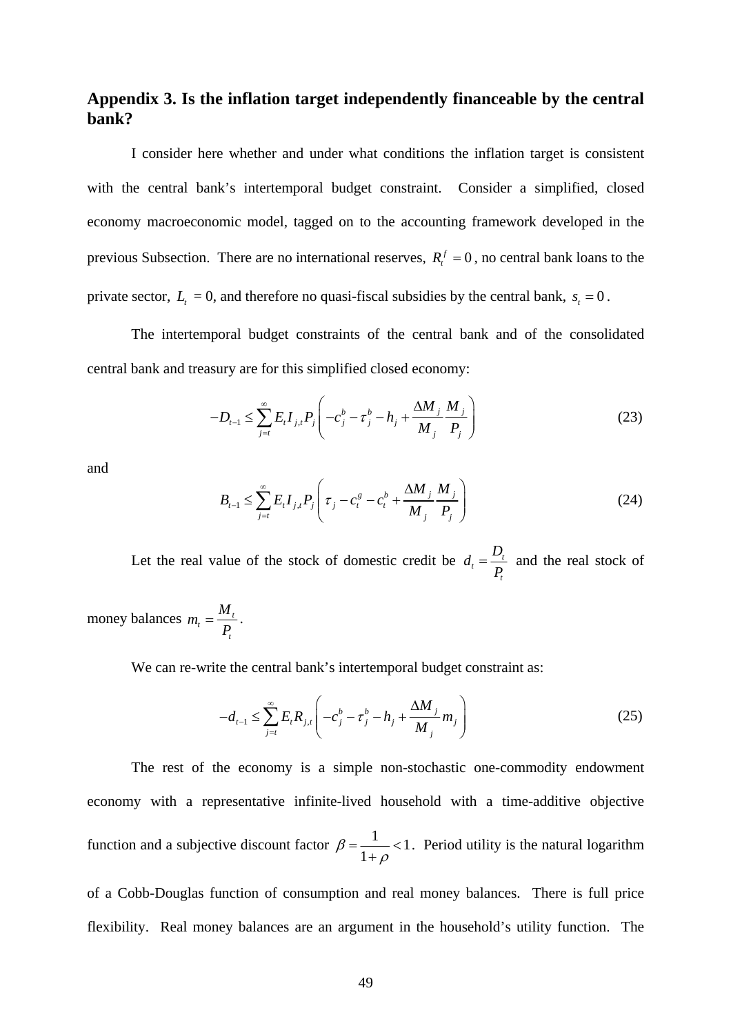## Appendix 3. Is the inflation target independently financeable by the central bank?

I consider here whether and under what conditions the inflation target is consistent with the central bank's intertemporal budget constraint. Consider a simplified, closed economy macroeconomic model, tagged on to the accounting framework developed in the previous Subsection. There are no international reserves, $R_t^f = 0$, no central bank loans to the private sector, $L_t = 0$, and therefore no quasi-fiscal subsidies by the central bank, $s_t = 0$.

The intertemporal budget constraints of the central bank and of the consolidated central bank and treasury are for this simplified closed economy:

$$-D_{t-1} \leq \sum_{j=t}^{\infty} E_t I_{j,t} P_j \left( -c_j^b - \tau_j^b - h_j + \frac{\Delta M_j}{M_j} \frac{M_j}{P_j} \right) \tag{23}$$

and

$$B_{t-1} \leq \sum_{j=t}^{\infty} E_t I_{j,t} P_j \left( \tau_j - c_t^g - c_t^b + \frac{\Delta M_j}{M_j} \frac{M_j}{P_j} \right) \tag{24}$$

Let the real value of the stock of domestic credit be $d_t = \frac{D_t}{P_t}$ and the real stock of money balances $m_t = \frac{M_t}{P_t}$.

We can re-write the central bank's intertemporal budget constraint as:

$$-d_{t-1} \leq \sum_{j=t}^{\infty} E_t R_{j,t} \left( -c_j^b - \tau_j^b - h_j + \frac{\Delta M_j}{M_j} m_j \right) \tag{25}$$

The rest of the economy is a simple non-stochastic one-commodity endowment economy with a representative infinite-lived household with a time-additive objective function and a subjective discount factor $\beta = \frac{1}{1+\rho} < 1$. Period utility is the natural logarithm of a Cobb-Douglas function of consumption and real money balances. There is full price flexibility. Real money balances are an argument in the household's utility function. The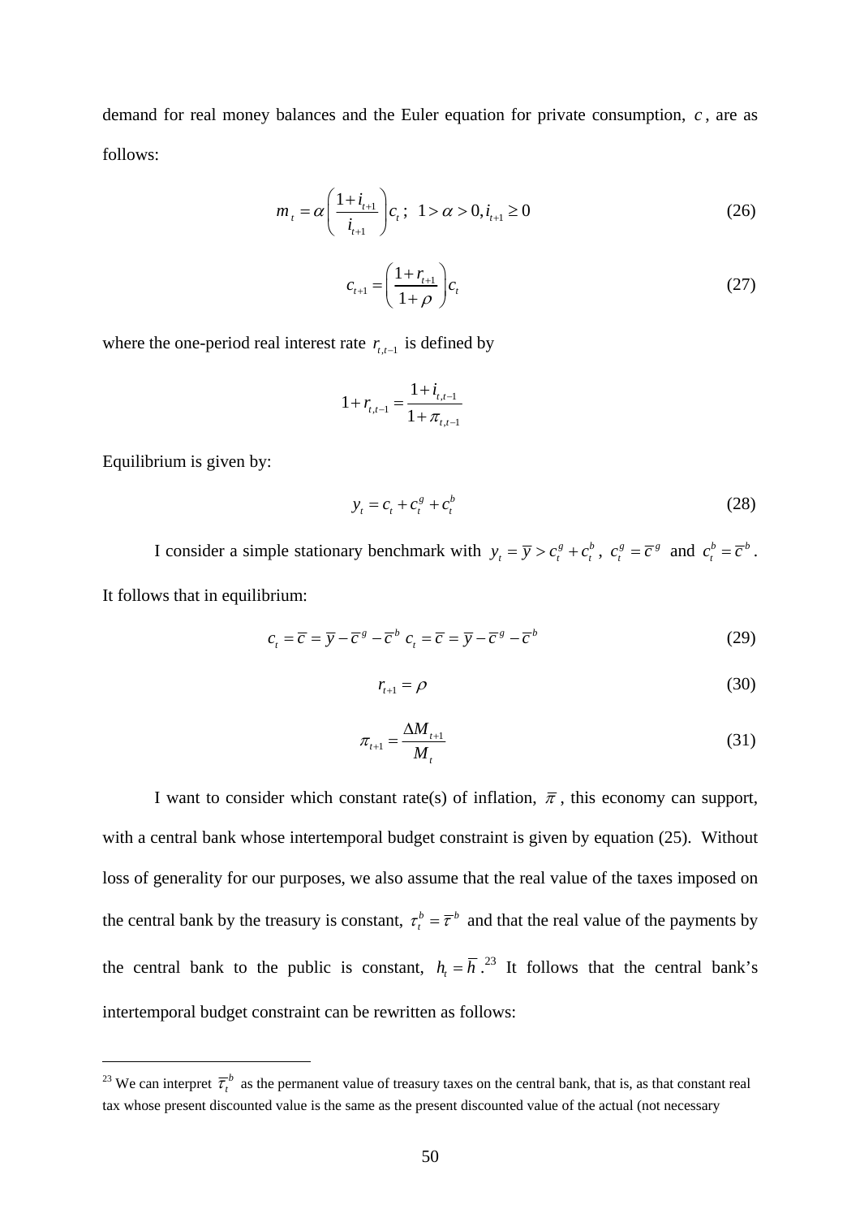demand for real money balances and the Euler equation for private consumption, $c$, are as follows:

$$m_t = \alpha\left(\frac{1+i_{t+1}}{i_{t+1}}\right)c_t;\ \ 1>\alpha>0, i_{t+1}\geq 0 \tag{26}$$

$$c_{t+1} = \left(\frac{1+r_{t+1}}{1+\rho}\right)c_t \tag{27}$$

where the one-period real interest rate $r_{t,t-1}$ is defined by

$$1+r_{t,t-1} = \frac{1+i_{t,t-1}}{1+\pi_{t,t-1}}$$

Equilibrium is given by:

$$y_t = c_t + c_t^g + c_t^b \tag{28}$$

I consider a simple stationary benchmark with $y_t = \bar{y} > c_t^g + c_t^b$, $c_t^g = \bar{c}^g$ and $c_t^b = \bar{c}^b$. It follows that in equilibrium:

$$c_t = \bar{c} = \bar{y} - \bar{c}^g - \bar{c}^b \ c_t = \bar{c} = \bar{y} - \bar{c}^g - \bar{c}^b \tag{29}$$

$$r_{t+1} = \rho \tag{30}$$

$$\pi_{t+1} = \frac{\Delta M_{t+1}}{M_t} \tag{31}$$

I want to consider which constant rate(s) of inflation, $\bar{\pi}$, this economy can support, with a central bank whose intertemporal budget constraint is given by equation (25). Without loss of generality for our purposes, we also assume that the real value of the taxes imposed on the central bank by the treasury is constant, $\tau_t^b = \bar{\tau}^b$ and that the real value of the payments by the central bank to the public is constant, $h_t = \bar{h}$.[23] It follows that the central bank's intertemporal budget constraint can be rewritten as follows:

[23] We can interpret $\bar{\tau}_t^b$ as the permanent value of treasury taxes on the central bank, that is, as that constant real tax whose present discounted value is the same as the present discounted value of the actual (not necessary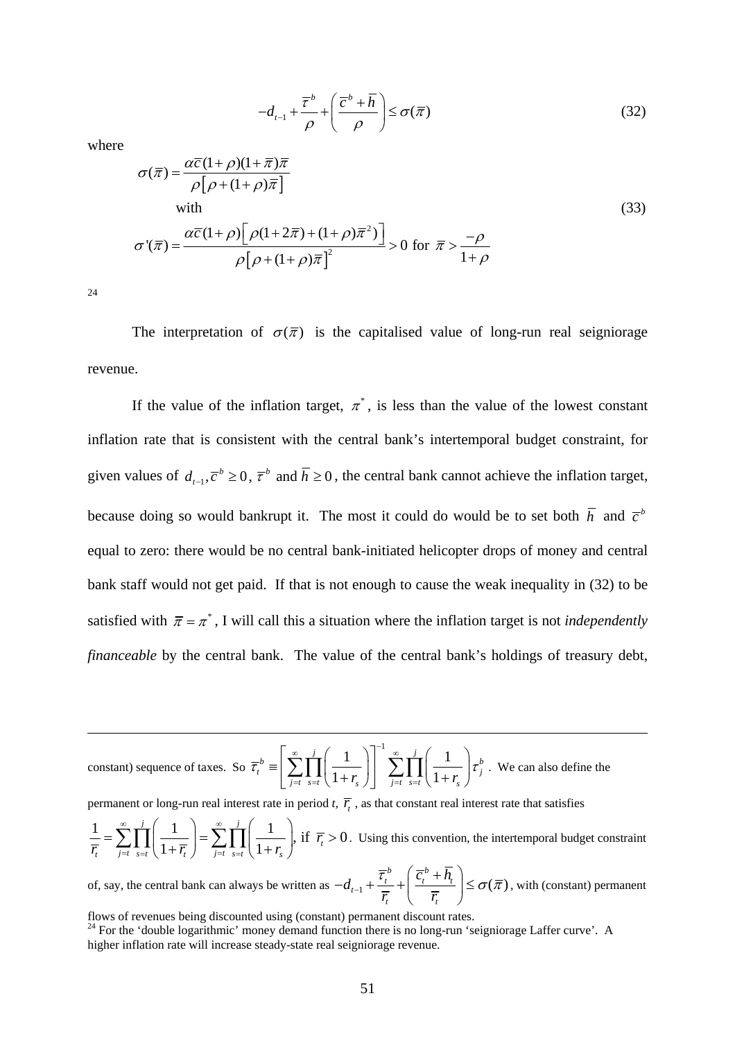$$-d_{t-1}+\frac{\overline{\tau}^b}{\rho}+\left(\frac{\overline{c}^b+\overline{h}}{\rho}\right)\leq\sigma(\overline{\pi}) \tag{32}$$

where

$$\sigma(\overline{\pi})=\frac{\alpha\overline{c}(1+\rho)(1+\overline{\pi})\overline{\pi}}{\rho\left[\rho+(1+\rho)\overline{\pi}\right]}$$

with

$$\sigma'(\overline{\pi})=\frac{\alpha\overline{c}(1+\rho)\left[\rho(1+2\overline{\pi})+(1+\rho)\overline{\pi}^2)\right]}{\rho\left[\rho+(1+\rho)\overline{\pi}\right]^2}>0 \text{ for } \overline{\pi}>\frac{-\rho}{1+\rho} \tag{33}$$

[24]

The interpretation of $\sigma(\overline{\pi})$ is the capitalised value of long-run real seigniorage revenue.

If the value of the inflation target, $\pi^*$, is less than the value of the lowest constant inflation rate that is consistent with the central bank's intertemporal budget constraint, for given values of $d_{t-1},\overline{c}^b\geq 0$, $\overline{\tau}^b$ and $\overline{h}\geq 0$, the central bank cannot achieve the inflation target, because doing so would bankrupt it. The most it could do would be to set both $\overline{h}$ and $\overline{c}^b$ equal to zero: there would be no central bank-initiated helicopter drops of money and central bank staff would not get paid. If that is not enough to cause the weak inequality in (32) to be satisfied with $\overline{\pi}=\pi^*$, I will call this a situation where the inflation target is not *independently financeable* by the central bank. The value of the central bank's holdings of treasury debt,

---

constant) sequence of taxes. So $\overline{\tau}_t^b\equiv\left[\sum_{j=t}^{\infty}\prod_{s=t}^{j}\left(\frac{1}{1+r_s}\right)\right]^{-1}\sum_{j=t}^{\infty}\prod_{s=t}^{j}\left(\frac{1}{1+r_s}\right)\tau_j^b$. We can also define the permanent or long-run real interest rate in period $t$, $\overline{r}_t$, as that constant real interest rate that satisfies $\frac{1}{\overline{r}_t}=\sum_{j=t}^{\infty}\prod_{s=t}^{j}\left(\frac{1}{1+\overline{r}_t}\right)=\sum_{j=t}^{\infty}\prod_{s=t}^{j}\left(\frac{1}{1+r_s}\right)$, if $\overline{r}_t>0$. Using this convention, the intertemporal budget constraint of, say, the central bank can always be written as $-d_{t-1}+\frac{\overline{\tau}_t^b}{\overline{r}_t}+\left(\frac{\overline{c}_t^b+\overline{h}_t}{\overline{r}_t}\right)\leq\sigma(\overline{\pi})$, with (constant) permanent flows of revenues being discounted using (constant) permanent discount rates.

[24] For the 'double logarithmic' money demand function there is no long-run 'seigniorage Laffer curve'. A higher inflation rate will increase steady-state real seigniorage revenue.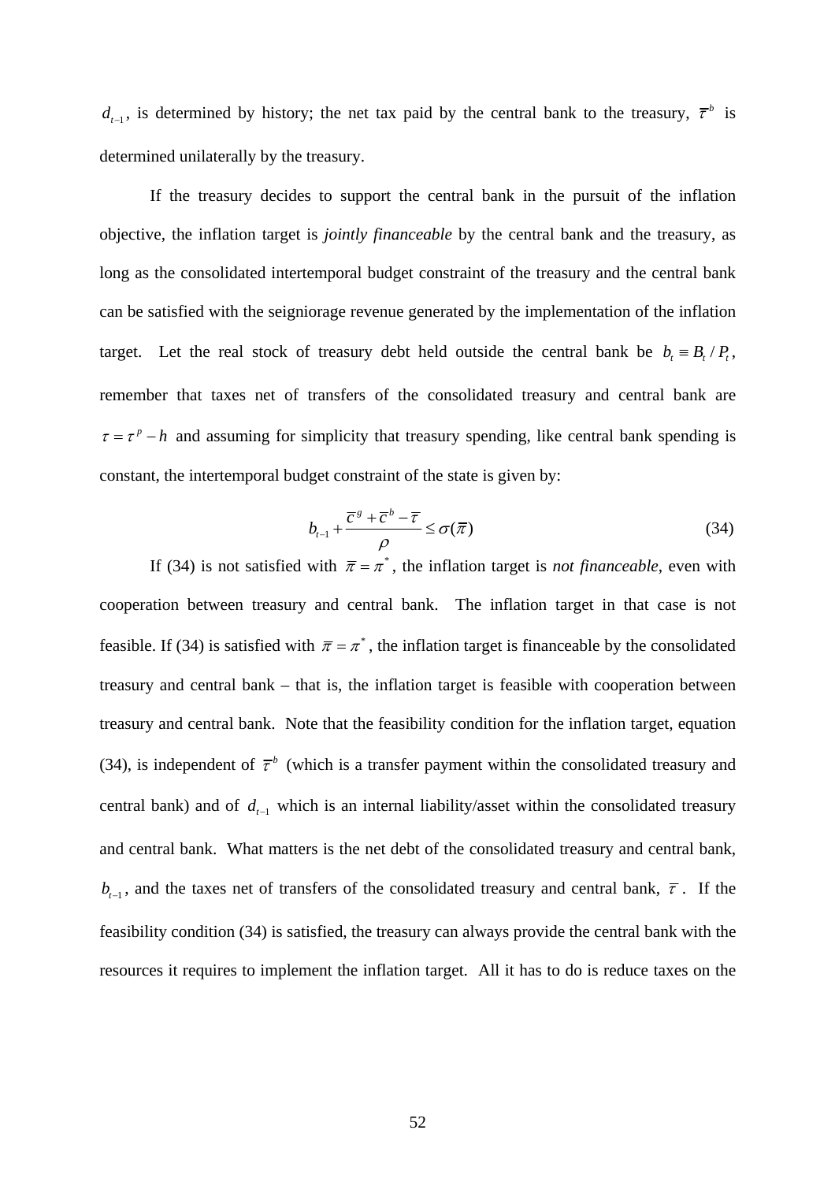$d_{t-1}$, is determined by history; the net tax paid by the central bank to the treasury, $\overline{\tau}^b$ is determined unilaterally by the treasury.

If the treasury decides to support the central bank in the pursuit of the inflation objective, the inflation target is *jointly financeable* by the central bank and the treasury, as long as the consolidated intertemporal budget constraint of the treasury and the central bank can be satisfied with the seigniorage revenue generated by the implementation of the inflation target. Let the real stock of treasury debt held outside the central bank be $b_t \equiv B_t / P_t$, remember that taxes net of transfers of the consolidated treasury and central bank are $\tau = \tau^p - h$ and assuming for simplicity that treasury spending, like central bank spending is constant, the intertemporal budget constraint of the state is given by:

$$b_{t-1} + \frac{\overline{c}^g + \overline{c}^b - \overline{\tau}}{\rho} \leq \sigma(\overline{\pi}) \tag{34}$$

If (34) is not satisfied with $\overline{\pi} = \pi^*$, the inflation target is *not financeable*, even with cooperation between treasury and central bank. The inflation target in that case is not feasible. If (34) is satisfied with $\overline{\pi} = \pi^*$, the inflation target is financeable by the consolidated treasury and central bank – that is, the inflation target is feasible with cooperation between treasury and central bank. Note that the feasibility condition for the inflation target, equation (34), is independent of $\overline{\tau}^b$ (which is a transfer payment within the consolidated treasury and central bank) and of $d_{t-1}$ which is an internal liability/asset within the consolidated treasury and central bank. What matters is the net debt of the consolidated treasury and central bank, $b_{t-1}$, and the taxes net of transfers of the consolidated treasury and central bank, $\overline{\tau}$. If the feasibility condition (34) is satisfied, the treasury can always provide the central bank with the resources it requires to implement the inflation target. All it has to do is reduce taxes on the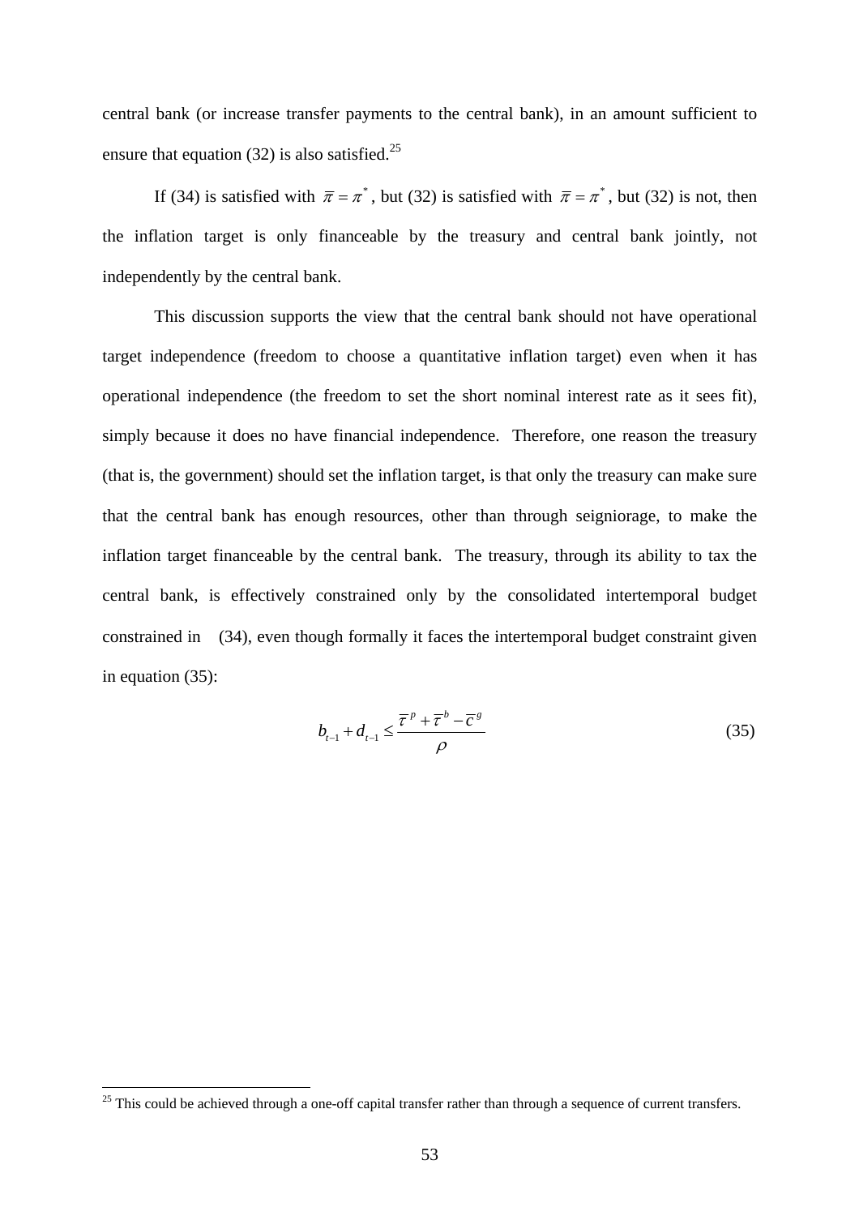central bank (or increase transfer payments to the central bank), in an amount sufficient to ensure that equation (32) is also satisfied.[25]

If (34) is satisfied with $\bar{\pi} = \pi^*$, but (32) is satisfied with $\bar{\pi} = \pi^*$, but (32) is not, then the inflation target is only financeable by the treasury and central bank jointly, not independently by the central bank.

This discussion supports the view that the central bank should not have operational target independence (freedom to choose a quantitative inflation target) even when it has operational independence (the freedom to set the short nominal interest rate as it sees fit), simply because it does no have financial independence. Therefore, one reason the treasury (that is, the government) should set the inflation target, is that only the treasury can make sure that the central bank has enough resources, other than through seigniorage, to make the inflation target financeable by the central bank. The treasury, through its ability to tax the central bank, is effectively constrained only by the consolidated intertemporal budget constrained in (34), even though formally it faces the intertemporal budget constraint given in equation (35):

$$b_{t-1} + d_{t-1} \leq \frac{\bar{\tau}^p + \bar{\tau}^b - \bar{c}^g}{\rho} \tag{35}$$

[25] This could be achieved through a one-off capital transfer rather than through a sequence of current transfers.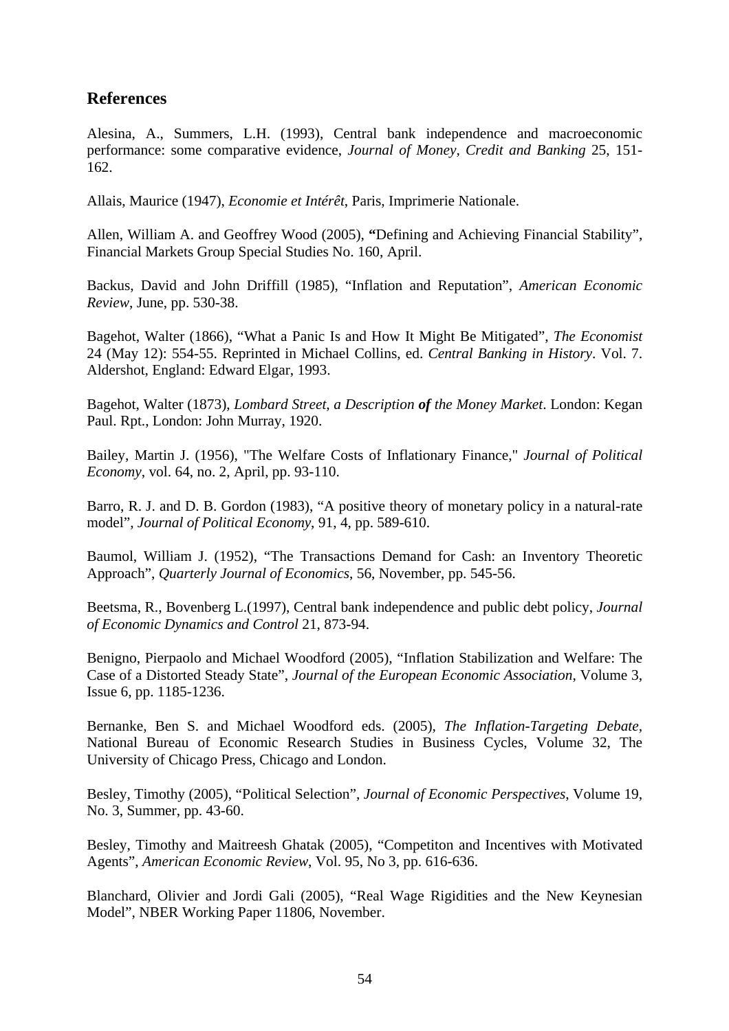## References

Alesina, A., Summers, L.H. (1993), Central bank independence and macroeconomic performance: some comparative evidence, *Journal of Money, Credit and Banking* 25, 151-162.

Allais, Maurice (1947), *Economie et Intérêt*, Paris, Imprimerie Nationale.

Allen, William A. and Geoffrey Wood (2005), **"**Defining and Achieving Financial Stability", Financial Markets Group Special Studies No. 160, April.

Backus, David and John Driffill (1985), "Inflation and Reputation", *American Economic Review*, June, pp. 530-38.

Bagehot, Walter (1866), "What a Panic Is and How It Might Be Mitigated", *The Economist* 24 (May 12): 554-55. Reprinted in Michael Collins, ed. *Central Banking in History*. Vol. 7. Aldershot, England: Edward Elgar, 1993.

Bagehot, Walter (1873), *Lombard Street, a Description **of** the Money Market*. London: Kegan Paul. Rpt., London: John Murray, 1920.

Bailey, Martin J. (1956), "The Welfare Costs of Inflationary Finance," *Journal of Political Economy*, vol. 64, no. 2, April, pp. 93-110.

Barro, R. J. and D. B. Gordon (1983), "A positive theory of monetary policy in a natural-rate model", *Journal of Political Economy*, 91, 4, pp. 589-610.

Baumol, William J. (1952), "The Transactions Demand for Cash: an Inventory Theoretic Approach", *Quarterly Journal of Economics*, 56, November, pp. 545-56.

Beetsma, R., Bovenberg L.(1997), Central bank independence and public debt policy, *Journal of Economic Dynamics and Control* 21, 873-94.

Benigno, Pierpaolo and Michael Woodford (2005), "Inflation Stabilization and Welfare: The Case of a Distorted Steady State", *Journal of the European Economic Association*, Volume 3, Issue 6, pp. 1185-1236.

Bernanke, Ben S. and Michael Woodford eds. (2005), *The Inflation-Targeting Debate*, National Bureau of Economic Research Studies in Business Cycles, Volume 32, The University of Chicago Press, Chicago and London.

Besley, Timothy (2005), "Political Selection", *Journal of Economic Perspectives*, Volume 19, No. 3, Summer, pp. 43-60.

Besley, Timothy and Maitreesh Ghatak (2005), "Competiton and Incentives with Motivated Agents", *American Economic Review*, Vol. 95, No 3, pp. 616-636.

Blanchard, Olivier and Jordi Gali (2005), "Real Wage Rigidities and the New Keynesian Model", NBER Working Paper 11806, November.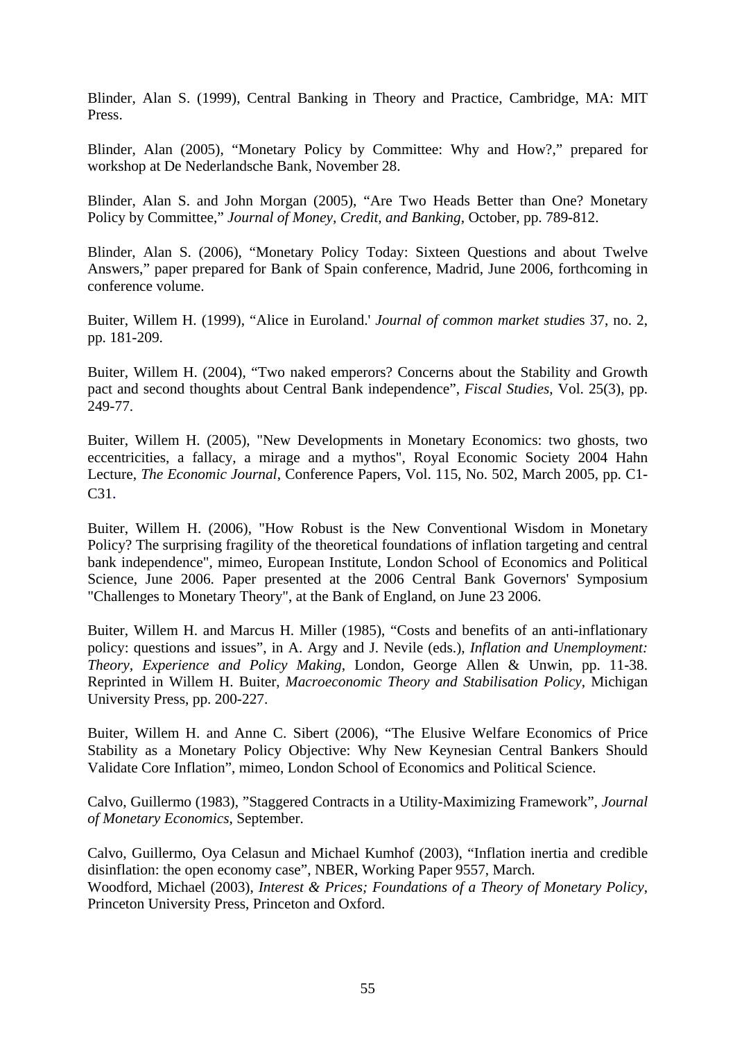Blinder, Alan S. (1999), Central Banking in Theory and Practice, Cambridge, MA: MIT Press.

Blinder, Alan (2005), "Monetary Policy by Committee: Why and How?," prepared for workshop at De Nederlandsche Bank, November 28.

Blinder, Alan S. and John Morgan (2005), "Are Two Heads Better than One? Monetary Policy by Committee," *Journal of Money, Credit, and Banking*, October, pp. 789-812.

Blinder, Alan S. (2006), "Monetary Policy Today: Sixteen Questions and about Twelve Answers," paper prepared for Bank of Spain conference, Madrid, June 2006, forthcoming in conference volume.

Buiter, Willem H. (1999), "Alice in Euroland.' *Journal of common market studies* 37, no. 2, pp. 181-209.

Buiter, Willem H. (2004), "Two naked emperors? Concerns about the Stability and Growth pact and second thoughts about Central Bank independence", *Fiscal Studies*, Vol. 25(3), pp. 249-77.

Buiter, Willem H. (2005), "New Developments in Monetary Economics: two ghosts, two eccentricities, a fallacy, a mirage and a mythos", Royal Economic Society 2004 Hahn Lecture, *The Economic Journal*, Conference Papers, Vol. 115, No. 502, March 2005, pp. C1-C31.

Buiter, Willem H. (2006), "How Robust is the New Conventional Wisdom in Monetary Policy? The surprising fragility of the theoretical foundations of inflation targeting and central bank independence", mimeo, European Institute, London School of Economics and Political Science, June 2006. Paper presented at the 2006 Central Bank Governors' Symposium "Challenges to Monetary Theory", at the Bank of England, on June 23 2006.

Buiter, Willem H. and Marcus H. Miller (1985), "Costs and benefits of an anti-inflationary policy: questions and issues", in A. Argy and J. Nevile (eds.), *Inflation and Unemployment: Theory, Experience and Policy Making*, London, George Allen & Unwin, pp. 11-38. Reprinted in Willem H. Buiter, *Macroeconomic Theory and Stabilisation Policy*, Michigan University Press, pp. 200-227.

Buiter, Willem H. and Anne C. Sibert (2006), "The Elusive Welfare Economics of Price Stability as a Monetary Policy Objective: Why New Keynesian Central Bankers Should Validate Core Inflation", mimeo, London School of Economics and Political Science.

Calvo, Guillermo (1983), "Staggered Contracts in a Utility-Maximizing Framework", *Journal of Monetary Economics*, September.

Calvo, Guillermo, Oya Celasun and Michael Kumhof (2003), "Inflation inertia and credible disinflation: the open economy case", NBER, Working Paper 9557, March.

Woodford, Michael (2003), *Interest & Prices; Foundations of a Theory of Monetary Policy*, Princeton University Press, Princeton and Oxford.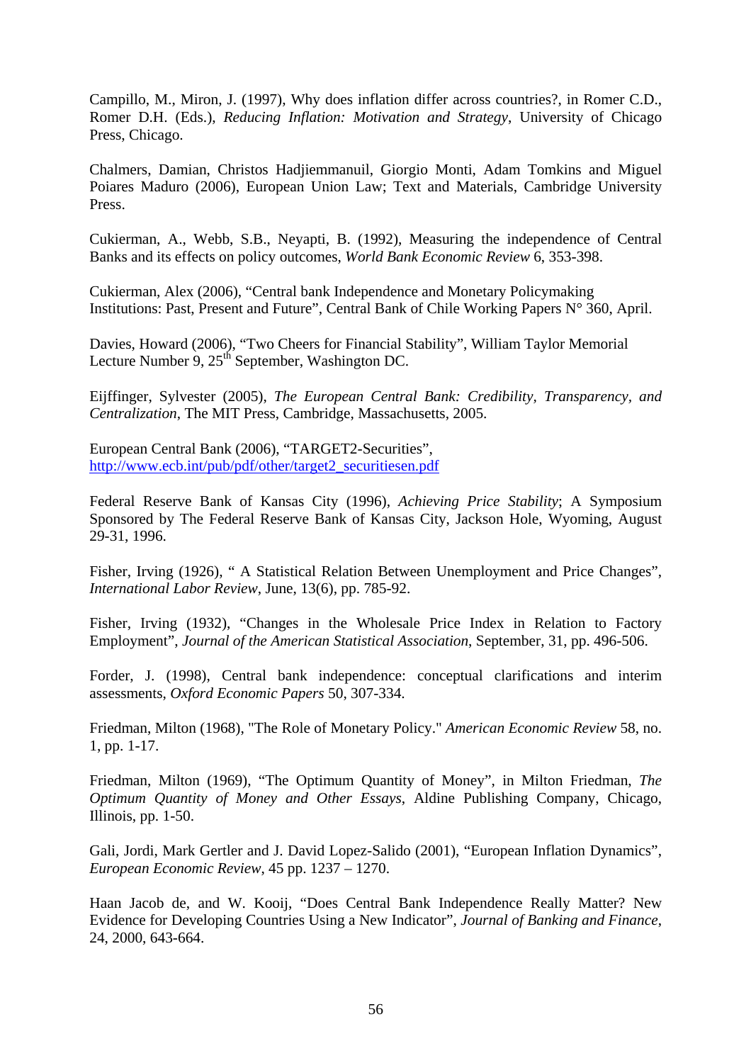Campillo, M., Miron, J. (1997), Why does inflation differ across countries?, in Romer C.D., Romer D.H. (Eds.), *Reducing Inflation: Motivation and Strategy*, University of Chicago Press, Chicago.

Chalmers, Damian, Christos Hadjiemmanuil, Giorgio Monti, Adam Tomkins and Miguel Poiares Maduro (2006), European Union Law; Text and Materials, Cambridge University Press.

Cukierman, A., Webb, S.B., Neyapti, B. (1992), Measuring the independence of Central Banks and its effects on policy outcomes, *World Bank Economic Review* 6, 353-398.

Cukierman, Alex (2006), "Central bank Independence and Monetary Policymaking Institutions: Past, Present and Future", Central Bank of Chile Working Papers N° 360, April.

Davies, Howard (2006), "Two Cheers for Financial Stability", William Taylor Memorial Lecture Number 9, 25th September, Washington DC.

Eijffinger, Sylvester (2005), *The European Central Bank: Credibility, Transparency, and Centralization*, The MIT Press, Cambridge, Massachusetts, 2005.

European Central Bank (2006), "TARGET2-Securities", http://www.ecb.int/pub/pdf/other/target2_securitiesen.pdf

Federal Reserve Bank of Kansas City (1996), *Achieving Price Stability*; A Symposium Sponsored by The Federal Reserve Bank of Kansas City, Jackson Hole, Wyoming, August 29-31, 1996.

Fisher, Irving (1926), " A Statistical Relation Between Unemployment and Price Changes", *International Labor Review*, June, 13(6), pp. 785-92.

Fisher, Irving (1932), "Changes in the Wholesale Price Index in Relation to Factory Employment", *Journal of the American Statistical Association*, September, 31, pp. 496-506.

Forder, J. (1998), Central bank independence: conceptual clarifications and interim assessments, *Oxford Economic Papers* 50, 307-334.

Friedman, Milton (1968), "The Role of Monetary Policy." *American Economic Review* 58, no. 1, pp. 1-17.

Friedman, Milton (1969), "The Optimum Quantity of Money", in Milton Friedman, *The Optimum Quantity of Money and Other Essays*, Aldine Publishing Company, Chicago, Illinois, pp. 1-50.

Gali, Jordi, Mark Gertler and J. David Lopez-Salido (2001), "European Inflation Dynamics", *European Economic Review*, 45 pp. 1237 – 1270.

Haan Jacob de, and W. Kooij, "Does Central Bank Independence Really Matter? New Evidence for Developing Countries Using a New Indicator", *Journal of Banking and Finance*, 24, 2000, 643-664.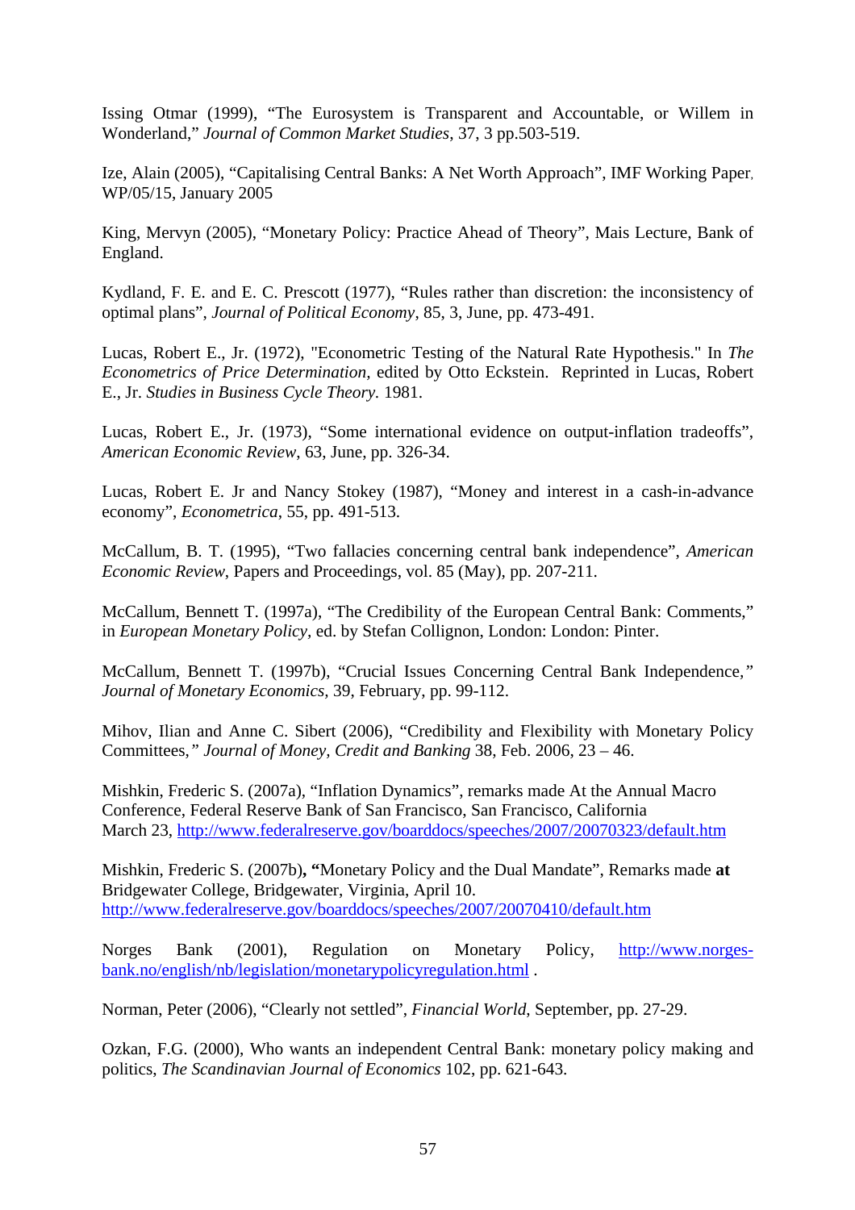Issing Otmar (1999), "The Eurosystem is Transparent and Accountable, or Willem in Wonderland," *Journal of Common Market Studies*, 37, 3 pp.503-519.

Ize, Alain (2005), "Capitalising Central Banks: A Net Worth Approach", IMF Working Paper, WP/05/15, January 2005

King, Mervyn (2005), "Monetary Policy: Practice Ahead of Theory", Mais Lecture, Bank of England.

Kydland, F. E. and E. C. Prescott (1977), "Rules rather than discretion: the inconsistency of optimal plans", *Journal of Political Economy*, 85, 3, June, pp. 473-491.

Lucas, Robert E., Jr. (1972), "Econometric Testing of the Natural Rate Hypothesis." In *The Econometrics of Price Determination*, edited by Otto Eckstein. Reprinted in Lucas, Robert E., Jr. *Studies in Business Cycle Theory.* 1981.

Lucas, Robert E., Jr. (1973), "Some international evidence on output-inflation tradeoffs", *American Economic Review*, 63, June, pp. 326-34.

Lucas, Robert E. Jr and Nancy Stokey (1987), "Money and interest in a cash-in-advance economy", *Econometrica*, 55, pp. 491-513.

McCallum, B. T. (1995), "Two fallacies concerning central bank independence", *American Economic Review*, Papers and Proceedings, vol. 85 (May), pp. 207-211.

McCallum, Bennett T. (1997a), "The Credibility of the European Central Bank: Comments," in *European Monetary Policy*, ed. by Stefan Collignon, London: London: Pinter.

McCallum, Bennett T. (1997b), "Crucial Issues Concerning Central Bank Independence," *Journal of Monetary Economics*, 39, February, pp. 99-112.

Mihov, Ilian and Anne C. Sibert (2006), "Credibility and Flexibility with Monetary Policy Committees," *Journal of Money, Credit and Banking* 38, Feb. 2006, 23 – 46.

Mishkin, Frederic S. (2007a), "Inflation Dynamics", remarks made At the Annual Macro Conference, Federal Reserve Bank of San Francisco, San Francisco, California March 23, http://www.federalreserve.gov/boarddocs/speeches/2007/20070323/default.htm

Mishkin, Frederic S. (2007b)**,** **"**Monetary Policy and the Dual Mandate", Remarks made **at** Bridgewater College, Bridgewater, Virginia, April 10. http://www.federalreserve.gov/boarddocs/speeches/2007/20070410/default.htm

Norges Bank (2001), Regulation on Monetary Policy, http://www.norges-bank.no/english/nb/legislation/monetarypolicyregulation.html .

Norman, Peter (2006), "Clearly not settled", *Financial World*, September, pp. 27-29.

Ozkan, F.G. (2000), Who wants an independent Central Bank: monetary policy making and politics, *The Scandinavian Journal of Economics* 102, pp. 621-643.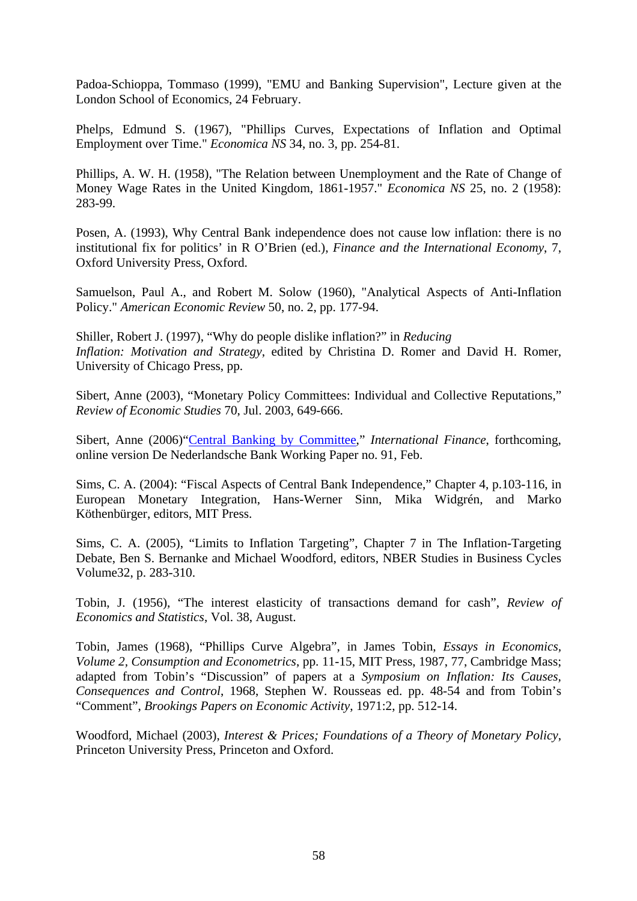Padoa-Schioppa, Tommaso (1999), "EMU and Banking Supervision", Lecture given at the London School of Economics, 24 February.

Phelps, Edmund S. (1967), "Phillips Curves, Expectations of Inflation and Optimal Employment over Time." *Economica NS* 34, no. 3, pp. 254-81.

Phillips, A. W. H. (1958), "The Relation between Unemployment and the Rate of Change of Money Wage Rates in the United Kingdom, 1861-1957." *Economica NS* 25, no. 2 (1958): 283-99.

Posen, A. (1993), Why Central Bank independence does not cause low inflation: there is no institutional fix for politics' in R O'Brien (ed.), *Finance and the International Economy*, 7, Oxford University Press, Oxford.

Samuelson, Paul A., and Robert M. Solow (1960), "Analytical Aspects of Anti-Inflation Policy." *American Economic Review* 50, no. 2, pp. 177-94.

Shiller, Robert J. (1997), "Why do people dislike inflation?" in *Reducing Inflation: Motivation and Strategy*, edited by Christina D. Romer and David H. Romer, University of Chicago Press, pp.

Sibert, Anne (2003), "Monetary Policy Committees: Individual and Collective Reputations," *Review of Economic Studies* 70, Jul. 2003, 649-666.

Sibert, Anne (2006)"Central Banking by Committee," *International Finance*, forthcoming, online version De Nederlandsche Bank Working Paper no. 91, Feb.

Sims, C. A. (2004): "Fiscal Aspects of Central Bank Independence," Chapter 4, p.103-116, in European Monetary Integration, Hans-Werner Sinn, Mika Widgrén, and Marko Köthenbürger, editors, MIT Press.

Sims, C. A. (2005), "Limits to Inflation Targeting", Chapter 7 in The Inflation-Targeting Debate, Ben S. Bernanke and Michael Woodford, editors, NBER Studies in Business Cycles Volume32, p. 283-310.

Tobin, J. (1956), "The interest elasticity of transactions demand for cash", *Review of Economics and Statistics*, Vol. 38, August.

Tobin, James (1968), "Phillips Curve Algebra", in James Tobin, *Essays in Economics, Volume 2, Consumption and Econometrics*, pp. 11-15, MIT Press, 1987, 77, Cambridge Mass; adapted from Tobin's "Discussion" of papers at a *Symposium on Inflation: Its Causes, Consequences and Control*, 1968, Stephen W. Rousseas ed. pp. 48-54 and from Tobin's "Comment", *Brookings Papers on Economic Activity*, 1971:2, pp. 512-14.

Woodford, Michael (2003), *Interest & Prices; Foundations of a Theory of Monetary Policy*, Princeton University Press, Princeton and Oxford.